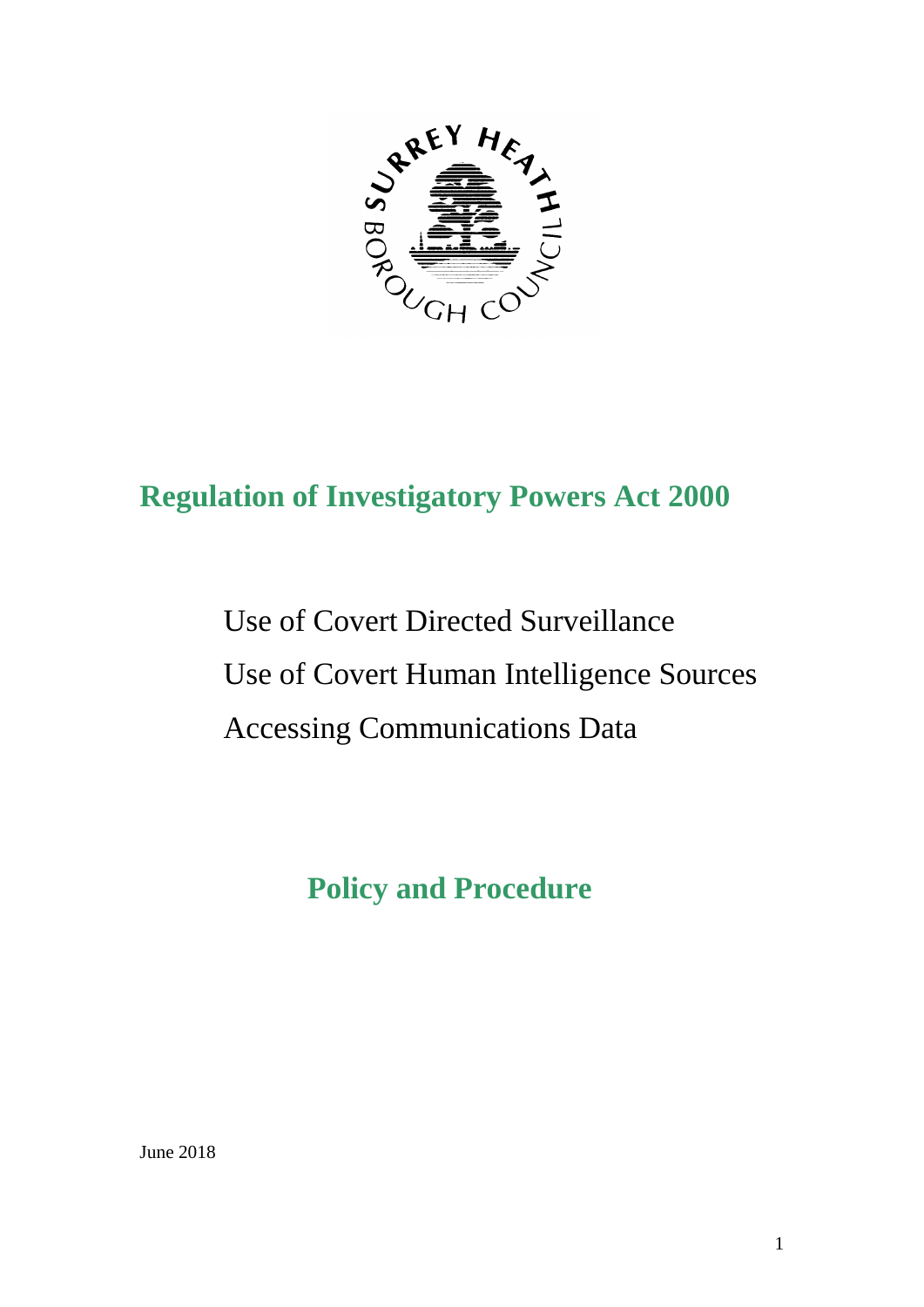# Regulation of Investigatory Powers Act 2000

Use of Covert Directed Surveillance

Use of Covert Human Intelligence Sources

Accessing Communications Data

## Policy and Procedure

June 2018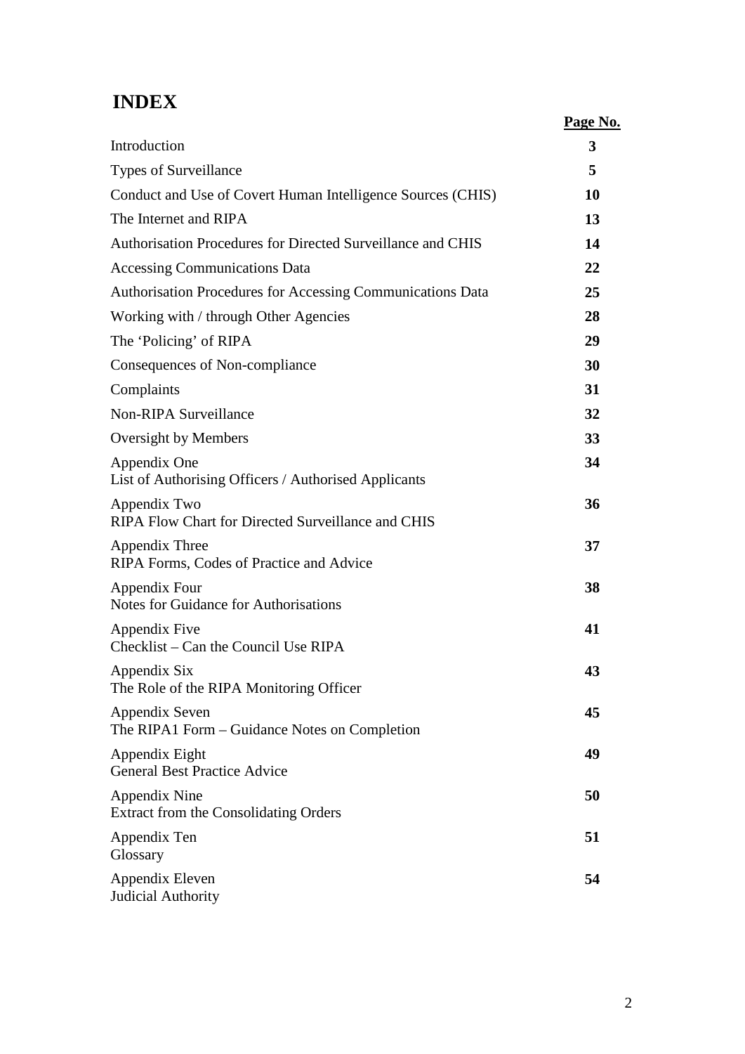# INDEX

| | **Page No.** |
|---|---|
| Introduction | **3** |
| Types of Surveillance | **5** |
| Conduct and Use of Covert Human Intelligence Sources (CHIS) | **10** |
| The Internet and RIPA | **13** |
| Authorisation Procedures for Directed Surveillance and CHIS | **14** |
| Accessing Communications Data | **22** |
| Authorisation Procedures for Accessing Communications Data | **25** |
| Working with / through Other Agencies | **28** |
| The 'Policing' of RIPA | **29** |
| Consequences of Non-compliance | **30** |
| Complaints | **31** |
| Non-RIPA Surveillance | **32** |
| Oversight by Members | **33** |
| Appendix One<br>List of Authorising Officers / Authorised Applicants | **34** |
| Appendix Two<br>RIPA Flow Chart for Directed Surveillance and CHIS | **36** |
| Appendix Three<br>RIPA Forms, Codes of Practice and Advice | **37** |
| Appendix Four<br>Notes for Guidance for Authorisations | **38** |
| Appendix Five<br>Checklist – Can the Council Use RIPA | **41** |
| Appendix Six<br>The Role of the RIPA Monitoring Officer | **43** |
| Appendix Seven<br>The RIPA1 Form – Guidance Notes on Completion | **45** |
| Appendix Eight<br>General Best Practice Advice | **49** |
| Appendix Nine<br>Extract from the Consolidating Orders | **50** |
| Appendix Ten<br>Glossary | **51** |
| Appendix Eleven<br>Judicial Authority | **54** |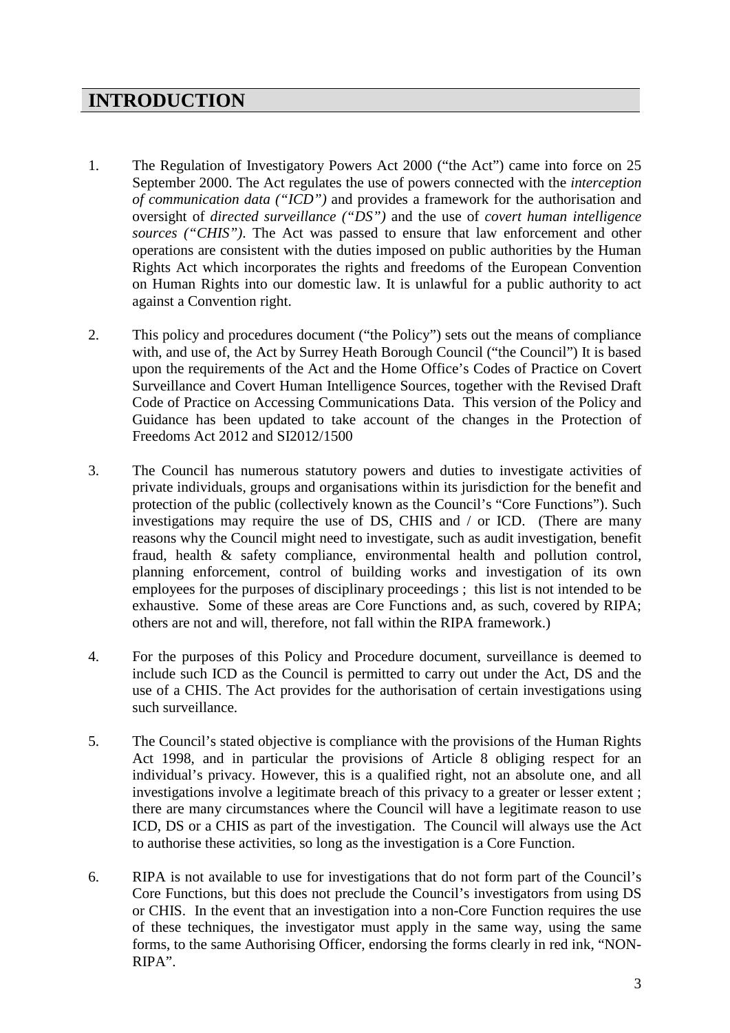# INTRODUCTION

1. The Regulation of Investigatory Powers Act 2000 ("the Act") came into force on 25 September 2000. The Act regulates the use of powers connected with the *interception of communication data ("ICD")* and provides a framework for the authorisation and oversight of *directed surveillance ("DS")* and the use of *covert human intelligence sources ("CHIS")*. The Act was passed to ensure that law enforcement and other operations are consistent with the duties imposed on public authorities by the Human Rights Act which incorporates the rights and freedoms of the European Convention on Human Rights into our domestic law. It is unlawful for a public authority to act against a Convention right.

2. This policy and procedures document ("the Policy") sets out the means of compliance with, and use of, the Act by Surrey Heath Borough Council ("the Council") It is based upon the requirements of the Act and the Home Office's Codes of Practice on Covert Surveillance and Covert Human Intelligence Sources, together with the Revised Draft Code of Practice on Accessing Communications Data. This version of the Policy and Guidance has been updated to take account of the changes in the Protection of Freedoms Act 2012 and SI2012/1500

3. The Council has numerous statutory powers and duties to investigate activities of private individuals, groups and organisations within its jurisdiction for the benefit and protection of the public (collectively known as the Council's "Core Functions"). Such investigations may require the use of DS, CHIS and / or ICD. (There are many reasons why the Council might need to investigate, such as audit investigation, benefit fraud, health & safety compliance, environmental health and pollution control, planning enforcement, control of building works and investigation of its own employees for the purposes of disciplinary proceedings ; this list is not intended to be exhaustive. Some of these areas are Core Functions and, as such, covered by RIPA; others are not and will, therefore, not fall within the RIPA framework.)

4. For the purposes of this Policy and Procedure document, surveillance is deemed to include such ICD as the Council is permitted to carry out under the Act, DS and the use of a CHIS. The Act provides for the authorisation of certain investigations using such surveillance.

5. The Council's stated objective is compliance with the provisions of the Human Rights Act 1998, and in particular the provisions of Article 8 obliging respect for an individual's privacy. However, this is a qualified right, not an absolute one, and all investigations involve a legitimate breach of this privacy to a greater or lesser extent ; there are many circumstances where the Council will have a legitimate reason to use ICD, DS or a CHIS as part of the investigation. The Council will always use the Act to authorise these activities, so long as the investigation is a Core Function.

6. RIPA is not available to use for investigations that do not form part of the Council's Core Functions, but this does not preclude the Council's investigators from using DS or CHIS. In the event that an investigation into a non-Core Function requires the use of these techniques, the investigator must apply in the same way, using the same forms, to the same Authorising Officer, endorsing the forms clearly in red ink, "NON-RIPA".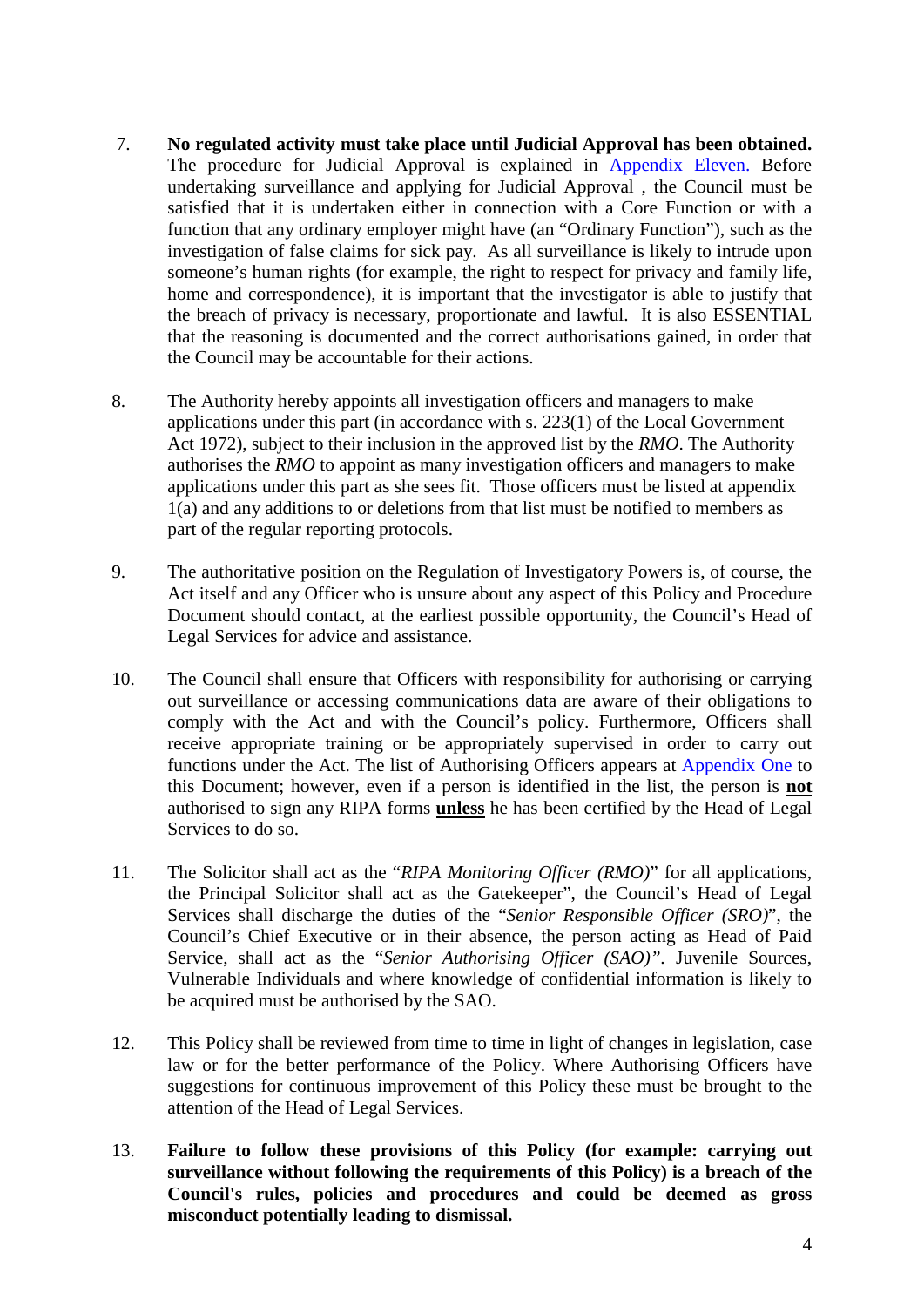7. **No regulated activity must take place until Judicial Approval has been obtained.** The procedure for Judicial Approval is explained in Appendix Eleven. Before undertaking surveillance and applying for Judicial Approval , the Council must be satisfied that it is undertaken either in connection with a Core Function or with a function that any ordinary employer might have (an "Ordinary Function"), such as the investigation of false claims for sick pay. As all surveillance is likely to intrude upon someone's human rights (for example, the right to respect for privacy and family life, home and correspondence), it is important that the investigator is able to justify that the breach of privacy is necessary, proportionate and lawful. It is also ESSENTIAL that the reasoning is documented and the correct authorisations gained, in order that the Council may be accountable for their actions.

8. The Authority hereby appoints all investigation officers and managers to make applications under this part (in accordance with s. 223(1) of the Local Government Act 1972), subject to their inclusion in the approved list by the *RMO*. The Authority authorises the *RMO* to appoint as many investigation officers and managers to make applications under this part as she sees fit. Those officers must be listed at appendix 1(a) and any additions to or deletions from that list must be notified to members as part of the regular reporting protocols.

9. The authoritative position on the Regulation of Investigatory Powers is, of course, the Act itself and any Officer who is unsure about any aspect of this Policy and Procedure Document should contact, at the earliest possible opportunity, the Council's Head of Legal Services for advice and assistance.

10. The Council shall ensure that Officers with responsibility for authorising or carrying out surveillance or accessing communications data are aware of their obligations to comply with the Act and with the Council's policy. Furthermore, Officers shall receive appropriate training or be appropriately supervised in order to carry out functions under the Act. The list of Authorising Officers appears at Appendix One to this Document; however, even if a person is identified in the list, the person is **not** authorised to sign any RIPA forms **unless** he has been certified by the Head of Legal Services to do so.

11. The Solicitor shall act as the "*RIPA Monitoring Officer (RMO)*" for all applications, the Principal Solicitor shall act as the Gatekeeper", the Council's Head of Legal Services shall discharge the duties of the "*Senior Responsible Officer (SRO)*", the Council's Chief Executive or in their absence, the person acting as Head of Paid Service, shall act as the "*Senior Authorising Officer (SAO)"*. Juvenile Sources, Vulnerable Individuals and where knowledge of confidential information is likely to be acquired must be authorised by the SAO.

12. This Policy shall be reviewed from time to time in light of changes in legislation, case law or for the better performance of the Policy. Where Authorising Officers have suggestions for continuous improvement of this Policy these must be brought to the attention of the Head of Legal Services.

13. **Failure to follow these provisions of this Policy (for example: carrying out surveillance without following the requirements of this Policy) is a breach of the Council's rules, policies and procedures and could be deemed as gross misconduct potentially leading to dismissal.**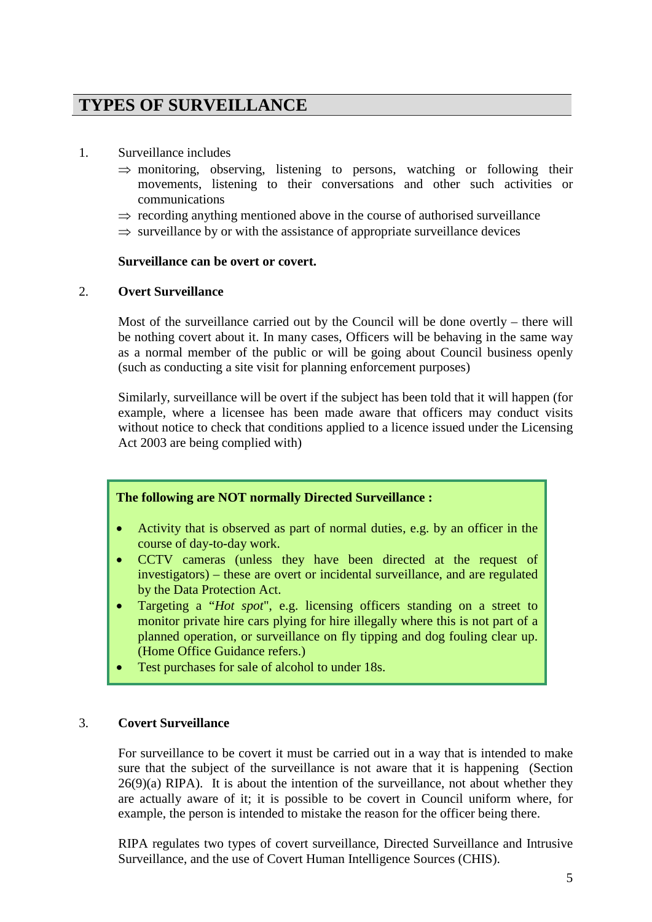# TYPES OF SURVEILLANCE

1. Surveillance includes
   - ⇒ monitoring, observing, listening to persons, watching or following their movements, listening to their conversations and other such activities or communications
   - ⇒ recording anything mentioned above in the course of authorised surveillance
   - ⇒ surveillance by or with the assistance of appropriate surveillance devices

   **Surveillance can be overt or covert.**

2. **Overt Surveillance**

   Most of the surveillance carried out by the Council will be done overtly – there will be nothing covert about it. In many cases, Officers will be behaving in the same way as a normal member of the public or will be going about Council business openly (such as conducting a site visit for planning enforcement purposes)

   Similarly, surveillance will be overt if the subject has been told that it will happen (for example, where a licensee has been made aware that officers may conduct visits without notice to check that conditions applied to a licence issued under the Licensing Act 2003 are being complied with)

> **The following are NOT normally Directed Surveillance :**
>
> - Activity that is observed as part of normal duties, e.g. by an officer in the course of day-to-day work.
> - CCTV cameras (unless they have been directed at the request of investigators) – these are overt or incidental surveillance, and are regulated by the Data Protection Act.
> - Targeting a "*Hot spot*", e.g. licensing officers standing on a street to monitor private hire cars plying for hire illegally where this is not part of a planned operation, or surveillance on fly tipping and dog fouling clear up. (Home Office Guidance refers.)
> - Test purchases for sale of alcohol to under 18s.

3. **Covert Surveillance**

   For surveillance to be covert it must be carried out in a way that is intended to make sure that the subject of the surveillance is not aware that it is happening (Section 26(9)(a) RIPA). It is about the intention of the surveillance, not about whether they are actually aware of it; it is possible to be covert in Council uniform where, for example, the person is intended to mistake the reason for the officer being there.

   RIPA regulates two types of covert surveillance, Directed Surveillance and Intrusive Surveillance, and the use of Covert Human Intelligence Sources (CHIS).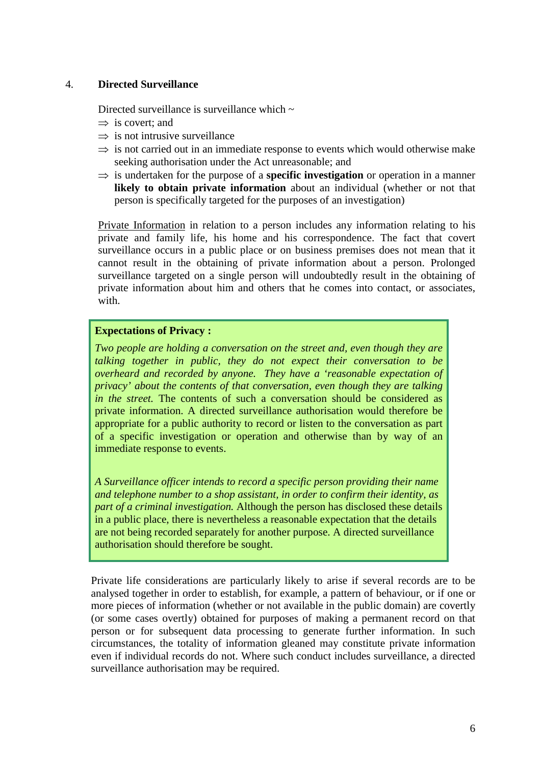## 4. Directed Surveillance

Directed surveillance is surveillance which ~

- ⇒ is covert; and
- ⇒ is not intrusive surveillance
- ⇒ is not carried out in an immediate response to events which would otherwise make seeking authorisation under the Act unreasonable; and
- ⇒ is undertaken for the purpose of a **specific investigation** or operation in a manner **likely to obtain private information** about an individual (whether or not that person is specifically targeted for the purposes of an investigation)

Private Information in relation to a person includes any information relating to his private and family life, his home and his correspondence. The fact that covert surveillance occurs in a public place or on business premises does not mean that it cannot result in the obtaining of private information about a person. Prolonged surveillance targeted on a single person will undoubtedly result in the obtaining of private information about him and others that he comes into contact, or associates, with.

> **Expectations of Privacy :**
>
> *Two people are holding a conversation on the street and, even though they are talking together in public, they do not expect their conversation to be overheard and recorded by anyone. They have a 'reasonable expectation of privacy' about the contents of that conversation, even though they are talking in the street.* The contents of such a conversation should be considered as private information. A directed surveillance authorisation would therefore be appropriate for a public authority to record or listen to the conversation as part of a specific investigation or operation and otherwise than by way of an immediate response to events.
>
> *A Surveillance officer intends to record a specific person providing their name and telephone number to a shop assistant, in order to confirm their identity, as part of a criminal investigation.* Although the person has disclosed these details in a public place, there is nevertheless a reasonable expectation that the details are not being recorded separately for another purpose. A directed surveillance authorisation should therefore be sought.

Private life considerations are particularly likely to arise if several records are to be analysed together in order to establish, for example, a pattern of behaviour, or if one or more pieces of information (whether or not available in the public domain) are covertly (or some cases overtly) obtained for purposes of making a permanent record on that person or for subsequent data processing to generate further information. In such circumstances, the totality of information gleaned may constitute private information even if individual records do not. Where such conduct includes surveillance, a directed surveillance authorisation may be required.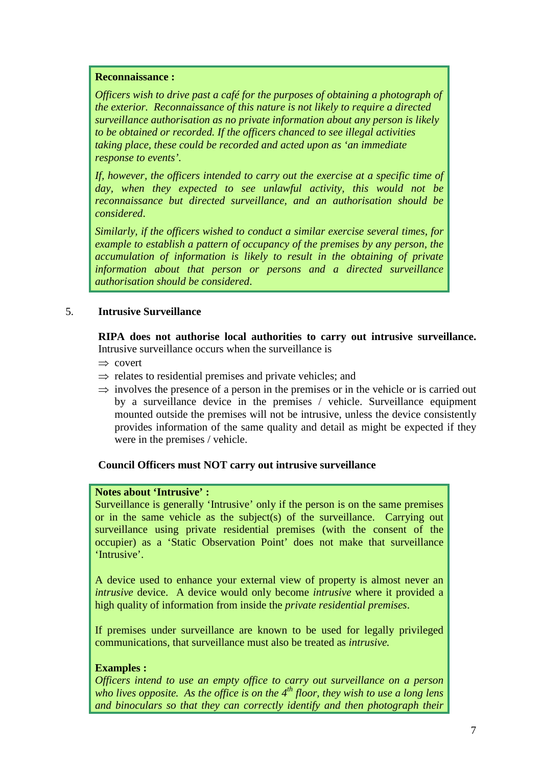**Reconnaissance :**

*Officers wish to drive past a café for the purposes of obtaining a photograph of the exterior. Reconnaissance of this nature is not likely to require a directed surveillance authorisation as no private information about any person is likely to be obtained or recorded. If the officers chanced to see illegal activities taking place, these could be recorded and acted upon as 'an immediate response to events'.*

*If, however, the officers intended to carry out the exercise at a specific time of day, when they expected to see unlawful activity, this would not be reconnaissance but directed surveillance, and an authorisation should be considered.*

*Similarly, if the officers wished to conduct a similar exercise several times, for example to establish a pattern of occupancy of the premises by any person, the accumulation of information is likely to result in the obtaining of private information about that person or persons and a directed surveillance authorisation should be considered.*

## 5. Intrusive Surveillance

**RIPA does not authorise local authorities to carry out intrusive surveillance.** Intrusive surveillance occurs when the surveillance is

- ⇒ covert
- ⇒ relates to residential premises and private vehicles; and
- ⇒ involves the presence of a person in the premises or in the vehicle or is carried out by a surveillance device in the premises / vehicle. Surveillance equipment mounted outside the premises will not be intrusive, unless the device consistently provides information of the same quality and detail as might be expected if they were in the premises / vehicle.

**Council Officers must NOT carry out intrusive surveillance**

**Notes about 'Intrusive' :**

Surveillance is generally 'Intrusive' only if the person is on the same premises or in the same vehicle as the subject(s) of the surveillance. Carrying out surveillance using private residential premises (with the consent of the occupier) as a 'Static Observation Point' does not make that surveillance 'Intrusive'.

A device used to enhance your external view of property is almost never an *intrusive* device. A device would only become *intrusive* where it provided a high quality of information from inside the *private residential premises*.

If premises under surveillance are known to be used for legally privileged communications, that surveillance must also be treated as *intrusive.*

**Examples :**

*Officers intend to use an empty office to carry out surveillance on a person who lives opposite. As the office is on the 4th floor, they wish to use a long lens and binoculars so that they can correctly identify and then photograph their*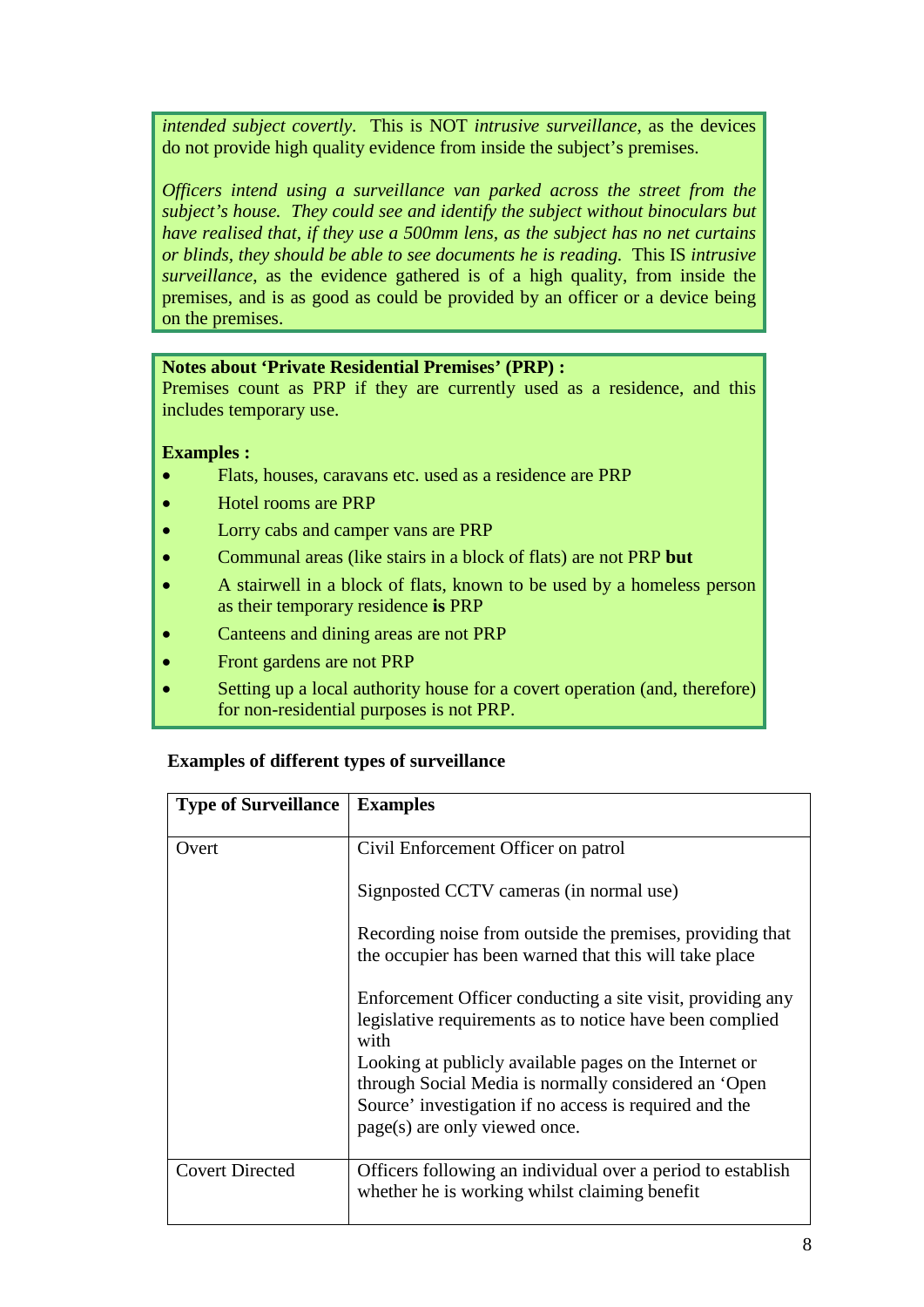*intended subject covertly.* This is NOT *intrusive surveillance*, as the devices do not provide high quality evidence from inside the subject's premises.

*Officers intend using a surveillance van parked across the street from the subject's house. They could see and identify the subject without binoculars but have realised that, if they use a 500mm lens, as the subject has no net curtains or blinds, they should be able to see documents he is reading.* This IS *intrusive surveillance*, as the evidence gathered is of a high quality, from inside the premises, and is as good as could be provided by an officer or a device being on the premises.

**Notes about 'Private Residential Premises' (PRP) :**
Premises count as PRP if they are currently used as a residence, and this includes temporary use.

**Examples :**

- Flats, houses, caravans etc. used as a residence are PRP
- Hotel rooms are PRP
- Lorry cabs and camper vans are PRP
- Communal areas (like stairs in a block of flats) are not PRP **but**
- A stairwell in a block of flats, known to be used by a homeless person as their temporary residence **is** PRP
- Canteens and dining areas are not PRP
- Front gardens are not PRP
- Setting up a local authority house for a covert operation (and, therefore) for non-residential purposes is not PRP.

**Examples of different types of surveillance**

| Type of Surveillance | Examples |
|---|---|
| Overt | Civil Enforcement Officer on patrol<br><br>Signposted CCTV cameras (in normal use)<br><br>Recording noise from outside the premises, providing that the occupier has been warned that this will take place<br><br>Enforcement Officer conducting a site visit, providing any legislative requirements as to notice have been complied with<br>Looking at publicly available pages on the Internet or through Social Media is normally considered an 'Open Source' investigation if no access is required and the page(s) are only viewed once. |
| Covert Directed | Officers following an individual over a period to establish whether he is working whilst claiming benefit |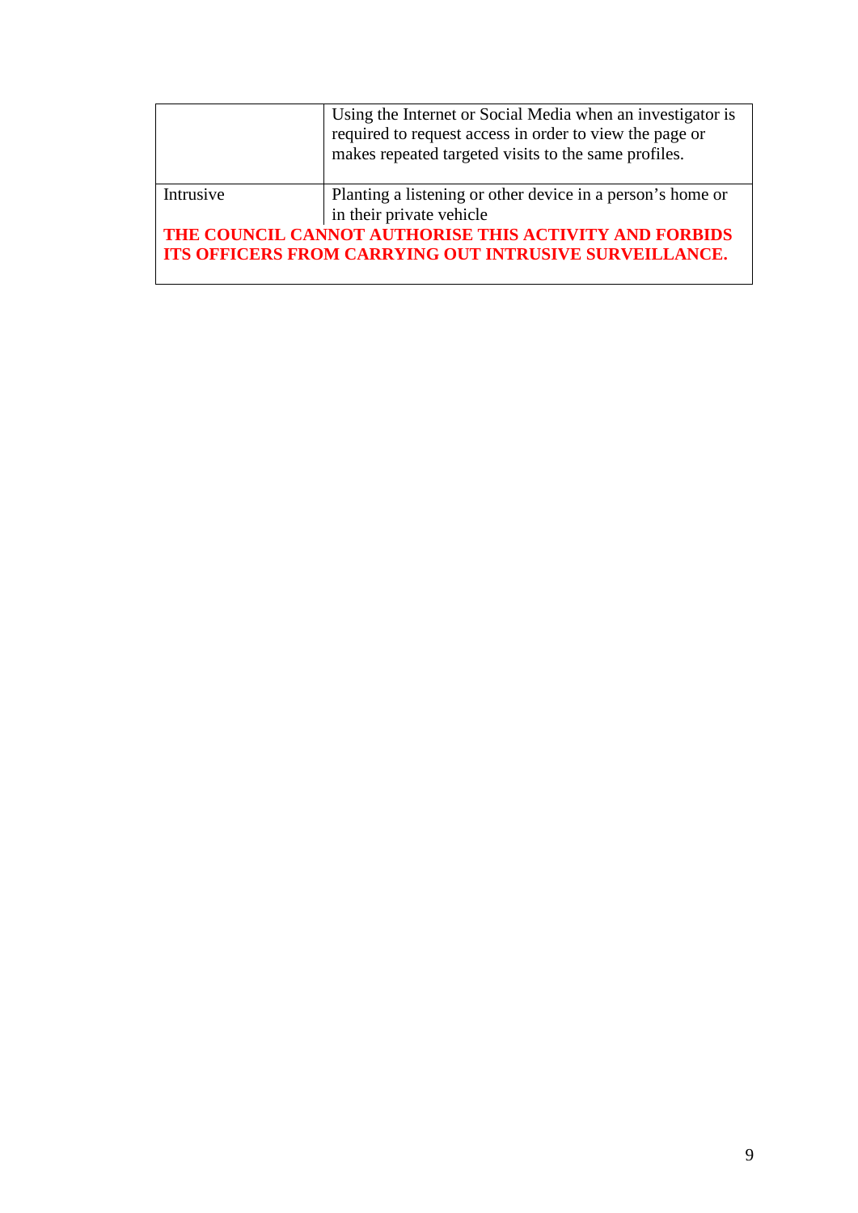| | |
|---|---|
| | Using the Internet or Social Media when an investigator is required to request access in order to view the page or makes repeated targeted visits to the same profiles. |
| Intrusive | Planting a listening or other device in a person's home or in their private vehicle |

**THE COUNCIL CANNOT AUTHORISE THIS ACTIVITY AND FORBIDS ITS OFFICERS FROM CARRYING OUT INTRUSIVE SURVEILLANCE.**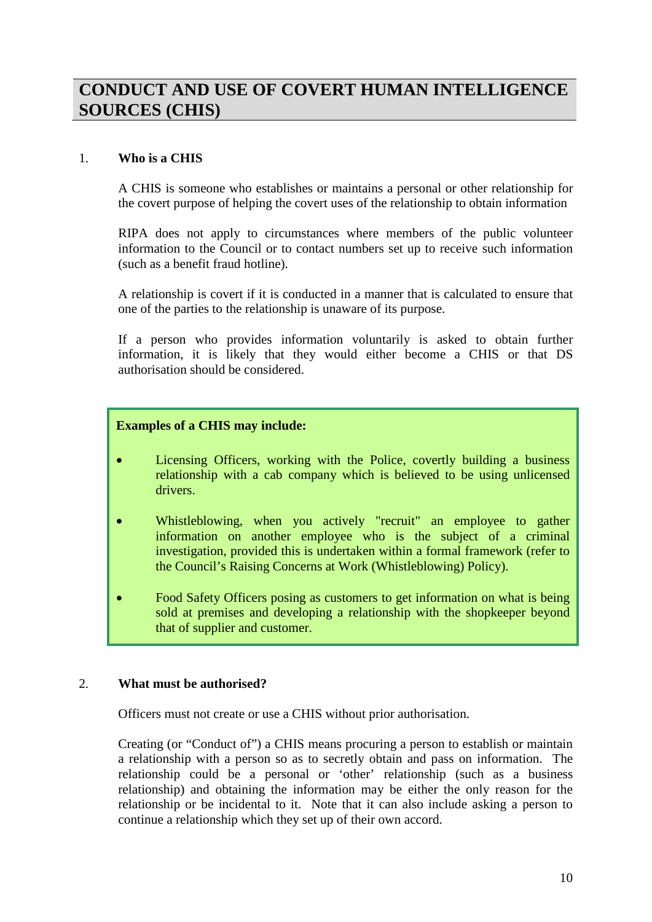# CONDUCT AND USE OF COVERT HUMAN INTELLIGENCE SOURCES (CHIS)

## 1. Who is a CHIS

A CHIS is someone who establishes or maintains a personal or other relationship for the covert purpose of helping the covert uses of the relationship to obtain information

RIPA does not apply to circumstances where members of the public volunteer information to the Council or to contact numbers set up to receive such information (such as a benefit fraud hotline).

A relationship is covert if it is conducted in a manner that is calculated to ensure that one of the parties to the relationship is unaware of its purpose.

If a person who provides information voluntarily is asked to obtain further information, it is likely that they would either become a CHIS or that DS authorisation should be considered.

**Examples of a CHIS may include:**

- Licensing Officers, working with the Police, covertly building a business relationship with a cab company which is believed to be using unlicensed drivers.
- Whistleblowing, when you actively "recruit" an employee to gather information on another employee who is the subject of a criminal investigation, provided this is undertaken within a formal framework (refer to the Council's Raising Concerns at Work (Whistleblowing) Policy).
- Food Safety Officers posing as customers to get information on what is being sold at premises and developing a relationship with the shopkeeper beyond that of supplier and customer.

## 2. What must be authorised?

Officers must not create or use a CHIS without prior authorisation.

Creating (or "Conduct of") a CHIS means procuring a person to establish or maintain a relationship with a person so as to secretly obtain and pass on information. The relationship could be a personal or 'other' relationship (such as a business relationship) and obtaining the information may be either the only reason for the relationship or be incidental to it. Note that it can also include asking a person to continue a relationship which they set up of their own accord.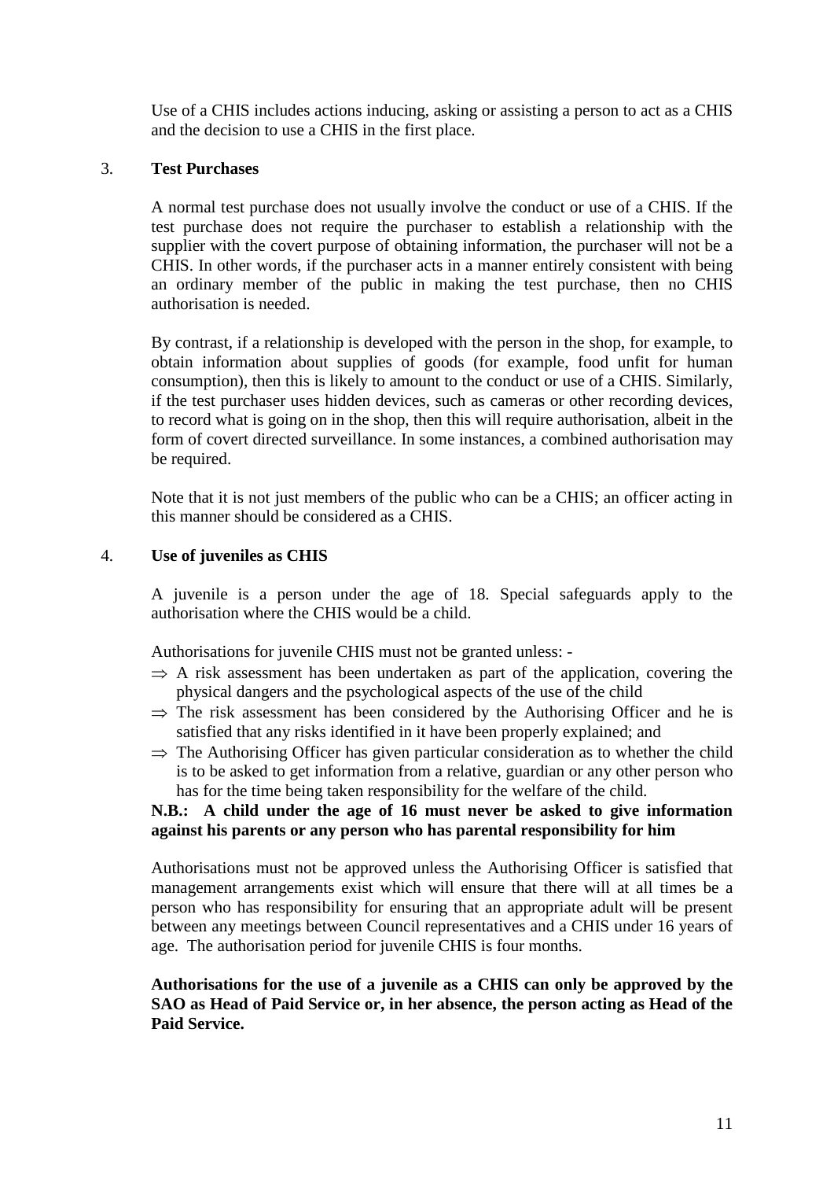Use of a CHIS includes actions inducing, asking or assisting a person to act as a CHIS and the decision to use a CHIS in the first place.

## 3. Test Purchases

A normal test purchase does not usually involve the conduct or use of a CHIS. If the test purchase does not require the purchaser to establish a relationship with the supplier with the covert purpose of obtaining information, the purchaser will not be a CHIS. In other words, if the purchaser acts in a manner entirely consistent with being an ordinary member of the public in making the test purchase, then no CHIS authorisation is needed.

By contrast, if a relationship is developed with the person in the shop, for example, to obtain information about supplies of goods (for example, food unfit for human consumption), then this is likely to amount to the conduct or use of a CHIS. Similarly, if the test purchaser uses hidden devices, such as cameras or other recording devices, to record what is going on in the shop, then this will require authorisation, albeit in the form of covert directed surveillance. In some instances, a combined authorisation may be required.

Note that it is not just members of the public who can be a CHIS; an officer acting in this manner should be considered as a CHIS.

## 4. Use of juveniles as CHIS

A juvenile is a person under the age of 18. Special safeguards apply to the authorisation where the CHIS would be a child.

Authorisations for juvenile CHIS must not be granted unless: -

⇒ A risk assessment has been undertaken as part of the application, covering the physical dangers and the psychological aspects of the use of the child

⇒ The risk assessment has been considered by the Authorising Officer and he is satisfied that any risks identified in it have been properly explained; and

⇒ The Authorising Officer has given particular consideration as to whether the child is to be asked to get information from a relative, guardian or any other person who has for the time being taken responsibility for the welfare of the child.

**N.B.: A child under the age of 16 must never be asked to give information against his parents or any person who has parental responsibility for him**

Authorisations must not be approved unless the Authorising Officer is satisfied that management arrangements exist which will ensure that there will at all times be a person who has responsibility for ensuring that an appropriate adult will be present between any meetings between Council representatives and a CHIS under 16 years of age. The authorisation period for juvenile CHIS is four months.

**Authorisations for the use of a juvenile as a CHIS can only be approved by the SAO as Head of Paid Service or, in her absence, the person acting as Head of the Paid Service.**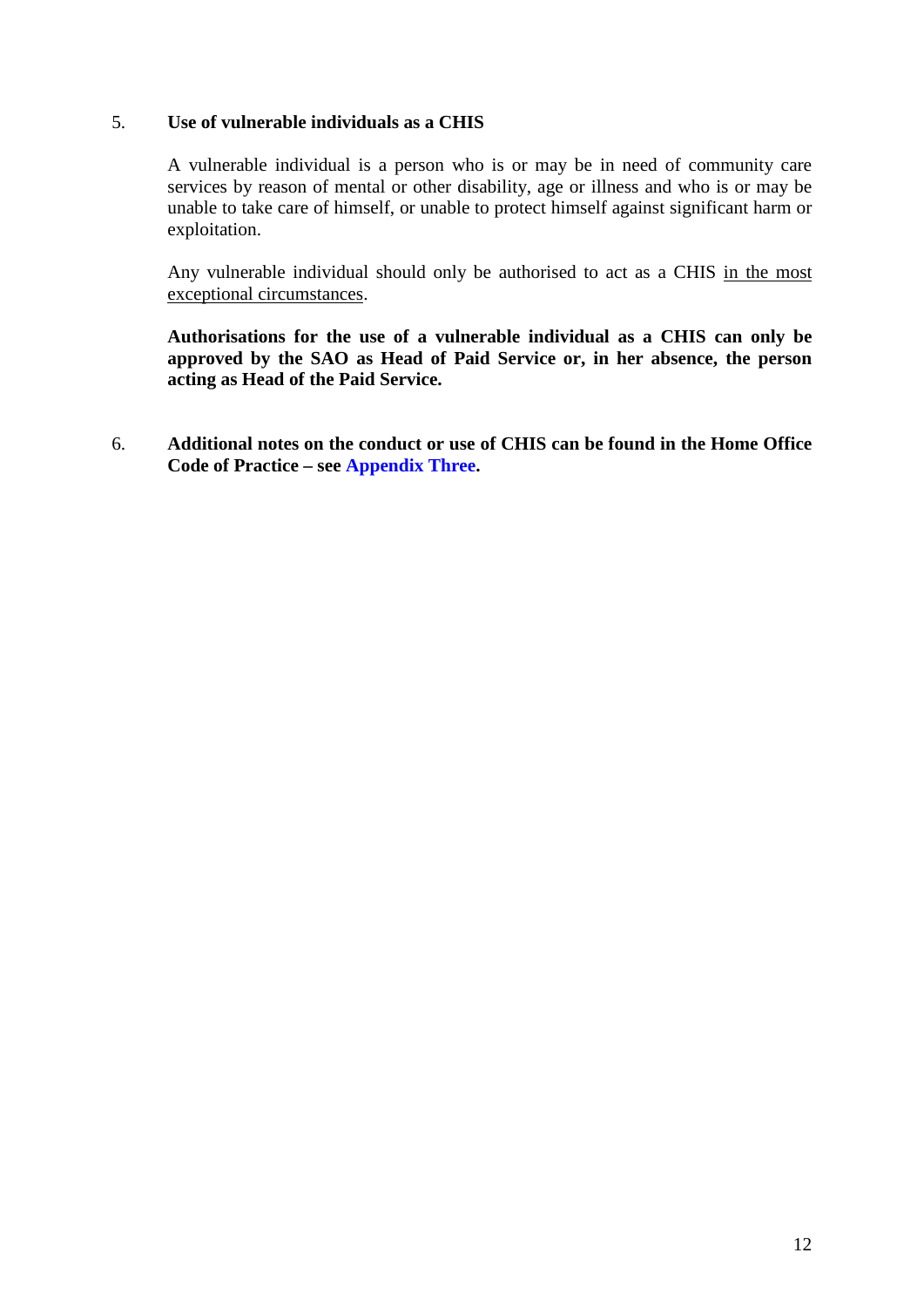5. **Use of vulnerable individuals as a CHIS**

A vulnerable individual is a person who is or may be in need of community care services by reason of mental or other disability, age or illness and who is or may be unable to take care of himself, or unable to protect himself against significant harm or exploitation.

Any vulnerable individual should only be authorised to act as a CHIS in the most exceptional circumstances.

**Authorisations for the use of a vulnerable individual as a CHIS can only be approved by the SAO as Head of Paid Service or, in her absence, the person acting as Head of the Paid Service.**

6. **Additional notes on the conduct or use of CHIS can be found in the Home Office Code of Practice – see Appendix Three.**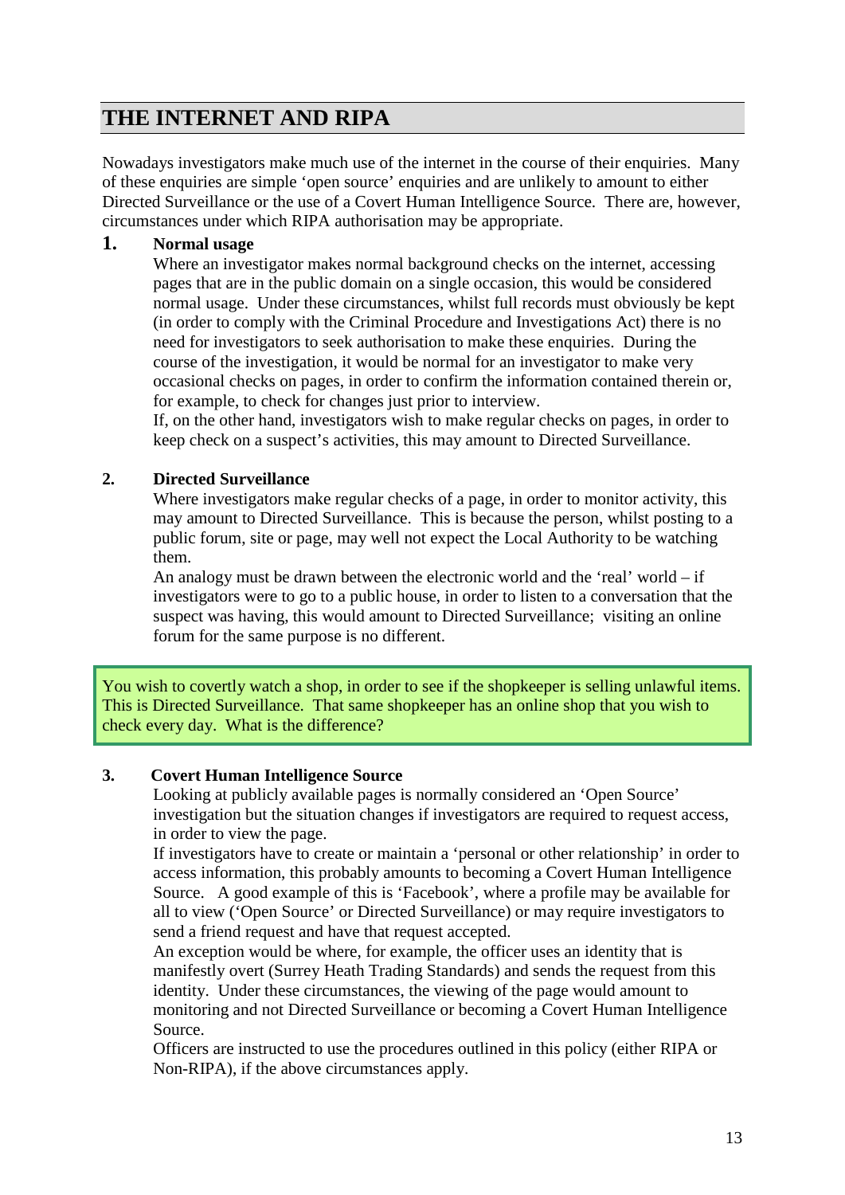## THE INTERNET AND RIPA

Nowadays investigators make much use of the internet in the course of their enquiries. Many of these enquiries are simple 'open source' enquiries and are unlikely to amount to either Directed Surveillance or the use of a Covert Human Intelligence Source. There are, however, circumstances under which RIPA authorisation may be appropriate.

**1. Normal usage**

Where an investigator makes normal background checks on the internet, accessing pages that are in the public domain on a single occasion, this would be considered normal usage. Under these circumstances, whilst full records must obviously be kept (in order to comply with the Criminal Procedure and Investigations Act) there is no need for investigators to seek authorisation to make these enquiries. During the course of the investigation, it would be normal for an investigator to make very occasional checks on pages, in order to confirm the information contained therein or, for example, to check for changes just prior to interview.

If, on the other hand, investigators wish to make regular checks on pages, in order to keep check on a suspect's activities, this may amount to Directed Surveillance.

**2. Directed Surveillance**

Where investigators make regular checks of a page, in order to monitor activity, this may amount to Directed Surveillance. This is because the person, whilst posting to a public forum, site or page, may well not expect the Local Authority to be watching them.

An analogy must be drawn between the electronic world and the 'real' world – if investigators were to go to a public house, in order to listen to a conversation that the suspect was having, this would amount to Directed Surveillance; visiting an online forum for the same purpose is no different.

> You wish to covertly watch a shop, in order to see if the shopkeeper is selling unlawful items. This is Directed Surveillance. That same shopkeeper has an online shop that you wish to check every day. What is the difference?

**3. Covert Human Intelligence Source**

Looking at publicly available pages is normally considered an 'Open Source' investigation but the situation changes if investigators are required to request access, in order to view the page.

If investigators have to create or maintain a 'personal or other relationship' in order to access information, this probably amounts to becoming a Covert Human Intelligence Source. A good example of this is 'Facebook', where a profile may be available for all to view ('Open Source' or Directed Surveillance) or may require investigators to send a friend request and have that request accepted.

An exception would be where, for example, the officer uses an identity that is manifestly overt (Surrey Heath Trading Standards) and sends the request from this identity. Under these circumstances, the viewing of the page would amount to monitoring and not Directed Surveillance or becoming a Covert Human Intelligence Source.

Officers are instructed to use the procedures outlined in this policy (either RIPA or Non-RIPA), if the above circumstances apply.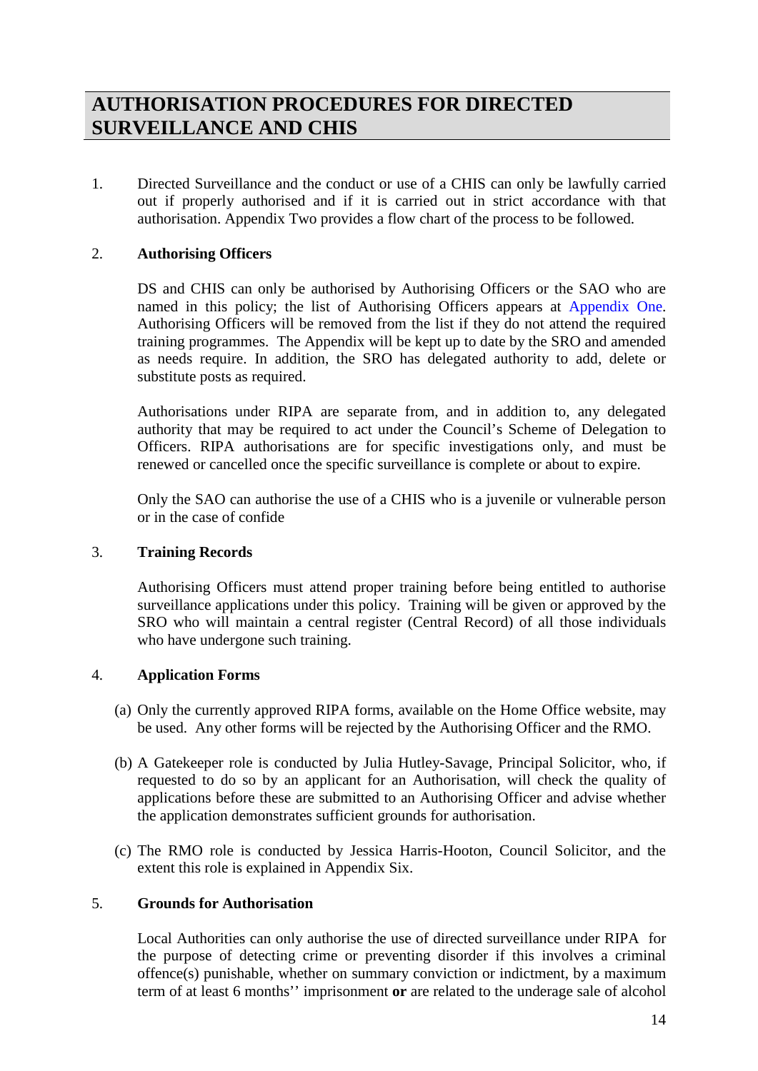# AUTHORISATION PROCEDURES FOR DIRECTED SURVEILLANCE AND CHIS

1. Directed Surveillance and the conduct or use of a CHIS can only be lawfully carried out if properly authorised and if it is carried out in strict accordance with that authorisation. Appendix Two provides a flow chart of the process to be followed.

2. **Authorising Officers**

   DS and CHIS can only be authorised by Authorising Officers or the SAO who are named in this policy; the list of Authorising Officers appears at Appendix One. Authorising Officers will be removed from the list if they do not attend the required training programmes. The Appendix will be kept up to date by the SRO and amended as needs require. In addition, the SRO has delegated authority to add, delete or substitute posts as required.

   Authorisations under RIPA are separate from, and in addition to, any delegated authority that may be required to act under the Council's Scheme of Delegation to Officers. RIPA authorisations are for specific investigations only, and must be renewed or cancelled once the specific surveillance is complete or about to expire.

   Only the SAO can authorise the use of a CHIS who is a juvenile or vulnerable person or in the case of confide

3. **Training Records**

   Authorising Officers must attend proper training before being entitled to authorise surveillance applications under this policy. Training will be given or approved by the SRO who will maintain a central register (Central Record) of all those individuals who have undergone such training.

4. **Application Forms**

   (a) Only the currently approved RIPA forms, available on the Home Office website, may be used. Any other forms will be rejected by the Authorising Officer and the RMO.

   (b) A Gatekeeper role is conducted by Julia Hutley-Savage, Principal Solicitor, who, if requested to do so by an applicant for an Authorisation, will check the quality of applications before these are submitted to an Authorising Officer and advise whether the application demonstrates sufficient grounds for authorisation.

   (c) The RMO role is conducted by Jessica Harris-Hooton, Council Solicitor, and the extent this role is explained in Appendix Six.

5. **Grounds for Authorisation**

   Local Authorities can only authorise the use of directed surveillance under RIPA for the purpose of detecting crime or preventing disorder if this involves a criminal offence(s) punishable, whether on summary conviction or indictment, by a maximum term of at least 6 months'' imprisonment **or** are related to the underage sale of alcohol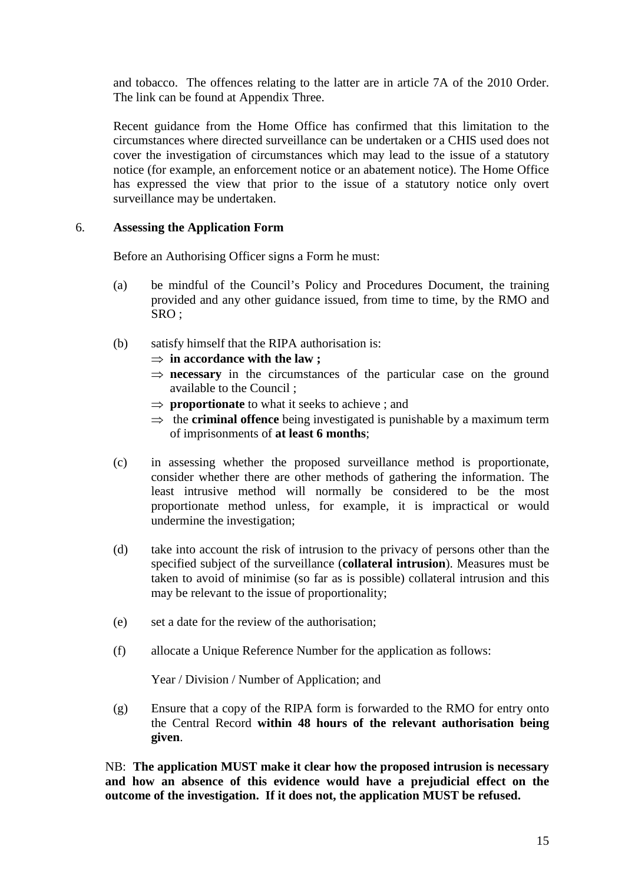and tobacco. The offences relating to the latter are in article 7A of the 2010 Order. The link can be found at Appendix Three.

Recent guidance from the Home Office has confirmed that this limitation to the circumstances where directed surveillance can be undertaken or a CHIS used does not cover the investigation of circumstances which may lead to the issue of a statutory notice (for example, an enforcement notice or an abatement notice). The Home Office has expressed the view that prior to the issue of a statutory notice only overt surveillance may be undertaken.

## 6. Assessing the Application Form

Before an Authorising Officer signs a Form he must:

(a) be mindful of the Council's Policy and Procedures Document, the training provided and any other guidance issued, from time to time, by the RMO and SRO ;

(b) satisfy himself that the RIPA authorisation is:
- ⇒ **in accordance with the law ;**
- ⇒ **necessary** in the circumstances of the particular case on the ground available to the Council ;
- ⇒ **proportionate** to what it seeks to achieve ; and
- ⇒ the **criminal offence** being investigated is punishable by a maximum term of imprisonments of **at least 6 months**;

(c) in assessing whether the proposed surveillance method is proportionate, consider whether there are other methods of gathering the information. The least intrusive method will normally be considered to be the most proportionate method unless, for example, it is impractical or would undermine the investigation;

(d) take into account the risk of intrusion to the privacy of persons other than the specified subject of the surveillance (**collateral intrusion**). Measures must be taken to avoid of minimise (so far as is possible) collateral intrusion and this may be relevant to the issue of proportionality;

(e) set a date for the review of the authorisation;

(f) allocate a Unique Reference Number for the application as follows:

Year / Division / Number of Application; and

(g) Ensure that a copy of the RIPA form is forwarded to the RMO for entry onto the Central Record **within 48 hours of the relevant authorisation being given**.

NB: **The application MUST make it clear how the proposed intrusion is necessary and how an absence of this evidence would have a prejudicial effect on the outcome of the investigation. If it does not, the application MUST be refused.**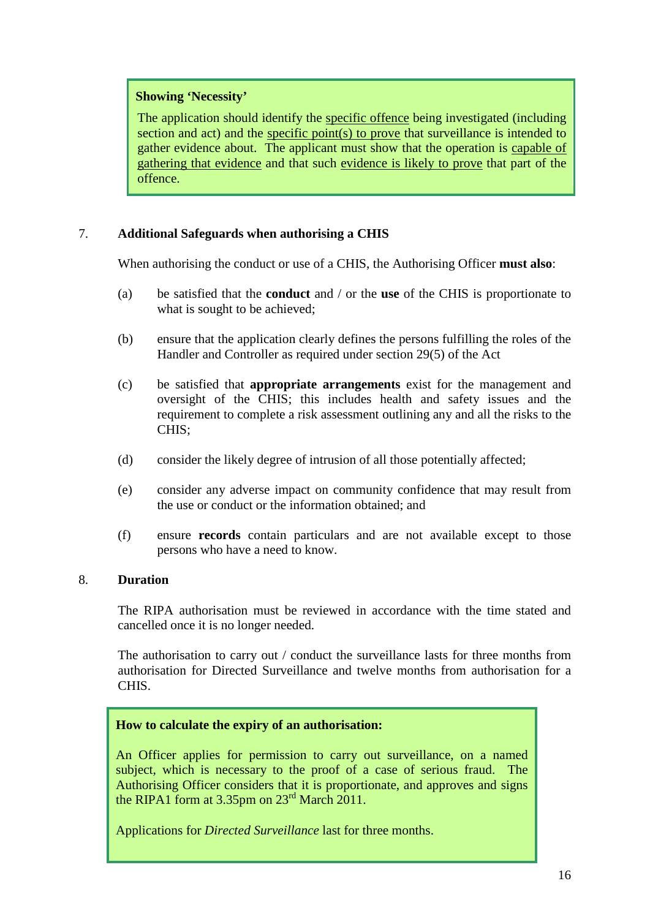> **Showing 'Necessity'**
>
> The application should identify the specific offence being investigated (including section and act) and the specific point(s) to prove that surveillance is intended to gather evidence about. The applicant must show that the operation is capable of gathering that evidence and that such evidence is likely to prove that part of the offence.

## 7. Additional Safeguards when authorising a CHIS

When authorising the conduct or use of a CHIS, the Authorising Officer **must also**:

(a) be satisfied that the **conduct** and / or the **use** of the CHIS is proportionate to what is sought to be achieved;

(b) ensure that the application clearly defines the persons fulfilling the roles of the Handler and Controller as required under section 29(5) of the Act

(c) be satisfied that **appropriate arrangements** exist for the management and oversight of the CHIS; this includes health and safety issues and the requirement to complete a risk assessment outlining any and all the risks to the CHIS;

(d) consider the likely degree of intrusion of all those potentially affected;

(e) consider any adverse impact on community confidence that may result from the use or conduct or the information obtained; and

(f) ensure **records** contain particulars and are not available except to those persons who have a need to know.

## 8. Duration

The RIPA authorisation must be reviewed in accordance with the time stated and cancelled once it is no longer needed.

The authorisation to carry out / conduct the surveillance lasts for three months from authorisation for Directed Surveillance and twelve months from authorisation for a CHIS.

> **How to calculate the expiry of an authorisation:**
>
> An Officer applies for permission to carry out surveillance, on a named subject, which is necessary to the proof of a case of serious fraud. The Authorising Officer considers that it is proportionate, and approves and signs the RIPA1 form at 3.35pm on 23rd March 2011.
>
> Applications for *Directed Surveillance* last for three months.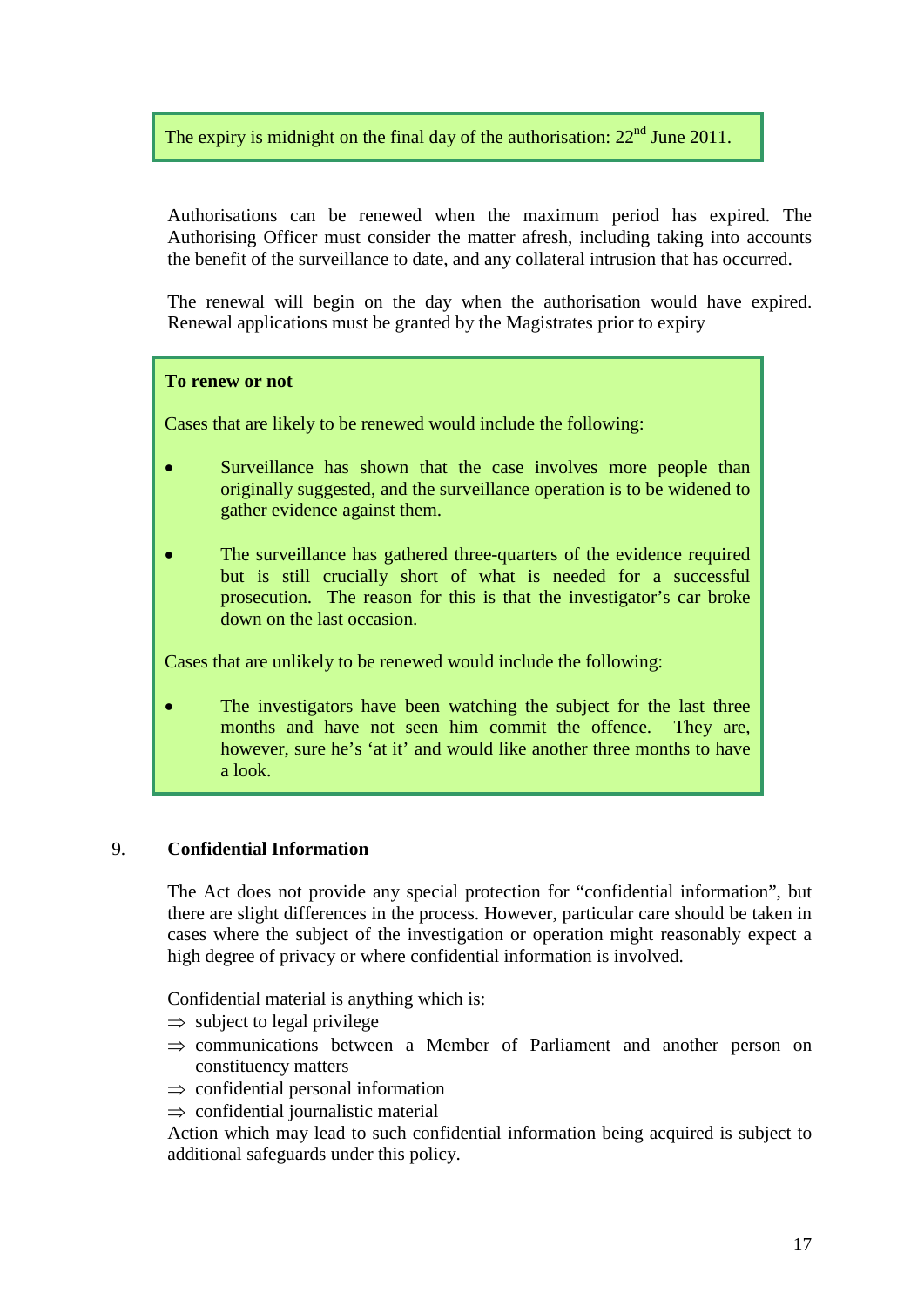> The expiry is midnight on the final day of the authorisation: 22nd June 2011.

Authorisations can be renewed when the maximum period has expired. The Authorising Officer must consider the matter afresh, including taking into accounts the benefit of the surveillance to date, and any collateral intrusion that has occurred.

The renewal will begin on the day when the authorisation would have expired. Renewal applications must be granted by the Magistrates prior to expiry

> **To renew or not**
>
> Cases that are likely to be renewed would include the following:
>
> - Surveillance has shown that the case involves more people than originally suggested, and the surveillance operation is to be widened to gather evidence against them.
>
> - The surveillance has gathered three-quarters of the evidence required but is still crucially short of what is needed for a successful prosecution. The reason for this is that the investigator's car broke down on the last occasion.
>
> Cases that are unlikely to be renewed would include the following:
>
> - The investigators have been watching the subject for the last three months and have not seen him commit the offence. They are, however, sure he's 'at it' and would like another three months to have a look.

## 9. Confidential Information

The Act does not provide any special protection for "confidential information", but there are slight differences in the process. However, particular care should be taken in cases where the subject of the investigation or operation might reasonably expect a high degree of privacy or where confidential information is involved.

Confidential material is anything which is:

⇒ subject to legal privilege
⇒ communications between a Member of Parliament and another person on constituency matters
⇒ confidential personal information
⇒ confidential journalistic material

Action which may lead to such confidential information being acquired is subject to additional safeguards under this policy.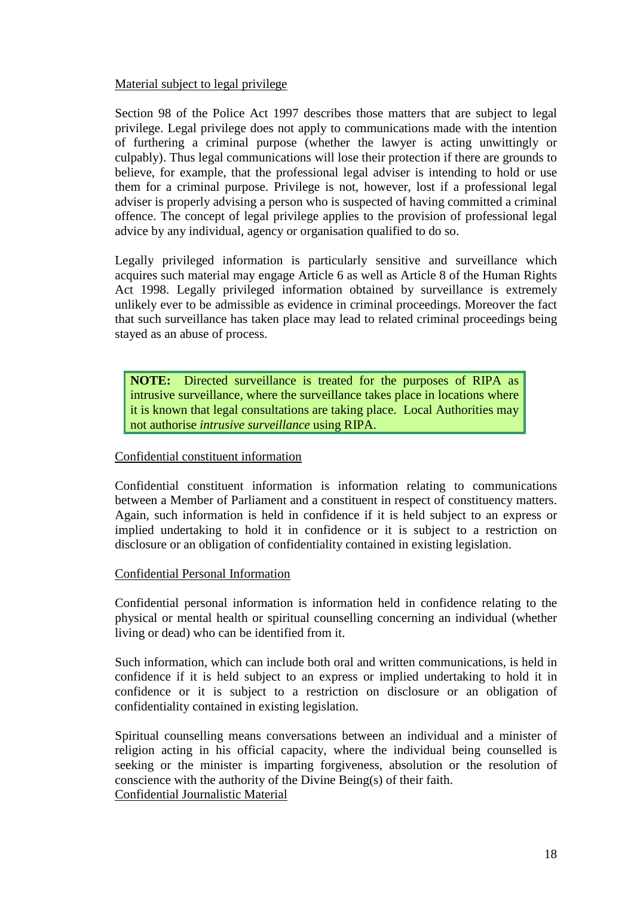Material subject to legal privilege

Section 98 of the Police Act 1997 describes those matters that are subject to legal privilege. Legal privilege does not apply to communications made with the intention of furthering a criminal purpose (whether the lawyer is acting unwittingly or culpably). Thus legal communications will lose their protection if there are grounds to believe, for example, that the professional legal adviser is intending to hold or use them for a criminal purpose. Privilege is not, however, lost if a professional legal adviser is properly advising a person who is suspected of having committed a criminal offence. The concept of legal privilege applies to the provision of professional legal advice by any individual, agency or organisation qualified to do so.

Legally privileged information is particularly sensitive and surveillance which acquires such material may engage Article 6 as well as Article 8 of the Human Rights Act 1998. Legally privileged information obtained by surveillance is extremely unlikely ever to be admissible as evidence in criminal proceedings. Moreover the fact that such surveillance has taken place may lead to related criminal proceedings being stayed as an abuse of process.

> **NOTE:** Directed surveillance is treated for the purposes of RIPA as intrusive surveillance, where the surveillance takes place in locations where it is known that legal consultations are taking place. Local Authorities may not authorise *intrusive surveillance* using RIPA.

Confidential constituent information

Confidential constituent information is information relating to communications between a Member of Parliament and a constituent in respect of constituency matters. Again, such information is held in confidence if it is held subject to an express or implied undertaking to hold it in confidence or it is subject to a restriction on disclosure or an obligation of confidentiality contained in existing legislation.

Confidential Personal Information

Confidential personal information is information held in confidence relating to the physical or mental health or spiritual counselling concerning an individual (whether living or dead) who can be identified from it.

Such information, which can include both oral and written communications, is held in confidence if it is held subject to an express or implied undertaking to hold it in confidence or it is subject to a restriction on disclosure or an obligation of confidentiality contained in existing legislation.

Spiritual counselling means conversations between an individual and a minister of religion acting in his official capacity, where the individual being counselled is seeking or the minister is imparting forgiveness, absolution or the resolution of conscience with the authority of the Divine Being(s) of their faith.

Confidential Journalistic Material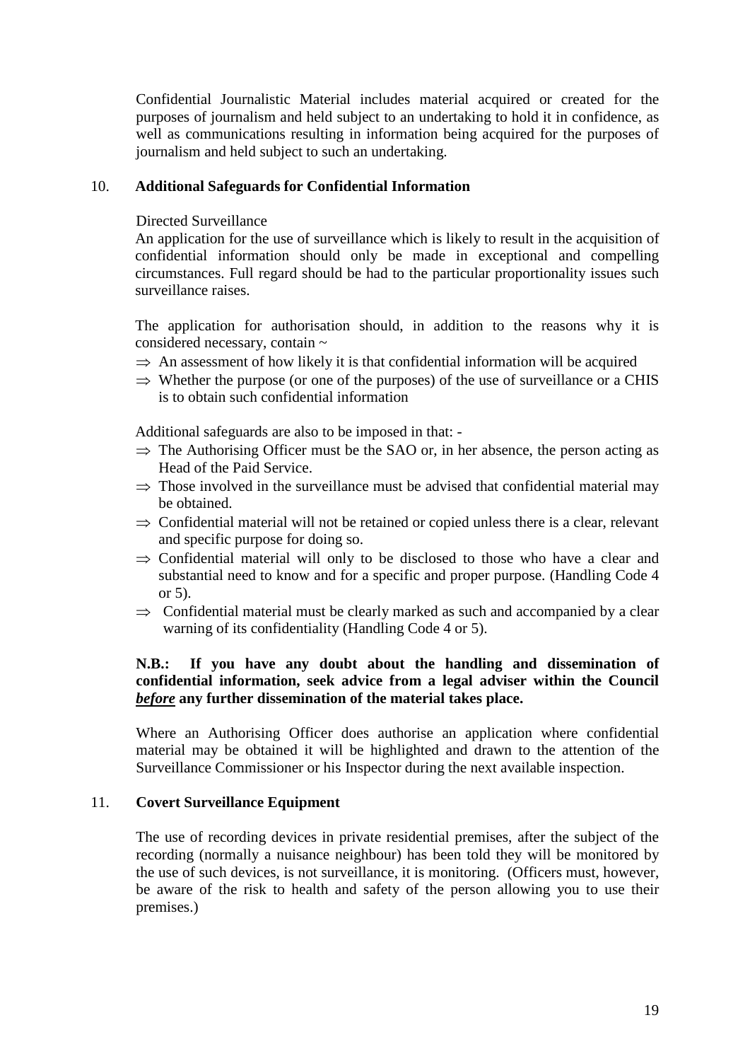Confidential Journalistic Material includes material acquired or created for the purposes of journalism and held subject to an undertaking to hold it in confidence, as well as communications resulting in information being acquired for the purposes of journalism and held subject to such an undertaking.

## 10. Additional Safeguards for Confidential Information

Directed Surveillance

An application for the use of surveillance which is likely to result in the acquisition of confidential information should only be made in exceptional and compelling circumstances. Full regard should be had to the particular proportionality issues such surveillance raises.

The application for authorisation should, in addition to the reasons why it is considered necessary, contain ~

- ⇒ An assessment of how likely it is that confidential information will be acquired
- ⇒ Whether the purpose (or one of the purposes) of the use of surveillance or a CHIS is to obtain such confidential information

Additional safeguards are also to be imposed in that: -

- ⇒ The Authorising Officer must be the SAO or, in her absence, the person acting as Head of the Paid Service.
- ⇒ Those involved in the surveillance must be advised that confidential material may be obtained.
- ⇒ Confidential material will not be retained or copied unless there is a clear, relevant and specific purpose for doing so.
- ⇒ Confidential material will only to be disclosed to those who have a clear and substantial need to know and for a specific and proper purpose. (Handling Code 4 or 5).
- ⇒ Confidential material must be clearly marked as such and accompanied by a clear warning of its confidentiality (Handling Code 4 or 5).

**N.B.: If you have any doubt about the handling and dissemination of confidential information, seek advice from a legal adviser within the Council *before* any further dissemination of the material takes place.**

Where an Authorising Officer does authorise an application where confidential material may be obtained it will be highlighted and drawn to the attention of the Surveillance Commissioner or his Inspector during the next available inspection.

## 11. Covert Surveillance Equipment

The use of recording devices in private residential premises, after the subject of the recording (normally a nuisance neighbour) has been told they will be monitored by the use of such devices, is not surveillance, it is monitoring. (Officers must, however, be aware of the risk to health and safety of the person allowing you to use their premises.)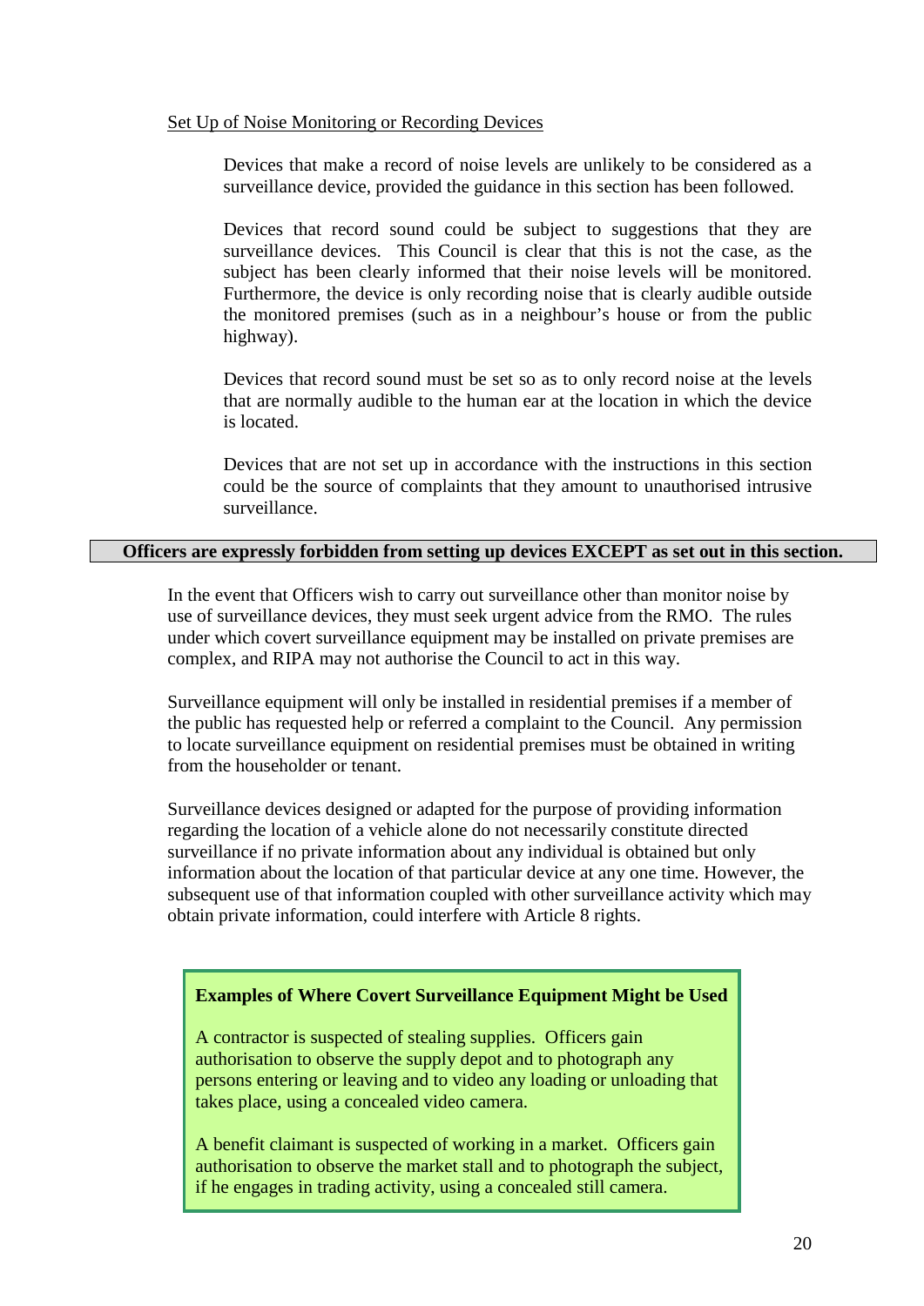Set Up of Noise Monitoring or Recording Devices

Devices that make a record of noise levels are unlikely to be considered as a surveillance device, provided the guidance in this section has been followed.

Devices that record sound could be subject to suggestions that they are surveillance devices. This Council is clear that this is not the case, as the subject has been clearly informed that their noise levels will be monitored. Furthermore, the device is only recording noise that is clearly audible outside the monitored premises (such as in a neighbour's house or from the public highway).

Devices that record sound must be set so as to only record noise at the levels that are normally audible to the human ear at the location in which the device is located.

Devices that are not set up in accordance with the instructions in this section could be the source of complaints that they amount to unauthorised intrusive surveillance.

**Officers are expressly forbidden from setting up devices EXCEPT as set out in this section.**

In the event that Officers wish to carry out surveillance other than monitor noise by use of surveillance devices, they must seek urgent advice from the RMO. The rules under which covert surveillance equipment may be installed on private premises are complex, and RIPA may not authorise the Council to act in this way.

Surveillance equipment will only be installed in residential premises if a member of the public has requested help or referred a complaint to the Council. Any permission to locate surveillance equipment on residential premises must be obtained in writing from the householder or tenant.

Surveillance devices designed or adapted for the purpose of providing information regarding the location of a vehicle alone do not necessarily constitute directed surveillance if no private information about any individual is obtained but only information about the location of that particular device at any one time. However, the subsequent use of that information coupled with other surveillance activity which may obtain private information, could interfere with Article 8 rights.

**Examples of Where Covert Surveillance Equipment Might be Used**

A contractor is suspected of stealing supplies. Officers gain authorisation to observe the supply depot and to photograph any persons entering or leaving and to video any loading or unloading that takes place, using a concealed video camera.

A benefit claimant is suspected of working in a market. Officers gain authorisation to observe the market stall and to photograph the subject, if he engages in trading activity, using a concealed still camera.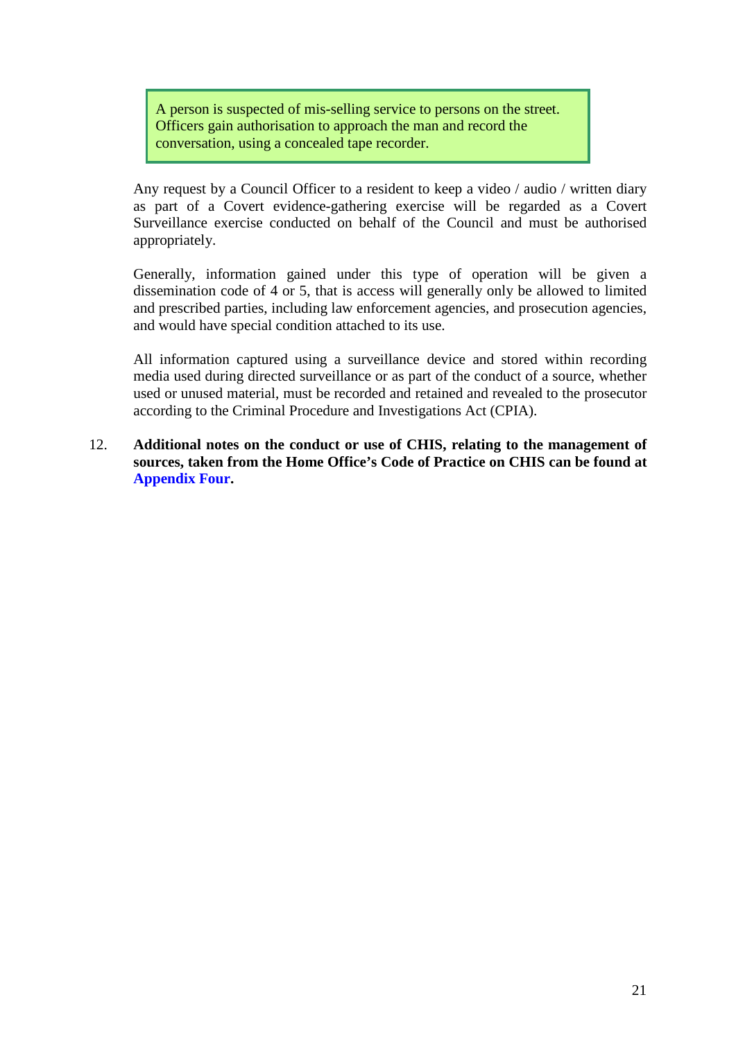> A person is suspected of mis-selling service to persons on the street. Officers gain authorisation to approach the man and record the conversation, using a concealed tape recorder.

Any request by a Council Officer to a resident to keep a video / audio / written diary as part of a Covert evidence-gathering exercise will be regarded as a Covert Surveillance exercise conducted on behalf of the Council and must be authorised appropriately.

Generally, information gained under this type of operation will be given a dissemination code of 4 or 5, that is access will generally only be allowed to limited and prescribed parties, including law enforcement agencies, and prosecution agencies, and would have special condition attached to its use.

All information captured using a surveillance device and stored within recording media used during directed surveillance or as part of the conduct of a source, whether used or unused material, must be recorded and retained and revealed to the prosecutor according to the Criminal Procedure and Investigations Act (CPIA).

12. **Additional notes on the conduct or use of CHIS, relating to the management of sources, taken from the Home Office's Code of Practice on CHIS can be found at Appendix Four.**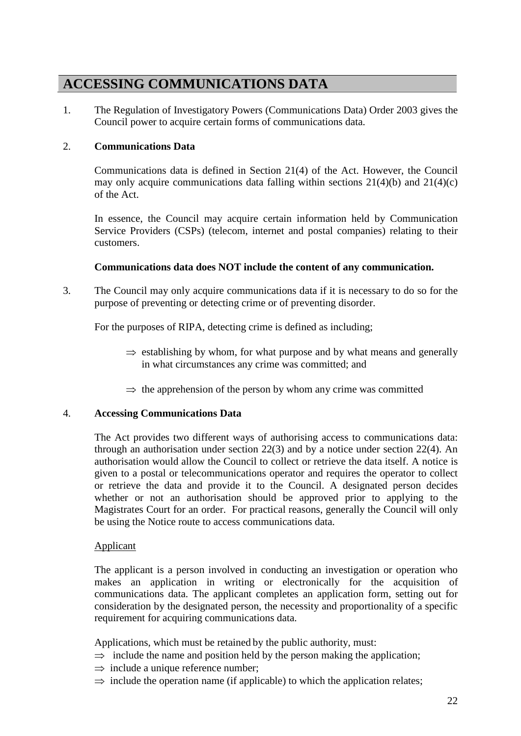# ACCESSING COMMUNICATIONS DATA

1. The Regulation of Investigatory Powers (Communications Data) Order 2003 gives the Council power to acquire certain forms of communications data.

2. **Communications Data**

   Communications data is defined in Section 21(4) of the Act. However, the Council may only acquire communications data falling within sections 21(4)(b) and 21(4)(c) of the Act.

   In essence, the Council may acquire certain information held by Communication Service Providers (CSPs) (telecom, internet and postal companies) relating to their customers.

   **Communications data does NOT include the content of any communication.**

3. The Council may only acquire communications data if it is necessary to do so for the purpose of preventing or detecting crime or of preventing disorder.

   For the purposes of RIPA, detecting crime is defined as including;

   ⇒ establishing by whom, for what purpose and by what means and generally in what circumstances any crime was committed; and

   ⇒ the apprehension of the person by whom any crime was committed

4. **Accessing Communications Data**

   The Act provides two different ways of authorising access to communications data: through an authorisation under section 22(3) and by a notice under section 22(4). An authorisation would allow the Council to collect or retrieve the data itself. A notice is given to a postal or telecommunications operator and requires the operator to collect or retrieve the data and provide it to the Council. A designated person decides whether or not an authorisation should be approved prior to applying to the Magistrates Court for an order. For practical reasons, generally the Council will only be using the Notice route to access communications data.

   Applicant

   The applicant is a person involved in conducting an investigation or operation who makes an application in writing or electronically for the acquisition of communications data. The applicant completes an application form, setting out for consideration by the designated person, the necessity and proportionality of a specific requirement for acquiring communications data.

   Applications, which must be retained by the public authority, must:

   ⇒ include the name and position held by the person making the application;
   ⇒ include a unique reference number;
   ⇒ include the operation name (if applicable) to which the application relates;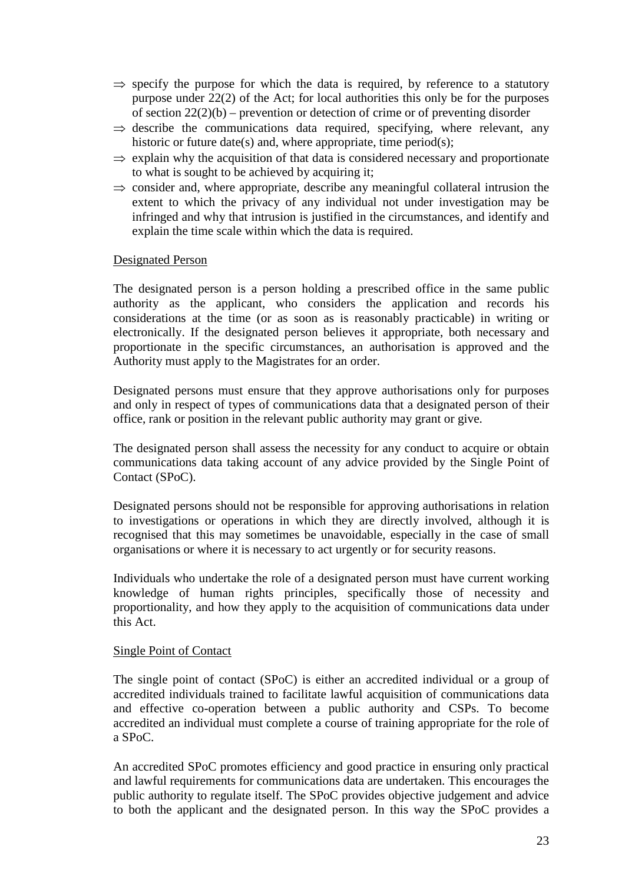- ⇒ specify the purpose for which the data is required, by reference to a statutory purpose under 22(2) of the Act; for local authorities this only be for the purposes of section 22(2)(b) – prevention or detection of crime or of preventing disorder
- ⇒ describe the communications data required, specifying, where relevant, any historic or future date(s) and, where appropriate, time period(s);
- ⇒ explain why the acquisition of that data is considered necessary and proportionate to what is sought to be achieved by acquiring it;
- ⇒ consider and, where appropriate, describe any meaningful collateral intrusion the extent to which the privacy of any individual not under investigation may be infringed and why that intrusion is justified in the circumstances, and identify and explain the time scale within which the data is required.

Designated Person

The designated person is a person holding a prescribed office in the same public authority as the applicant, who considers the application and records his considerations at the time (or as soon as is reasonably practicable) in writing or electronically. If the designated person believes it appropriate, both necessary and proportionate in the specific circumstances, an authorisation is approved and the Authority must apply to the Magistrates for an order.

Designated persons must ensure that they approve authorisations only for purposes and only in respect of types of communications data that a designated person of their office, rank or position in the relevant public authority may grant or give.

The designated person shall assess the necessity for any conduct to acquire or obtain communications data taking account of any advice provided by the Single Point of Contact (SPoC).

Designated persons should not be responsible for approving authorisations in relation to investigations or operations in which they are directly involved, although it is recognised that this may sometimes be unavoidable, especially in the case of small organisations or where it is necessary to act urgently or for security reasons.

Individuals who undertake the role of a designated person must have current working knowledge of human rights principles, specifically those of necessity and proportionality, and how they apply to the acquisition of communications data under this Act.

Single Point of Contact

The single point of contact (SPoC) is either an accredited individual or a group of accredited individuals trained to facilitate lawful acquisition of communications data and effective co-operation between a public authority and CSPs. To become accredited an individual must complete a course of training appropriate for the role of a SPoC.

An accredited SPoC promotes efficiency and good practice in ensuring only practical and lawful requirements for communications data are undertaken. This encourages the public authority to regulate itself. The SPoC provides objective judgement and advice to both the applicant and the designated person. In this way the SPoC provides a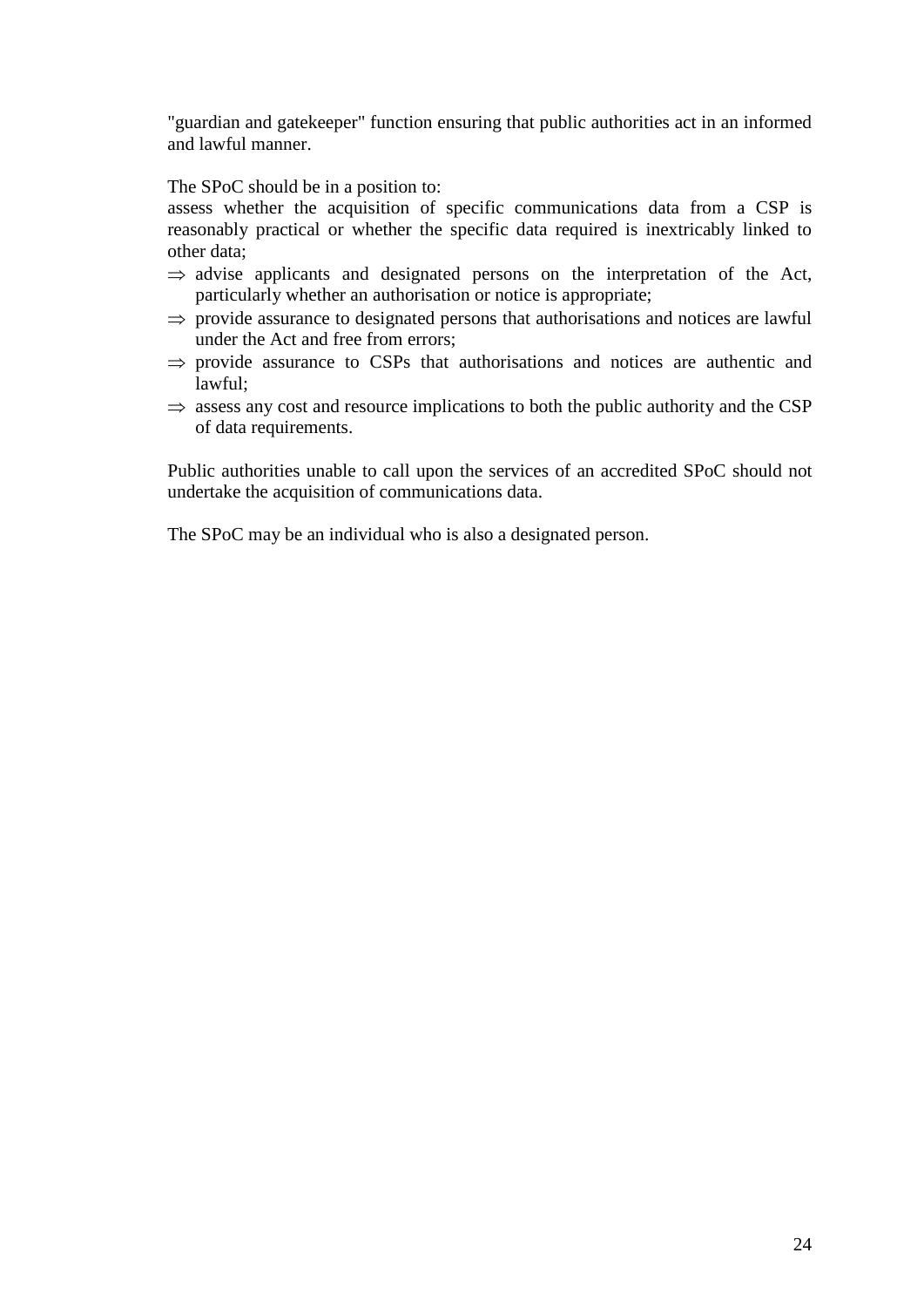"guardian and gatekeeper" function ensuring that public authorities act in an informed and lawful manner.

The SPoC should be in a position to:

assess whether the acquisition of specific communications data from a CSP is reasonably practical or whether the specific data required is inextricably linked to other data;

- ⇒ advise applicants and designated persons on the interpretation of the Act, particularly whether an authorisation or notice is appropriate;
- ⇒ provide assurance to designated persons that authorisations and notices are lawful under the Act and free from errors;
- ⇒ provide assurance to CSPs that authorisations and notices are authentic and lawful;
- ⇒ assess any cost and resource implications to both the public authority and the CSP of data requirements.

Public authorities unable to call upon the services of an accredited SPoC should not undertake the acquisition of communications data.

The SPoC may be an individual who is also a designated person.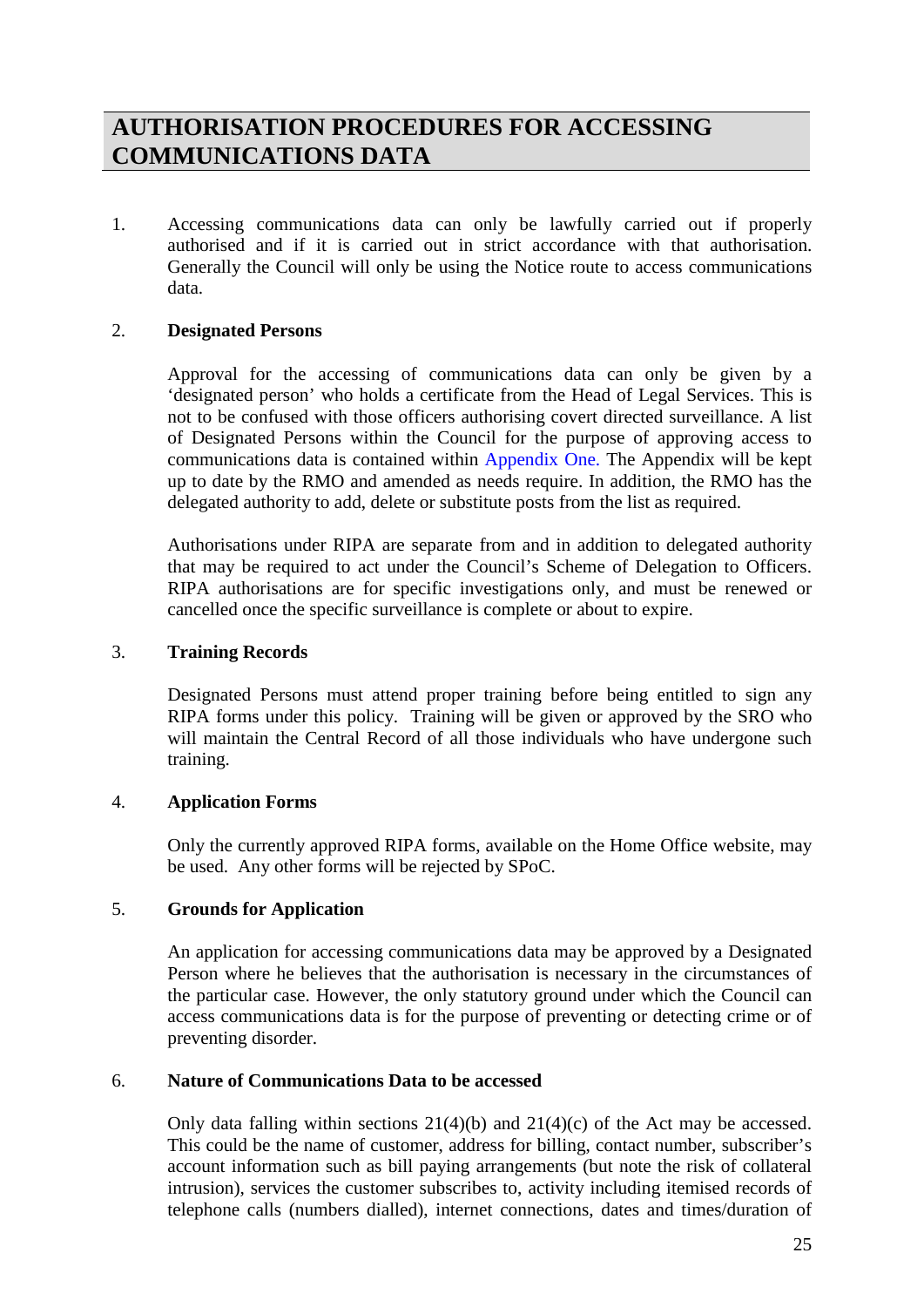# AUTHORISATION PROCEDURES FOR ACCESSING COMMUNICATIONS DATA

1. Accessing communications data can only be lawfully carried out if properly authorised and if it is carried out in strict accordance with that authorisation. Generally the Council will only be using the Notice route to access communications data.

2. **Designated Persons**

   Approval for the accessing of communications data can only be given by a 'designated person' who holds a certificate from the Head of Legal Services. This is not to be confused with those officers authorising covert directed surveillance. A list of Designated Persons within the Council for the purpose of approving access to communications data is contained within Appendix One. The Appendix will be kept up to date by the RMO and amended as needs require. In addition, the RMO has the delegated authority to add, delete or substitute posts from the list as required.

   Authorisations under RIPA are separate from and in addition to delegated authority that may be required to act under the Council's Scheme of Delegation to Officers. RIPA authorisations are for specific investigations only, and must be renewed or cancelled once the specific surveillance is complete or about to expire.

3. **Training Records**

   Designated Persons must attend proper training before being entitled to sign any RIPA forms under this policy. Training will be given or approved by the SRO who will maintain the Central Record of all those individuals who have undergone such training.

4. **Application Forms**

   Only the currently approved RIPA forms, available on the Home Office website, may be used. Any other forms will be rejected by SPoC.

5. **Grounds for Application**

   An application for accessing communications data may be approved by a Designated Person where he believes that the authorisation is necessary in the circumstances of the particular case. However, the only statutory ground under which the Council can access communications data is for the purpose of preventing or detecting crime or of preventing disorder.

6. **Nature of Communications Data to be accessed**

   Only data falling within sections 21(4)(b) and 21(4)(c) of the Act may be accessed. This could be the name of customer, address for billing, contact number, subscriber's account information such as bill paying arrangements (but note the risk of collateral intrusion), services the customer subscribes to, activity including itemised records of telephone calls (numbers dialled), internet connections, dates and times/duration of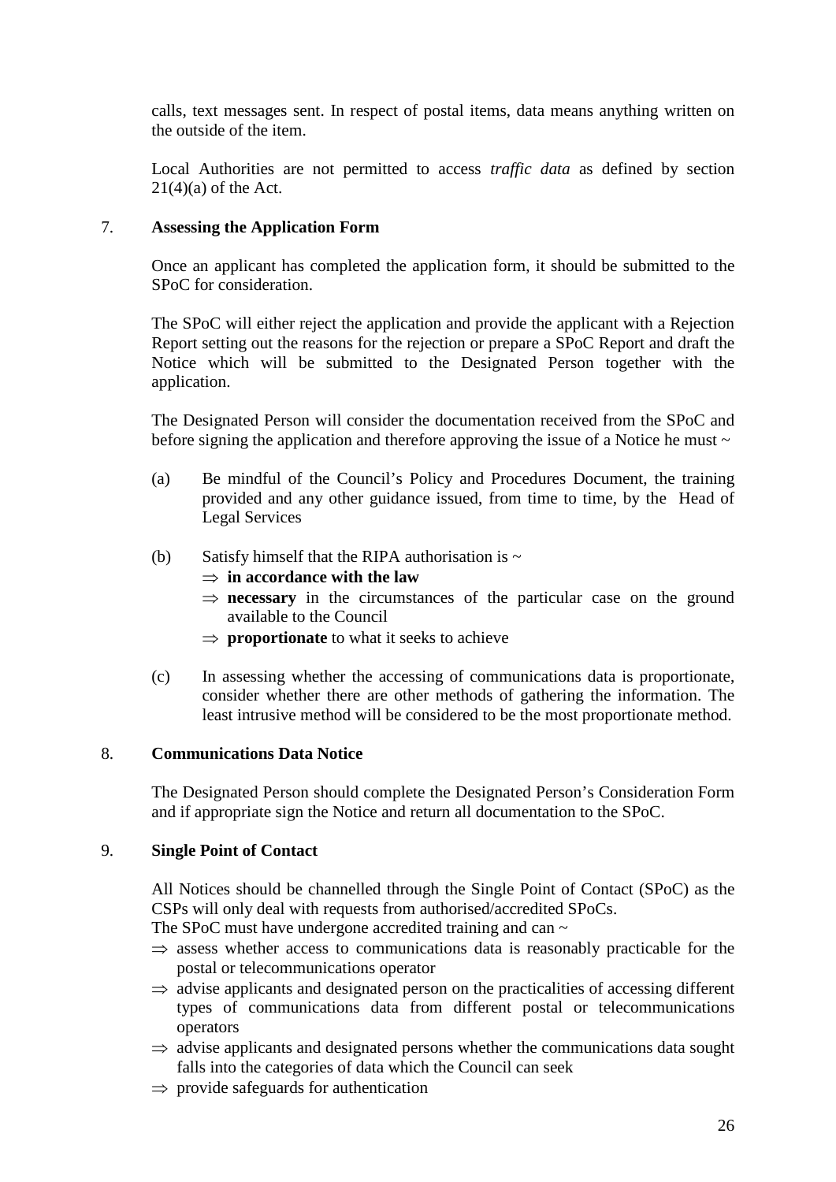calls, text messages sent. In respect of postal items, data means anything written on the outside of the item.

Local Authorities are not permitted to access *traffic data* as defined by section 21(4)(a) of the Act.

7. **Assessing the Application Form**

Once an applicant has completed the application form, it should be submitted to the SPoC for consideration.

The SPoC will either reject the application and provide the applicant with a Rejection Report setting out the reasons for the rejection or prepare a SPoC Report and draft the Notice which will be submitted to the Designated Person together with the application.

The Designated Person will consider the documentation received from the SPoC and before signing the application and therefore approving the issue of a Notice he must ~

(a) Be mindful of the Council's Policy and Procedures Document, the training provided and any other guidance issued, from time to time, by the Head of Legal Services

(b) Satisfy himself that the RIPA authorisation is ~
- ⇒ **in accordance with the law**
- ⇒ **necessary** in the circumstances of the particular case on the ground available to the Council
- ⇒ **proportionate** to what it seeks to achieve

(c) In assessing whether the accessing of communications data is proportionate, consider whether there are other methods of gathering the information. The least intrusive method will be considered to be the most proportionate method.

8. **Communications Data Notice**

The Designated Person should complete the Designated Person's Consideration Form and if appropriate sign the Notice and return all documentation to the SPoC.

9. **Single Point of Contact**

All Notices should be channelled through the Single Point of Contact (SPoC) as the CSPs will only deal with requests from authorised/accredited SPoCs.
The SPoC must have undergone accredited training and can ~
- ⇒ assess whether access to communications data is reasonably practicable for the postal or telecommunications operator
- ⇒ advise applicants and designated person on the practicalities of accessing different types of communications data from different postal or telecommunications operators
- ⇒ advise applicants and designated persons whether the communications data sought falls into the categories of data which the Council can seek
- ⇒ provide safeguards for authentication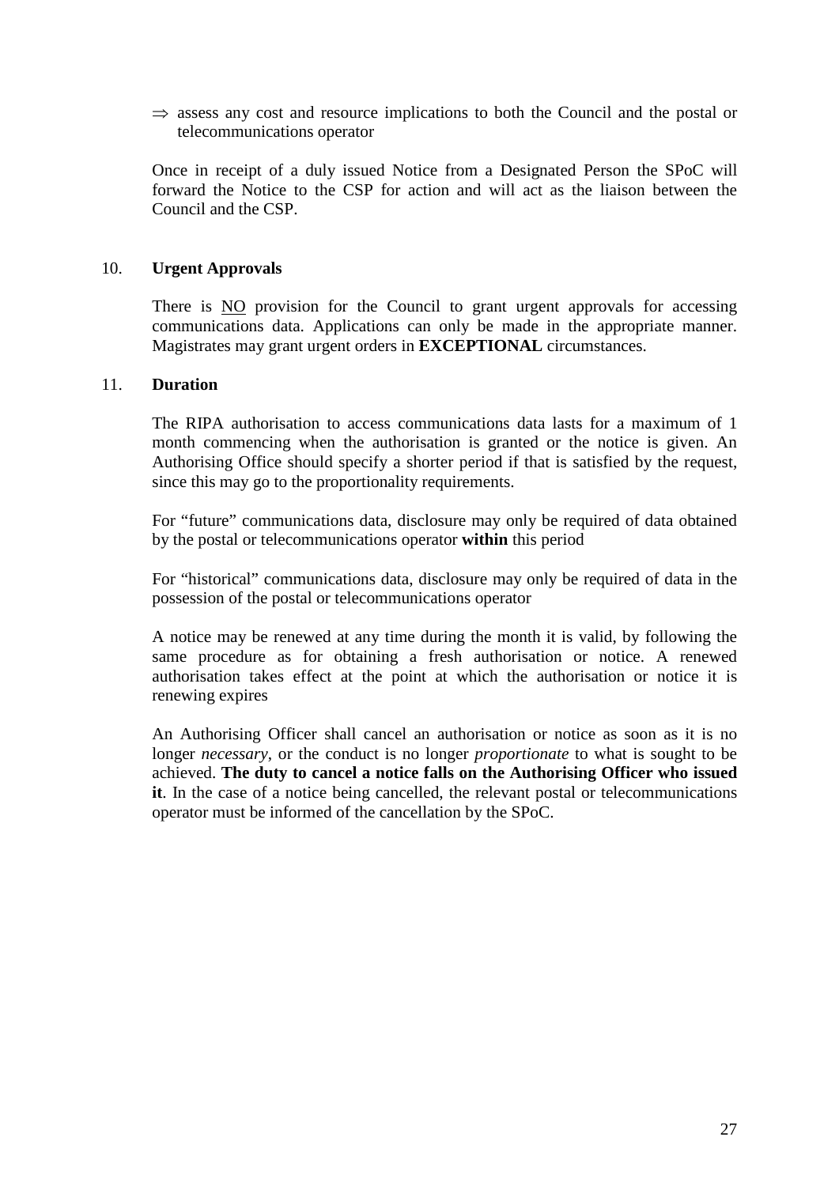⇒ assess any cost and resource implications to both the Council and the postal or telecommunications operator

Once in receipt of a duly issued Notice from a Designated Person the SPoC will forward the Notice to the CSP for action and will act as the liaison between the Council and the CSP.

## 10. Urgent Approvals

There is <u>NO</u> provision for the Council to grant urgent approvals for accessing communications data. Applications can only be made in the appropriate manner. Magistrates may grant urgent orders in **EXCEPTIONAL** circumstances.

## 11. Duration

The RIPA authorisation to access communications data lasts for a maximum of 1 month commencing when the authorisation is granted or the notice is given. An Authorising Office should specify a shorter period if that is satisfied by the request, since this may go to the proportionality requirements.

For "future" communications data, disclosure may only be required of data obtained by the postal or telecommunications operator **within** this period

For "historical" communications data, disclosure may only be required of data in the possession of the postal or telecommunications operator

A notice may be renewed at any time during the month it is valid, by following the same procedure as for obtaining a fresh authorisation or notice. A renewed authorisation takes effect at the point at which the authorisation or notice it is renewing expires

An Authorising Officer shall cancel an authorisation or notice as soon as it is no longer *necessary*, or the conduct is no longer *proportionate* to what is sought to be achieved. **The duty to cancel a notice falls on the Authorising Officer who issued it**. In the case of a notice being cancelled, the relevant postal or telecommunications operator must be informed of the cancellation by the SPoC.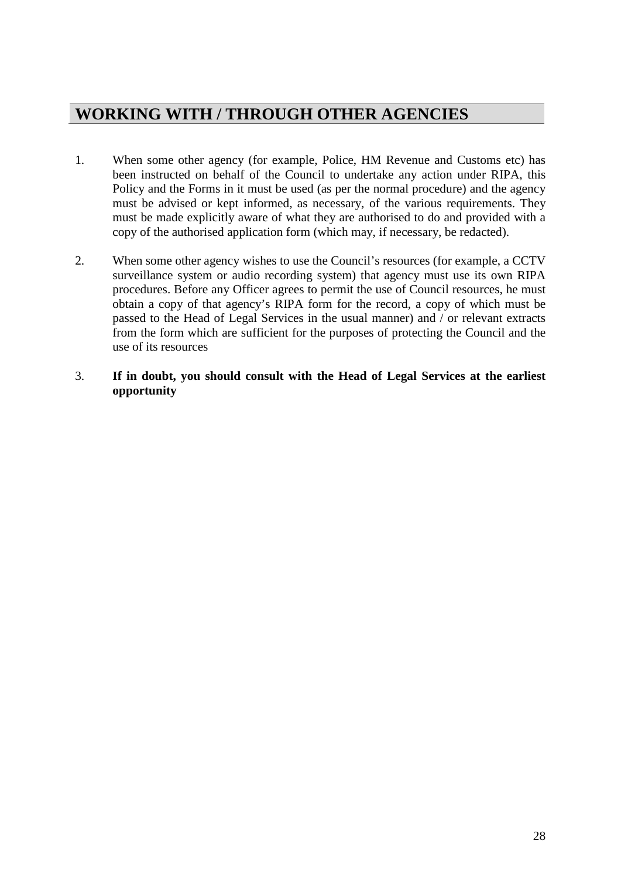## WORKING WITH / THROUGH OTHER AGENCIES

1. When some other agency (for example, Police, HM Revenue and Customs etc) has been instructed on behalf of the Council to undertake any action under RIPA, this Policy and the Forms in it must be used (as per the normal procedure) and the agency must be advised or kept informed, as necessary, of the various requirements. They must be made explicitly aware of what they are authorised to do and provided with a copy of the authorised application form (which may, if necessary, be redacted).

2. When some other agency wishes to use the Council's resources (for example, a CCTV surveillance system or audio recording system) that agency must use its own RIPA procedures. Before any Officer agrees to permit the use of Council resources, he must obtain a copy of that agency's RIPA form for the record, a copy of which must be passed to the Head of Legal Services in the usual manner) and / or relevant extracts from the form which are sufficient for the purposes of protecting the Council and the use of its resources

3. **If in doubt, you should consult with the Head of Legal Services at the earliest opportunity**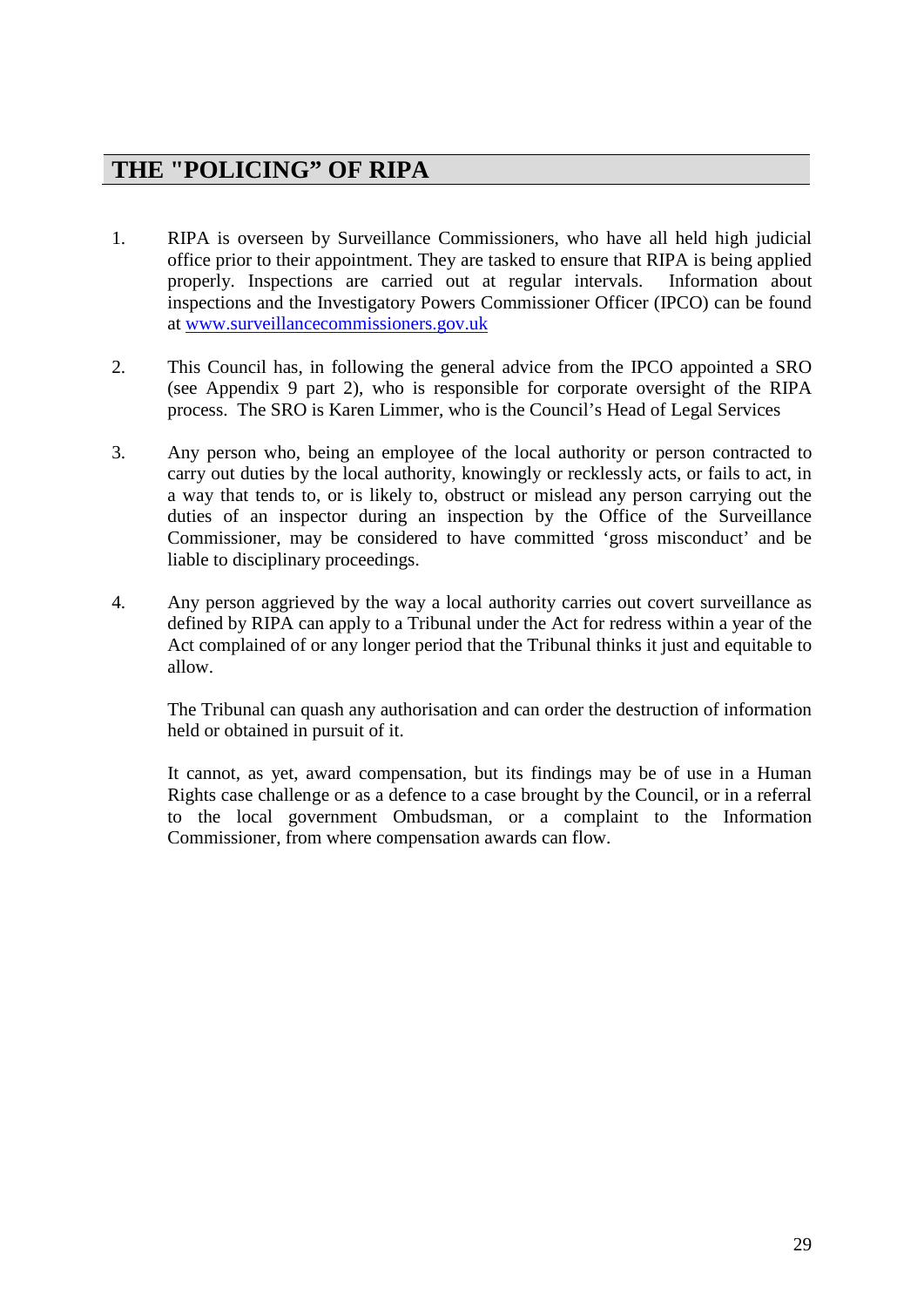## THE "POLICING" OF RIPA

1. RIPA is overseen by Surveillance Commissioners, who have all held high judicial office prior to their appointment. They are tasked to ensure that RIPA is being applied properly. Inspections are carried out at regular intervals. Information about inspections and the Investigatory Powers Commissioner Officer (IPCO) can be found at www.surveillancecommissioners.gov.uk

2. This Council has, in following the general advice from the IPCO appointed a SRO (see Appendix 9 part 2), who is responsible for corporate oversight of the RIPA process. The SRO is Karen Limmer, who is the Council's Head of Legal Services

3. Any person who, being an employee of the local authority or person contracted to carry out duties by the local authority, knowingly or recklessly acts, or fails to act, in a way that tends to, or is likely to, obstruct or mislead any person carrying out the duties of an inspector during an inspection by the Office of the Surveillance Commissioner, may be considered to have committed 'gross misconduct' and be liable to disciplinary proceedings.

4. Any person aggrieved by the way a local authority carries out covert surveillance as defined by RIPA can apply to a Tribunal under the Act for redress within a year of the Act complained of or any longer period that the Tribunal thinks it just and equitable to allow.

   The Tribunal can quash any authorisation and can order the destruction of information held or obtained in pursuit of it.

   It cannot, as yet, award compensation, but its findings may be of use in a Human Rights case challenge or as a defence to a case brought by the Council, or in a referral to the local government Ombudsman, or a complaint to the Information Commissioner, from where compensation awards can flow.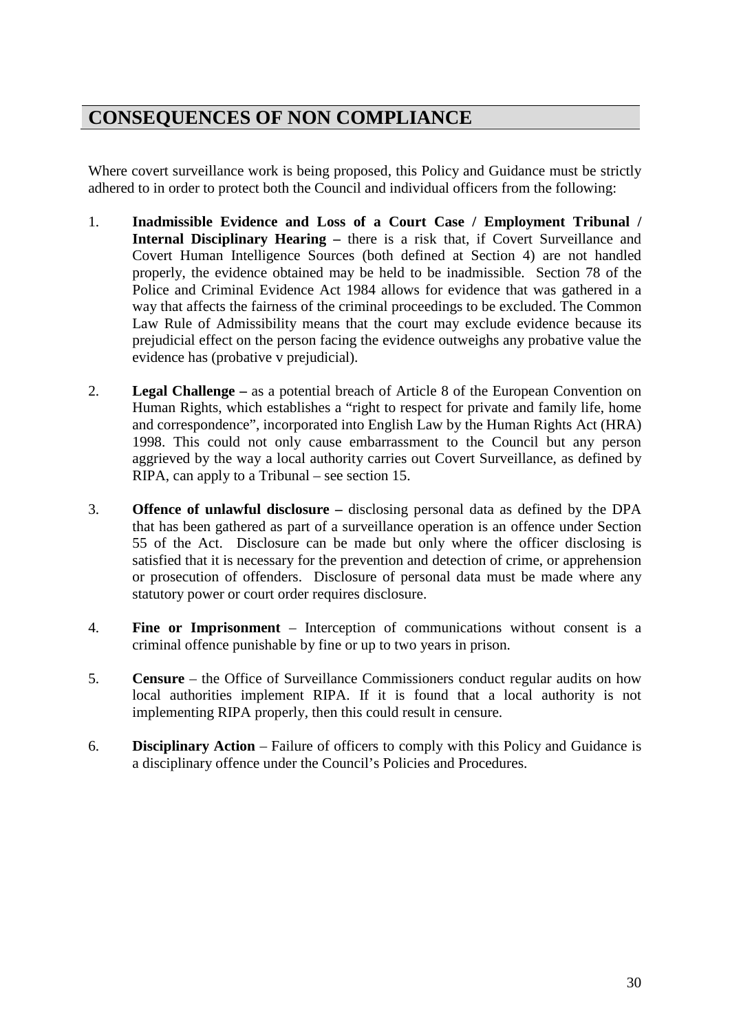# CONSEQUENCES OF NON COMPLIANCE

Where covert surveillance work is being proposed, this Policy and Guidance must be strictly adhered to in order to protect both the Council and individual officers from the following:

1. **Inadmissible Evidence and Loss of a Court Case / Employment Tribunal / Internal Disciplinary Hearing –** there is a risk that, if Covert Surveillance and Covert Human Intelligence Sources (both defined at Section 4) are not handled properly, the evidence obtained may be held to be inadmissible. Section 78 of the Police and Criminal Evidence Act 1984 allows for evidence that was gathered in a way that affects the fairness of the criminal proceedings to be excluded. The Common Law Rule of Admissibility means that the court may exclude evidence because its prejudicial effect on the person facing the evidence outweighs any probative value the evidence has (probative v prejudicial).

2. **Legal Challenge –** as a potential breach of Article 8 of the European Convention on Human Rights, which establishes a "right to respect for private and family life, home and correspondence", incorporated into English Law by the Human Rights Act (HRA) 1998. This could not only cause embarrassment to the Council but any person aggrieved by the way a local authority carries out Covert Surveillance, as defined by RIPA, can apply to a Tribunal – see section 15.

3. **Offence of unlawful disclosure –** disclosing personal data as defined by the DPA that has been gathered as part of a surveillance operation is an offence under Section 55 of the Act. Disclosure can be made but only where the officer disclosing is satisfied that it is necessary for the prevention and detection of crime, or apprehension or prosecution of offenders. Disclosure of personal data must be made where any statutory power or court order requires disclosure.

4. **Fine or Imprisonment** – Interception of communications without consent is a criminal offence punishable by fine or up to two years in prison.

5. **Censure** – the Office of Surveillance Commissioners conduct regular audits on how local authorities implement RIPA. If it is found that a local authority is not implementing RIPA properly, then this could result in censure.

6. **Disciplinary Action** – Failure of officers to comply with this Policy and Guidance is a disciplinary offence under the Council's Policies and Procedures.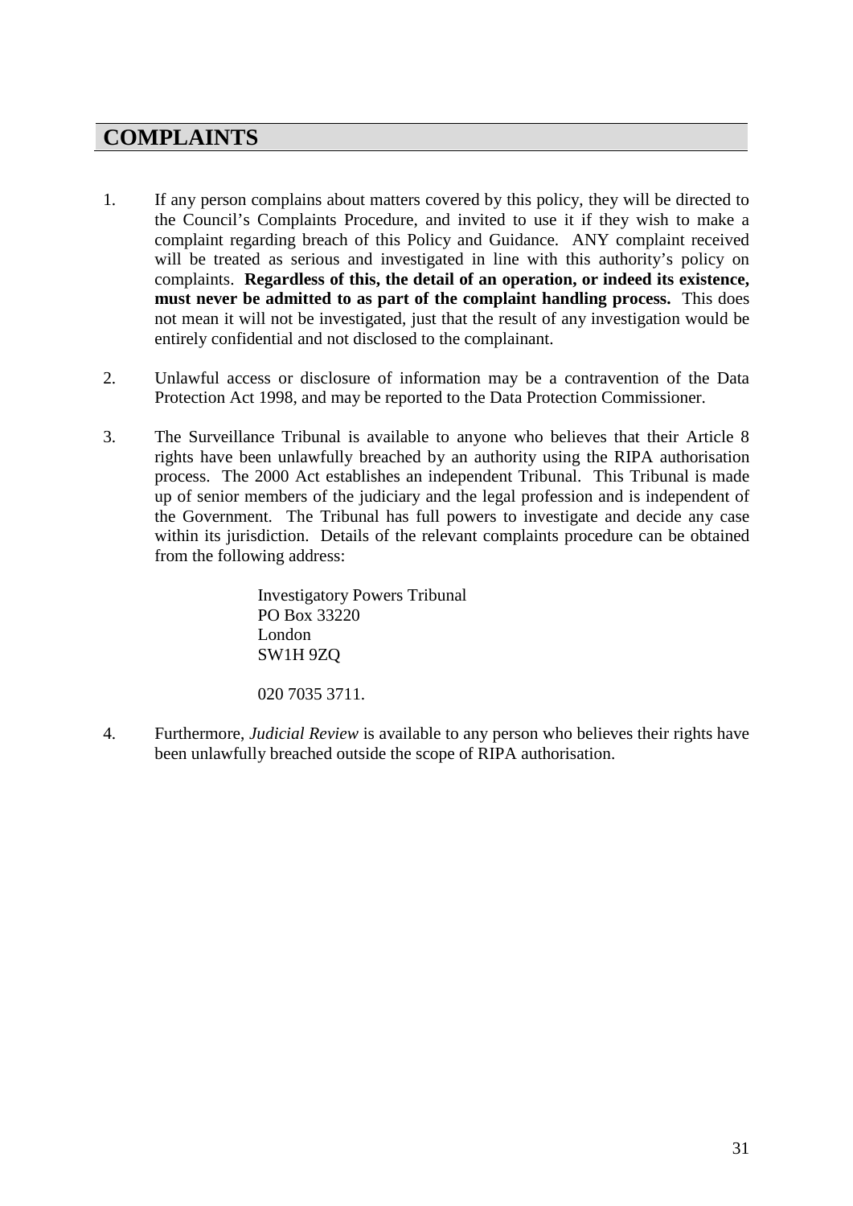# COMPLAINTS

1. If any person complains about matters covered by this policy, they will be directed to the Council's Complaints Procedure, and invited to use it if they wish to make a complaint regarding breach of this Policy and Guidance. ANY complaint received will be treated as serious and investigated in line with this authority's policy on complaints. **Regardless of this, the detail of an operation, or indeed its existence, must never be admitted to as part of the complaint handling process.** This does not mean it will not be investigated, just that the result of any investigation would be entirely confidential and not disclosed to the complainant.

2. Unlawful access or disclosure of information may be a contravention of the Data Protection Act 1998, and may be reported to the Data Protection Commissioner.

3. The Surveillance Tribunal is available to anyone who believes that their Article 8 rights have been unlawfully breached by an authority using the RIPA authorisation process. The 2000 Act establishes an independent Tribunal. This Tribunal is made up of senior members of the judiciary and the legal profession and is independent of the Government. The Tribunal has full powers to investigate and decide any case within its jurisdiction. Details of the relevant complaints procedure can be obtained from the following address:

   Investigatory Powers Tribunal
   PO Box 33220
   London
   SW1H 9ZQ

   020 7035 3711.

4. Furthermore, *Judicial Review* is available to any person who believes their rights have been unlawfully breached outside the scope of RIPA authorisation.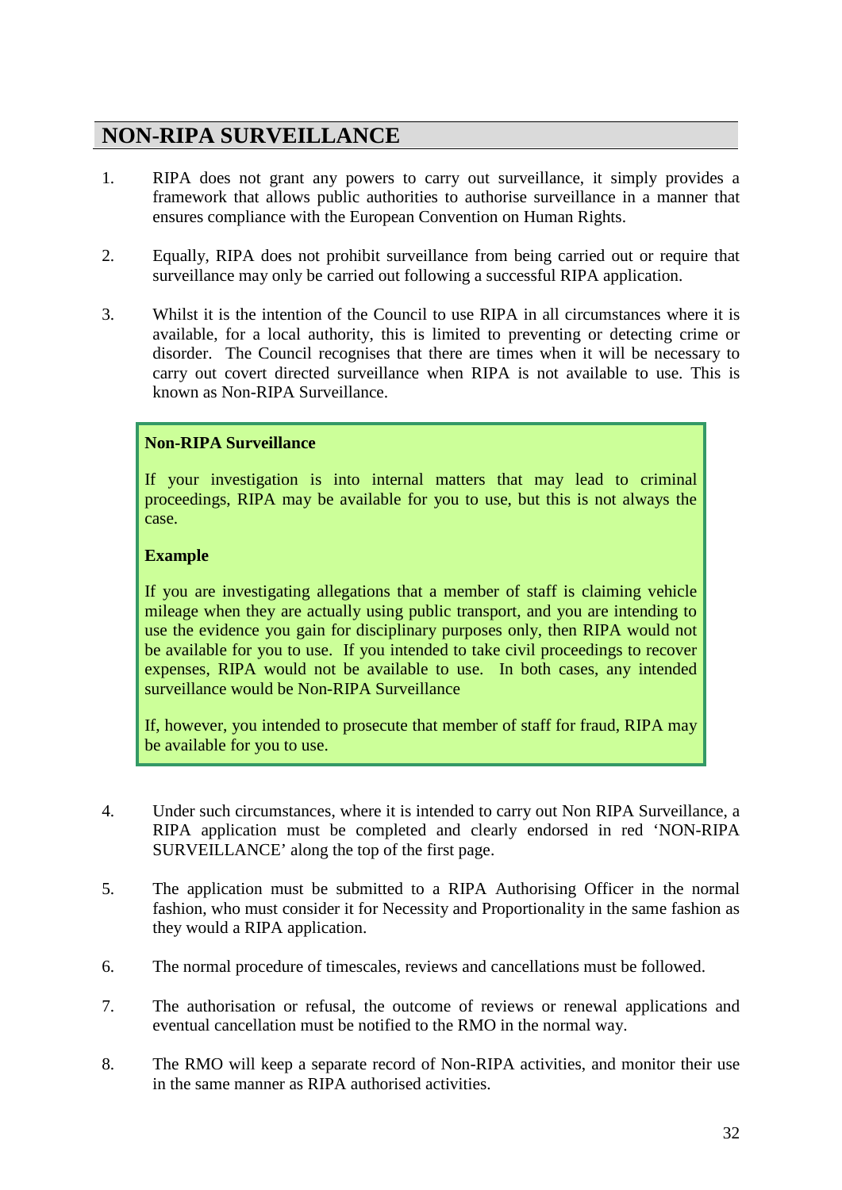## NON-RIPA SURVEILLANCE

1. RIPA does not grant any powers to carry out surveillance, it simply provides a framework that allows public authorities to authorise surveillance in a manner that ensures compliance with the European Convention on Human Rights.

2. Equally, RIPA does not prohibit surveillance from being carried out or require that surveillance may only be carried out following a successful RIPA application.

3. Whilst it is the intention of the Council to use RIPA in all circumstances where it is available, for a local authority, this is limited to preventing or detecting crime or disorder. The Council recognises that there are times when it will be necessary to carry out covert directed surveillance when RIPA is not available to use. This is known as Non-RIPA Surveillance.

> **Non-RIPA Surveillance**
>
> If your investigation is into internal matters that may lead to criminal proceedings, RIPA may be available for you to use, but this is not always the case.
>
> **Example**
>
> If you are investigating allegations that a member of staff is claiming vehicle mileage when they are actually using public transport, and you are intending to use the evidence you gain for disciplinary purposes only, then RIPA would not be available for you to use. If you intended to take civil proceedings to recover expenses, RIPA would not be available to use. In both cases, any intended surveillance would be Non-RIPA Surveillance
>
> If, however, you intended to prosecute that member of staff for fraud, RIPA may be available for you to use.

4. Under such circumstances, where it is intended to carry out Non RIPA Surveillance, a RIPA application must be completed and clearly endorsed in red 'NON-RIPA SURVEILLANCE' along the top of the first page.

5. The application must be submitted to a RIPA Authorising Officer in the normal fashion, who must consider it for Necessity and Proportionality in the same fashion as they would a RIPA application.

6. The normal procedure of timescales, reviews and cancellations must be followed.

7. The authorisation or refusal, the outcome of reviews or renewal applications and eventual cancellation must be notified to the RMO in the normal way.

8. The RMO will keep a separate record of Non-RIPA activities, and monitor their use in the same manner as RIPA authorised activities.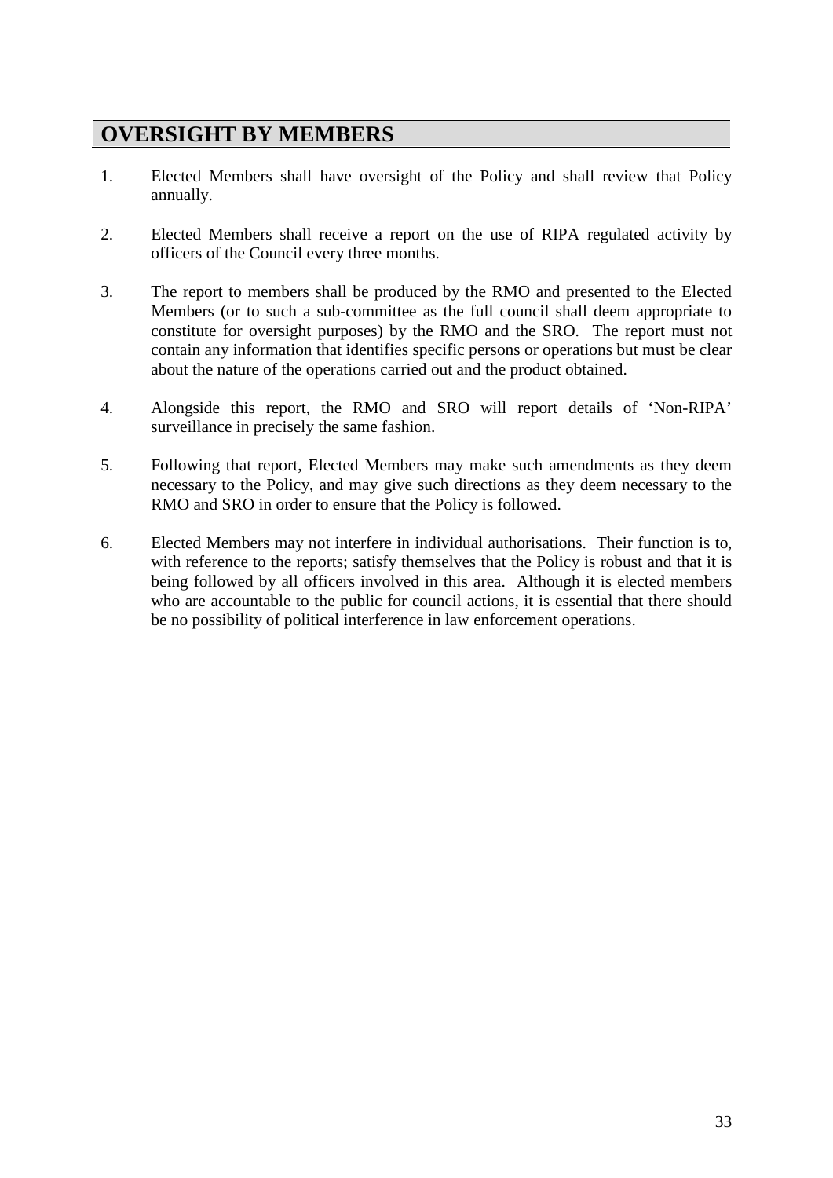## OVERSIGHT BY MEMBERS

1. Elected Members shall have oversight of the Policy and shall review that Policy annually.

2. Elected Members shall receive a report on the use of RIPA regulated activity by officers of the Council every three months.

3. The report to members shall be produced by the RMO and presented to the Elected Members (or to such a sub-committee as the full council shall deem appropriate to constitute for oversight purposes) by the RMO and the SRO. The report must not contain any information that identifies specific persons or operations but must be clear about the nature of the operations carried out and the product obtained.

4. Alongside this report, the RMO and SRO will report details of 'Non-RIPA' surveillance in precisely the same fashion.

5. Following that report, Elected Members may make such amendments as they deem necessary to the Policy, and may give such directions as they deem necessary to the RMO and SRO in order to ensure that the Policy is followed.

6. Elected Members may not interfere in individual authorisations. Their function is to, with reference to the reports; satisfy themselves that the Policy is robust and that it is being followed by all officers involved in this area. Although it is elected members who are accountable to the public for council actions, it is essential that there should be no possibility of political interference in law enforcement operations.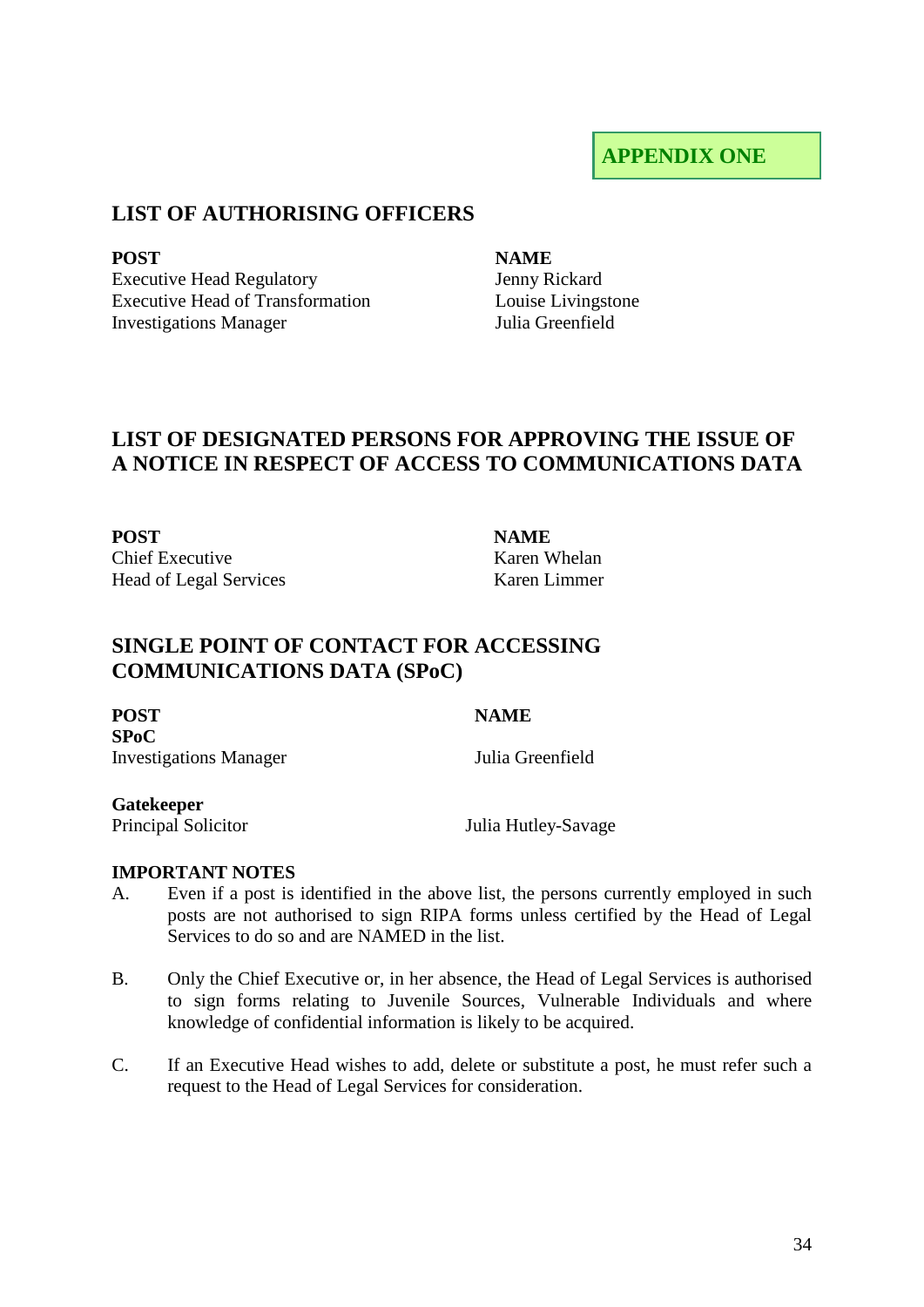**APPENDIX ONE**

## LIST OF AUTHORISING OFFICERS

| POST | NAME |
| --- | --- |
| Executive Head Regulatory | Jenny Rickard |
| Executive Head of Transformation | Louise Livingstone |
| Investigations Manager | Julia Greenfield |

## LIST OF DESIGNATED PERSONS FOR APPROVING THE ISSUE OF A NOTICE IN RESPECT OF ACCESS TO COMMUNICATIONS DATA

| POST | NAME |
| --- | --- |
| Chief Executive | Karen Whelan |
| Head of Legal Services | Karen Limmer |

## SINGLE POINT OF CONTACT FOR ACCESSING COMMUNICATIONS DATA (SPoC)

| POST | NAME |
| --- | --- |
| **SPoC** | |
| Investigations Manager | Julia Greenfield |
| **Gatekeeper** | |
| Principal Solicitor | Julia Hutley-Savage |

**IMPORTANT NOTES**

A. Even if a post is identified in the above list, the persons currently employed in such posts are not authorised to sign RIPA forms unless certified by the Head of Legal Services to do so and are NAMED in the list.

B. Only the Chief Executive or, in her absence, the Head of Legal Services is authorised to sign forms relating to Juvenile Sources, Vulnerable Individuals and where knowledge of confidential information is likely to be acquired.

C. If an Executive Head wishes to add, delete or substitute a post, he must refer such a request to the Head of Legal Services for consideration.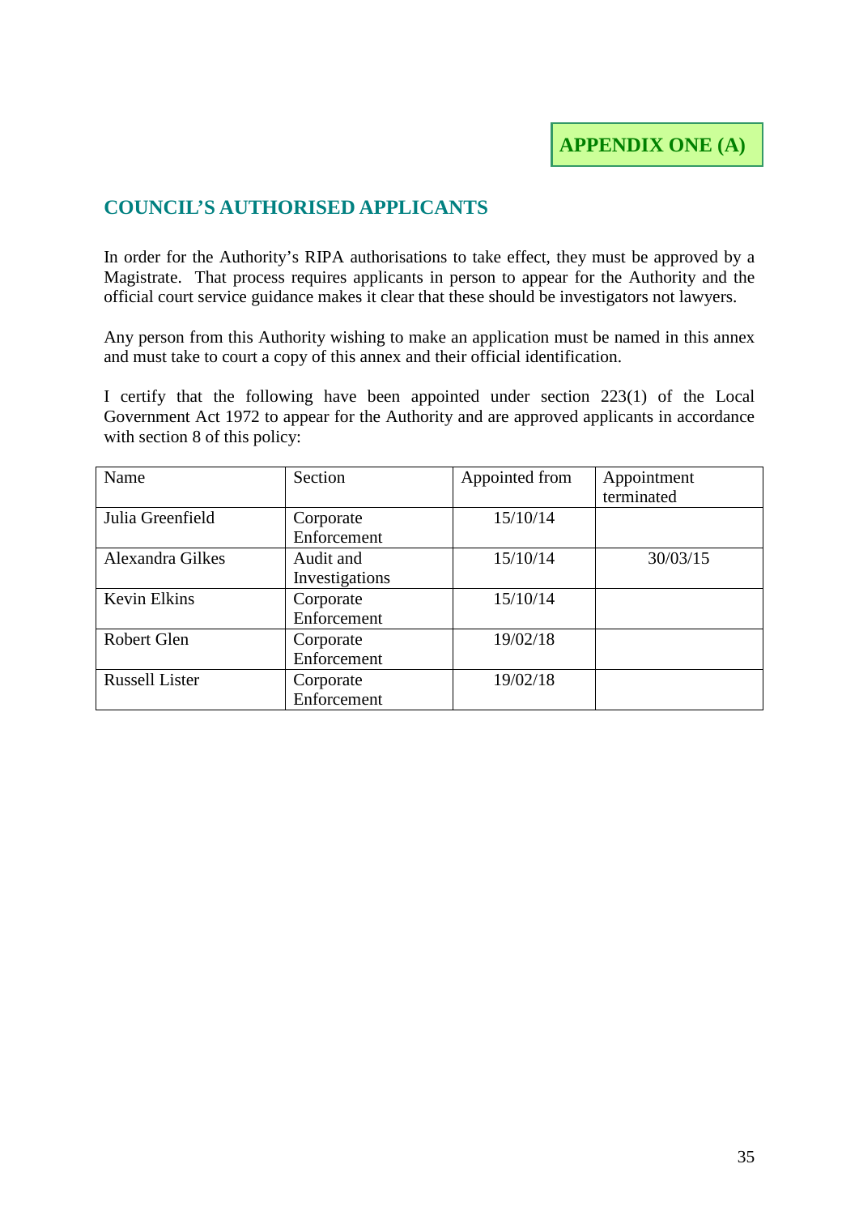**APPENDIX ONE (A)**

## COUNCIL'S AUTHORISED APPLICANTS

In order for the Authority's RIPA authorisations to take effect, they must be approved by a Magistrate. That process requires applicants in person to appear for the Authority and the official court service guidance makes it clear that these should be investigators not lawyers.

Any person from this Authority wishing to make an application must be named in this annex and must take to court a copy of this annex and their official identification.

I certify that the following have been appointed under section 223(1) of the Local Government Act 1972 to appear for the Authority and are approved applicants in accordance with section 8 of this policy:

| Name | Section | Appointed from | Appointment terminated |
|---|---|---|---|
| Julia Greenfield | Corporate Enforcement | 15/10/14 | |
| Alexandra Gilkes | Audit and Investigations | 15/10/14 | 30/03/15 |
| Kevin Elkins | Corporate Enforcement | 15/10/14 | |
| Robert Glen | Corporate Enforcement | 19/02/18 | |
| Russell Lister | Corporate Enforcement | 19/02/18 | |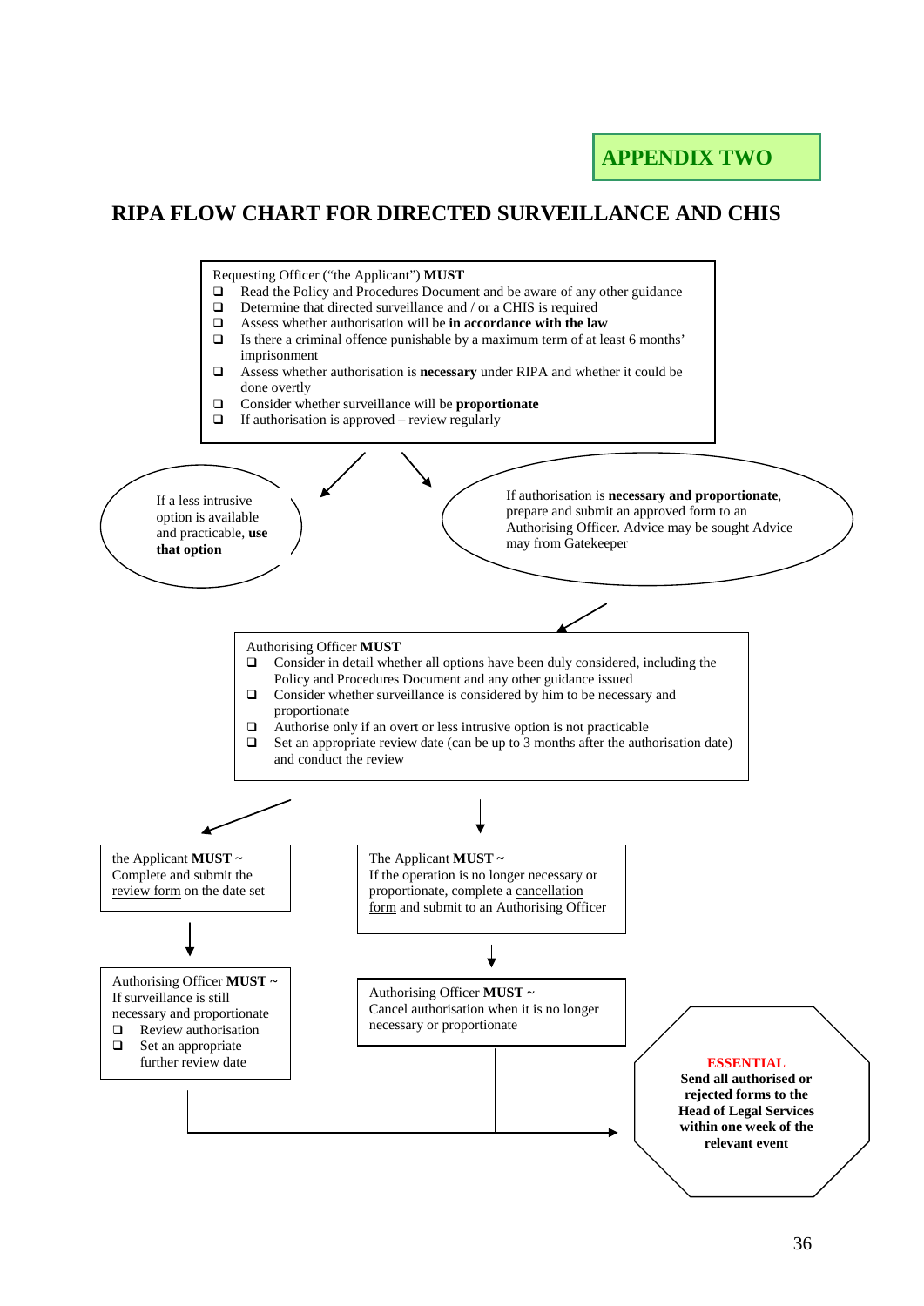**APPENDIX TWO**

# RIPA FLOW CHART FOR DIRECTED SURVEILLANCE AND CHIS

Requesting Officer ("the Applicant") **MUST**

- Read the Policy and Procedures Document and be aware of any other guidance
- Determine that directed surveillance and / or a CHIS is required
- Assess whether authorisation will be **in accordance with the law**
- Is there a criminal offence punishable by a maximum term of at least 6 months' imprisonment
- Assess whether authorisation is **necessary** under RIPA and whether it could be done overtly
- Consider whether surveillance will be **proportionate**
- If authorisation is approved – review regularly

If a less intrusive option is available and practicable, **use that option**

If authorisation is **necessary and proportionate**, prepare and submit an approved form to an Authorising Officer. Advice may be sought Advice may from Gatekeeper

Authorising Officer **MUST**

- Consider in detail whether all options have been duly considered, including the Policy and Procedures Document and any other guidance issued
- Consider whether surveillance is considered by him to be necessary and proportionate
- Authorise only if an overt or less intrusive option is not practicable
- Set an appropriate review date (can be up to 3 months after the authorisation date) and conduct the review

the Applicant **MUST** ~
Complete and submit the review form on the date set

Authorising Officer **MUST** ~
If surveillance is still necessary and proportionate

- Review authorisation
- Set an appropriate further review date

The Applicant **MUST** ~
If the operation is no longer necessary or proportionate, complete a cancellation form and submit to an Authorising Officer

Authorising Officer **MUST** ~
Cancel authorisation when it is no longer necessary or proportionate

**ESSENTIAL**
**Send all authorised or rejected forms to the Head of Legal Services within one week of the relevant event**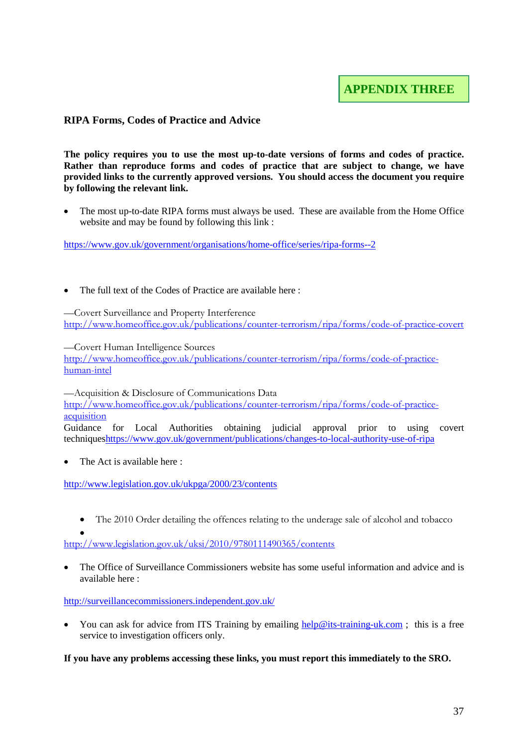## APPENDIX THREE

**RIPA Forms, Codes of Practice and Advice**

**The policy requires you to use the most up-to-date versions of forms and codes of practice. Rather than reproduce forms and codes of practice that are subject to change, we have provided links to the currently approved versions. You should access the document you require by following the relevant link.**

- The most up-to-date RIPA forms must always be used. These are available from the Home Office website and may be found by following this link :

https://www.gov.uk/government/organisations/home-office/series/ripa-forms--2

- The full text of the Codes of Practice are available here :

—Covert Surveillance and Property Interference
http://www.homeoffice.gov.uk/publications/counter-terrorism/ripa/forms/code-of-practice-covert

—Covert Human Intelligence Sources
http://www.homeoffice.gov.uk/publications/counter-terrorism/ripa/forms/code-of-practice-human-intel

—Acquisition & Disclosure of Communications Data
http://www.homeoffice.gov.uk/publications/counter-terrorism/ripa/forms/code-of-practice-acquisition
Guidance for Local Authorities obtaining judicial approval prior to using covert techniqueshttps://www.gov.uk/government/publications/changes-to-local-authority-use-of-ripa

- The Act is available here :

http://www.legislation.gov.uk/ukpga/2000/23/contents

- The 2010 Order detailing the offences relating to the underage sale of alcohol and tobacco
-

http://www.legislation.gov.uk/uksi/2010/9780111490365/contents

- The Office of Surveillance Commissioners website has some useful information and advice and is available here :

http://surveillancecommissioners.independent.gov.uk/

- You can ask for advice from ITS Training by emailing help@its-training-uk.com ; this is a free service to investigation officers only.

**If you have any problems accessing these links, you must report this immediately to the SRO.**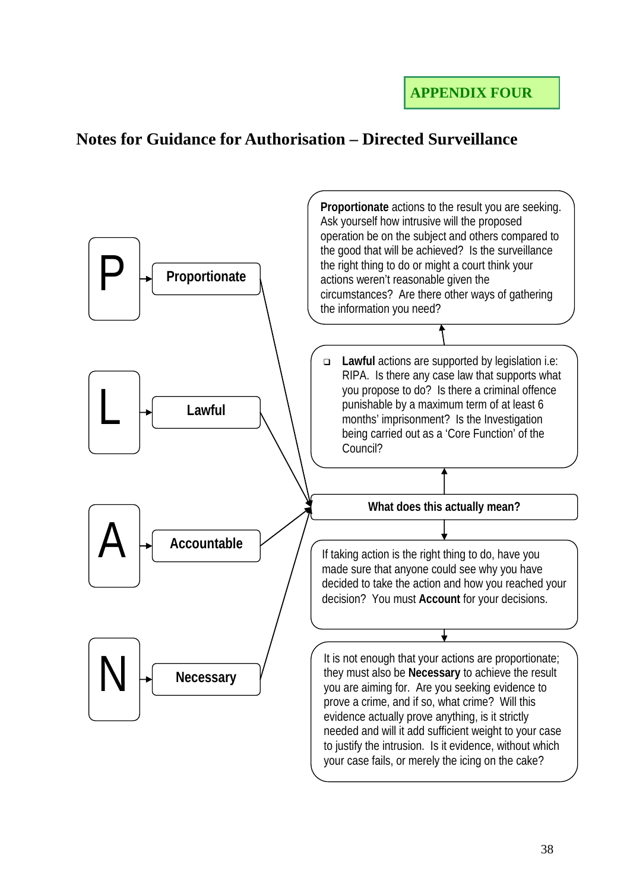**APPENDIX FOUR**

## Notes for Guidance for Authorisation – Directed Surveillance

**P** → **Proportionate**

**L** → **Lawful**

**A** → **Accountable**

**N** → **Necessary**

**What does this actually mean?**

**Proportionate** actions to the result you are seeking. Ask yourself how intrusive will the proposed operation be on the subject and others compared to the good that will be achieved? Is the surveillance the right thing to do or might a court think your actions weren't reasonable given the circumstances? Are there other ways of gathering the information you need?

- **Lawful** actions are supported by legislation i.e: RIPA. Is there any case law that supports what you propose to do? Is there a criminal offence punishable by a maximum term of at least 6 months' imprisonment? Is the Investigation being carried out as a 'Core Function' of the Council?

If taking action is the right thing to do, have you made sure that anyone could see why you have decided to take the action and how you reached your decision? You must **Account** for your decisions.

It is not enough that your actions are proportionate; they must also be **Necessary** to achieve the result you are aiming for. Are you seeking evidence to prove a crime, and if so, what crime? Will this evidence actually prove anything, is it strictly needed and will it add sufficient weight to your case to justify the intrusion. Is it evidence, without which your case fails, or merely the icing on the cake?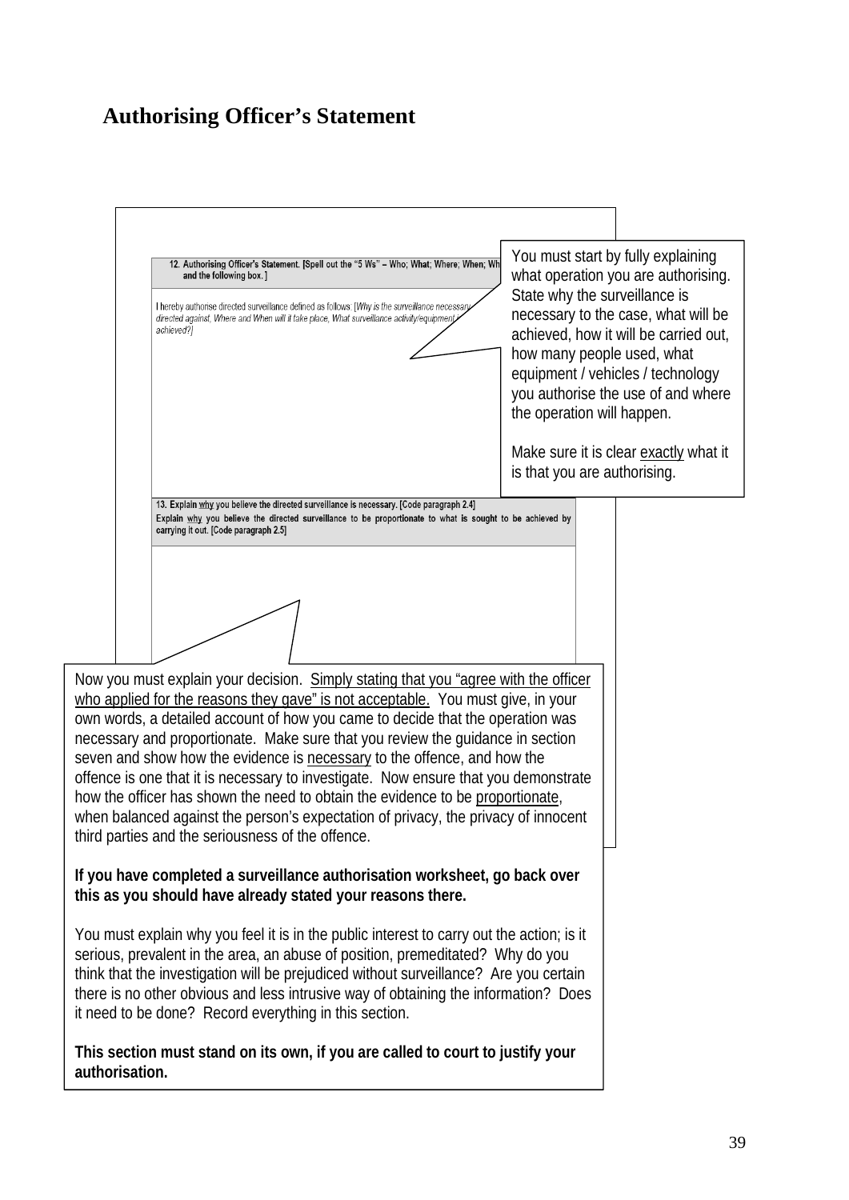## Authorising Officer's Statement

**12. Authorising Officer's Statement. [Spell out the "5 Ws" – Who; What; Where; When; Wh... and the following box.]**

I hereby authorise directed surveillance defined as follows: [*Why is the surveillance necessary... directed against, Where and When will it take place, What surveillance activity/equipment ... achieved?*]

You must start by fully explaining what operation you are authorising. State why the surveillance is necessary to the case, what will be achieved, how it will be carried out, how many people used, what equipment / vehicles / technology you authorise the use of and where the operation will happen.

Make sure it is clear exactly what it is that you are authorising.

**13. Explain why you believe the directed surveillance is necessary. [Code paragraph 2.4]**
**Explain why you believe the directed surveillance to be proportionate to what is sought to be achieved by carrying it out. [Code paragraph 2.5]**

Now you must explain your decision. Simply stating that you "agree with the officer who applied for the reasons they gave" is not acceptable. You must give, in your own words, a detailed account of how you came to decide that the operation was necessary and proportionate. Make sure that you review the guidance in section seven and show how the evidence is necessary to the offence, and how the offence is one that it is necessary to investigate. Now ensure that you demonstrate how the officer has shown the need to obtain the evidence to be proportionate, when balanced against the person's expectation of privacy, the privacy of innocent third parties and the seriousness of the offence.

**If you have completed a surveillance authorisation worksheet, go back over this as you should have already stated your reasons there.**

You must explain why you feel it is in the public interest to carry out the action; is it serious, prevalent in the area, an abuse of position, premeditated? Why do you think that the investigation will be prejudiced without surveillance? Are you certain there is no other obvious and less intrusive way of obtaining the information? Does it need to be done? Record everything in this section.

**This section must stand on its own, if you are called to court to justify your authorisation.**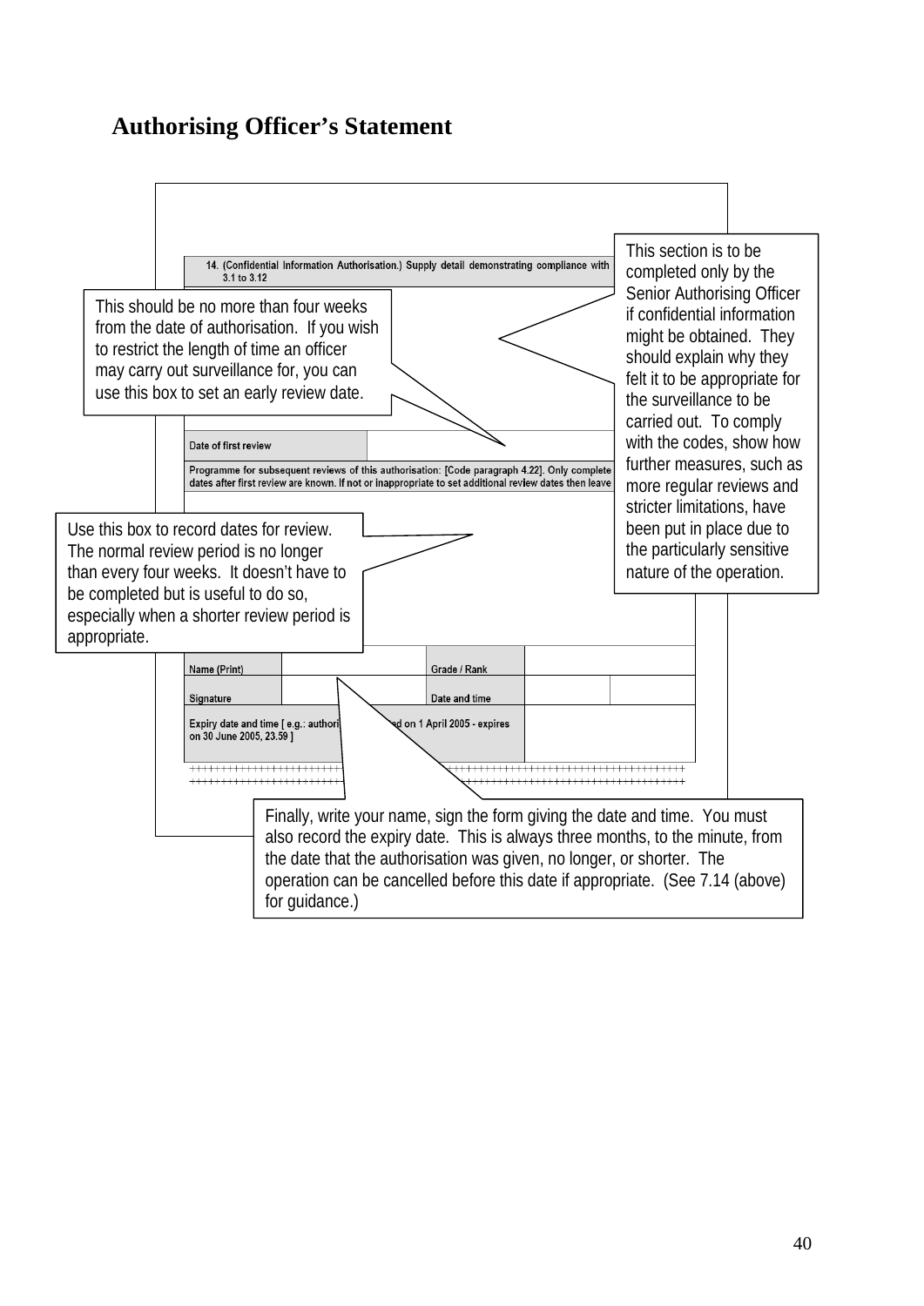## Authorising Officer's Statement

14. (Confidential Information Authorisation.) Supply detail demonstrating compliance with 3.1 to 3.12

This section is to be completed only by the Senior Authorising Officer if confidential information might be obtained. They should explain why they felt it to be appropriate for the surveillance to be carried out. To comply with the codes, show how further measures, such as more regular reviews and stricter limitations, have been put in place due to the particularly sensitive nature of the operation.

This should be no more than four weeks from the date of authorisation. If you wish to restrict the length of time an officer may carry out surveillance for, you can use this box to set an early review date.

| Date of first review | |
|---|---|

Programme for subsequent reviews of this authorisation: [Code paragraph 4.22]. Only complete dates after first review are known. If not or inappropriate to set additional review dates then leave

Use this box to record dates for review. The normal review period is no longer than every four weeks. It doesn't have to be completed but is useful to do so, especially when a shorter review period is appropriate.

| Name (Print) | | Grade / Rank | |
|---|---|---|---|
| Signature | | Date and time | |
| Expiry date and time [ e.g.: authori... ...d on 1 April 2005 - expires on 30 June 2005, 23.59 ] | | | |

Finally, write your name, sign the form giving the date and time. You must also record the expiry date. This is always three months, to the minute, from the date that the authorisation was given, no longer, or shorter. The operation can be cancelled before this date if appropriate. (See 7.14 (above) for guidance.)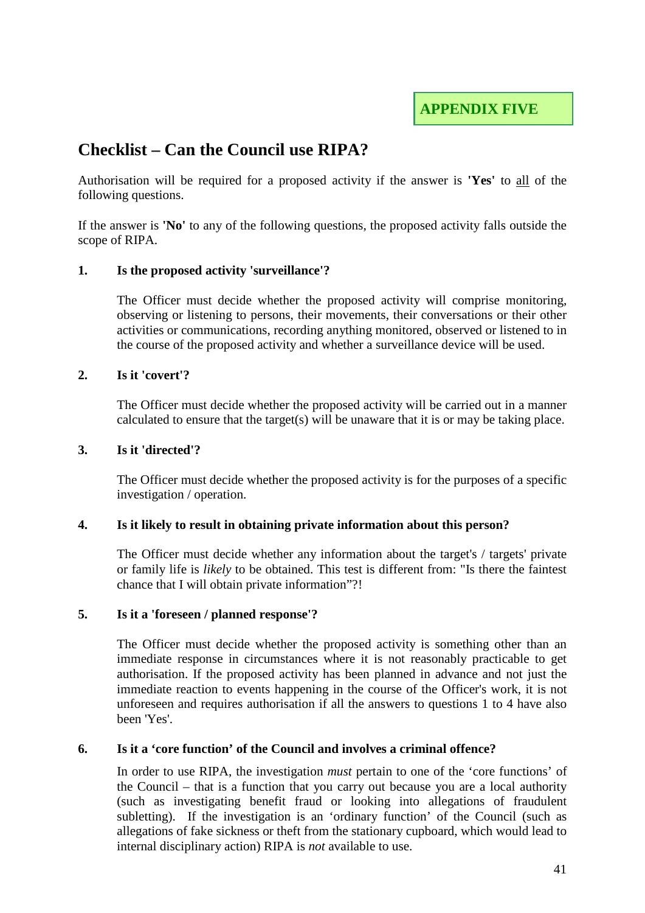**APPENDIX FIVE**

# Checklist – Can the Council use RIPA?

Authorisation will be required for a proposed activity if the answer is **'Yes'** to <u>all</u> of the following questions.

If the answer is **'No'** to any of the following questions, the proposed activity falls outside the scope of RIPA.

**1. Is the proposed activity 'surveillance'?**

The Officer must decide whether the proposed activity will comprise monitoring, observing or listening to persons, their movements, their conversations or their other activities or communications, recording anything monitored, observed or listened to in the course of the proposed activity and whether a surveillance device will be used.

**2. Is it 'covert'?**

The Officer must decide whether the proposed activity will be carried out in a manner calculated to ensure that the target(s) will be unaware that it is or may be taking place.

**3. Is it 'directed'?**

The Officer must decide whether the proposed activity is for the purposes of a specific investigation / operation.

**4. Is it likely to result in obtaining private information about this person?**

The Officer must decide whether any information about the target's / targets' private or family life is *likely* to be obtained. This test is different from: "Is there the faintest chance that I will obtain private information"?!

**5. Is it a 'foreseen / planned response'?**

The Officer must decide whether the proposed activity is something other than an immediate response in circumstances where it is not reasonably practicable to get authorisation. If the proposed activity has been planned in advance and not just the immediate reaction to events happening in the course of the Officer's work, it is not unforeseen and requires authorisation if all the answers to questions 1 to 4 have also been 'Yes'.

**6. Is it a 'core function' of the Council and involves a criminal offence?**

In order to use RIPA, the investigation *must* pertain to one of the 'core functions' of the Council – that is a function that you carry out because you are a local authority (such as investigating benefit fraud or looking into allegations of fraudulent subletting). If the investigation is an 'ordinary function' of the Council (such as allegations of fake sickness or theft from the stationary cupboard, which would lead to internal disciplinary action) RIPA is *not* available to use.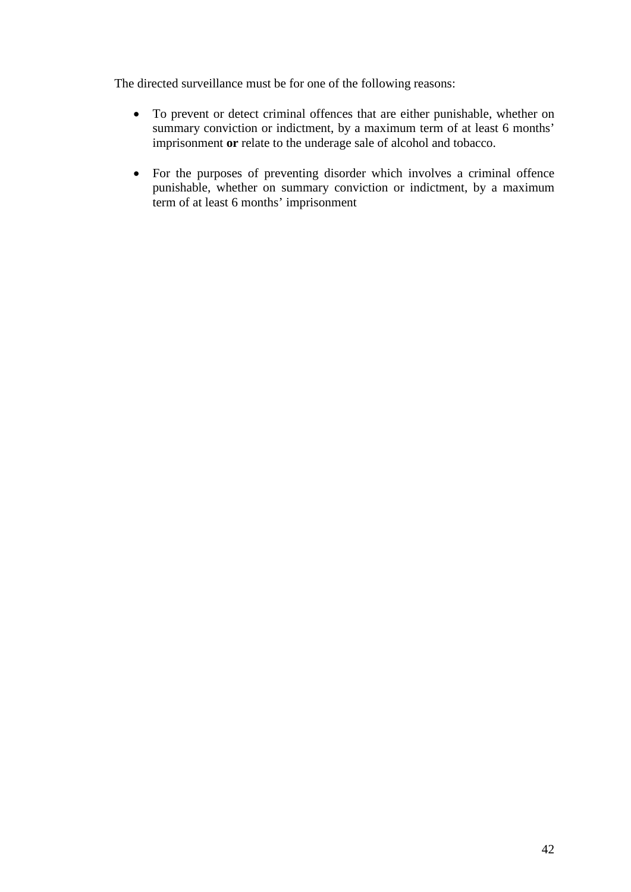The directed surveillance must be for one of the following reasons:

- To prevent or detect criminal offences that are either punishable, whether on summary conviction or indictment, by a maximum term of at least 6 months' imprisonment **or** relate to the underage sale of alcohol and tobacco.

- For the purposes of preventing disorder which involves a criminal offence punishable, whether on summary conviction or indictment, by a maximum term of at least 6 months' imprisonment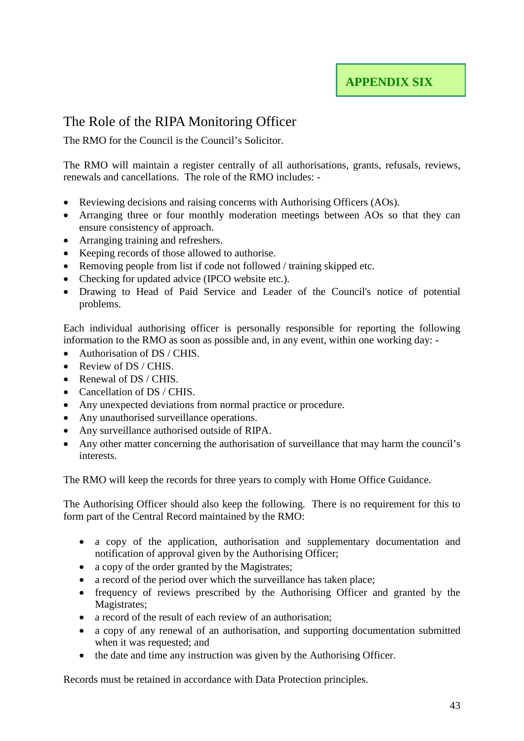**APPENDIX SIX**

## The Role of the RIPA Monitoring Officer

The RMO for the Council is the Council's Solicitor.

The RMO will maintain a register centrally of all authorisations, grants, refusals, reviews, renewals and cancellations. The role of the RMO includes: -

- Reviewing decisions and raising concerns with Authorising Officers (AOs).
- Arranging three or four monthly moderation meetings between AOs so that they can ensure consistency of approach.
- Arranging training and refreshers.
- Keeping records of those allowed to authorise.
- Removing people from list if code not followed / training skipped etc.
- Checking for updated advice (IPCO website etc.).
- Drawing to Head of Paid Service and Leader of the Council's notice of potential problems.

Each individual authorising officer is personally responsible for reporting the following information to the RMO as soon as possible and, in any event, within one working day: -

- Authorisation of DS / CHIS.
- Review of DS / CHIS.
- Renewal of DS / CHIS.
- Cancellation of DS / CHIS.
- Any unexpected deviations from normal practice or procedure.
- Any unauthorised surveillance operations.
- Any surveillance authorised outside of RIPA.
- Any other matter concerning the authorisation of surveillance that may harm the council's interests.

The RMO will keep the records for three years to comply with Home Office Guidance.

The Authorising Officer should also keep the following. There is no requirement for this to form part of the Central Record maintained by the RMO:

- a copy of the application, authorisation and supplementary documentation and notification of approval given by the Authorising Officer;
- a copy of the order granted by the Magistrates;
- a record of the period over which the surveillance has taken place;
- frequency of reviews prescribed by the Authorising Officer and granted by the Magistrates;
- a record of the result of each review of an authorisation;
- a copy of any renewal of an authorisation, and supporting documentation submitted when it was requested; and
- the date and time any instruction was given by the Authorising Officer.

Records must be retained in accordance with Data Protection principles.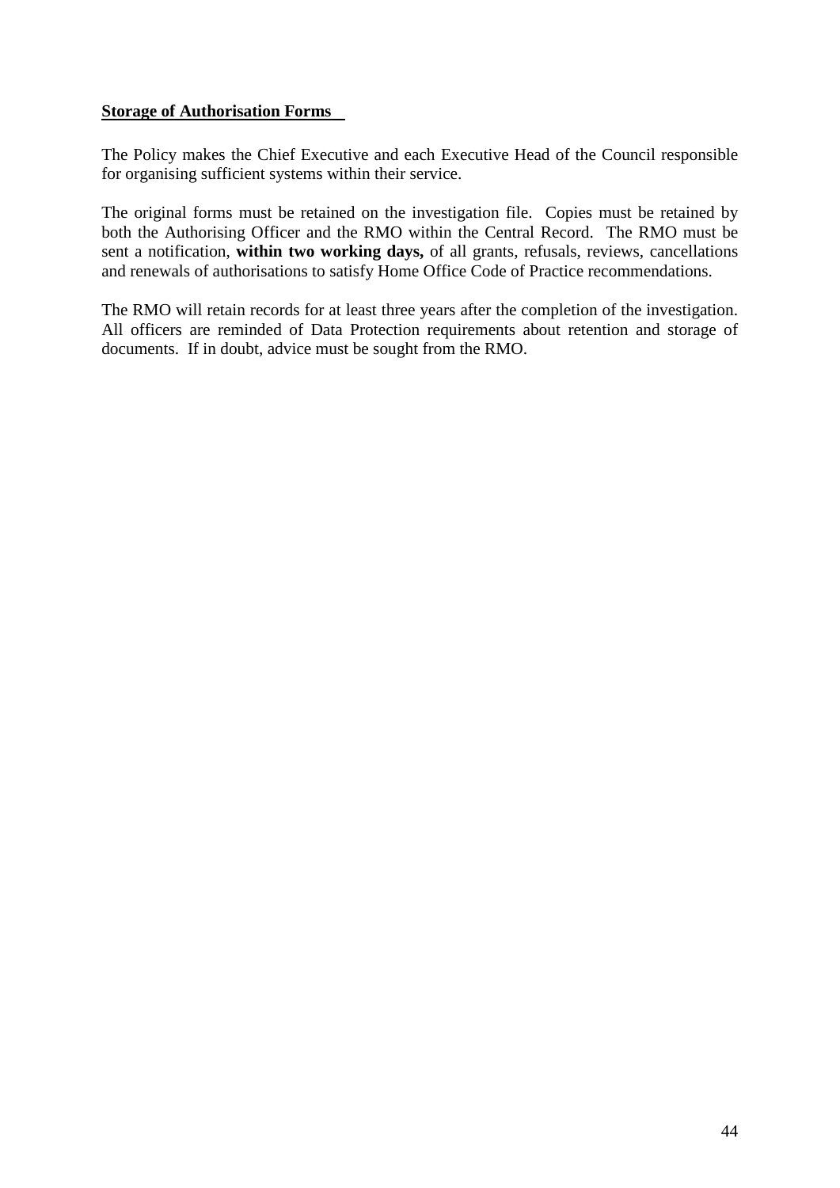**Storage of Authorisation Forms**

The Policy makes the Chief Executive and each Executive Head of the Council responsible for organising sufficient systems within their service.

The original forms must be retained on the investigation file. Copies must be retained by both the Authorising Officer and the RMO within the Central Record. The RMO must be sent a notification, **within two working days,** of all grants, refusals, reviews, cancellations and renewals of authorisations to satisfy Home Office Code of Practice recommendations.

The RMO will retain records for at least three years after the completion of the investigation. All officers are reminded of Data Protection requirements about retention and storage of documents. If in doubt, advice must be sought from the RMO.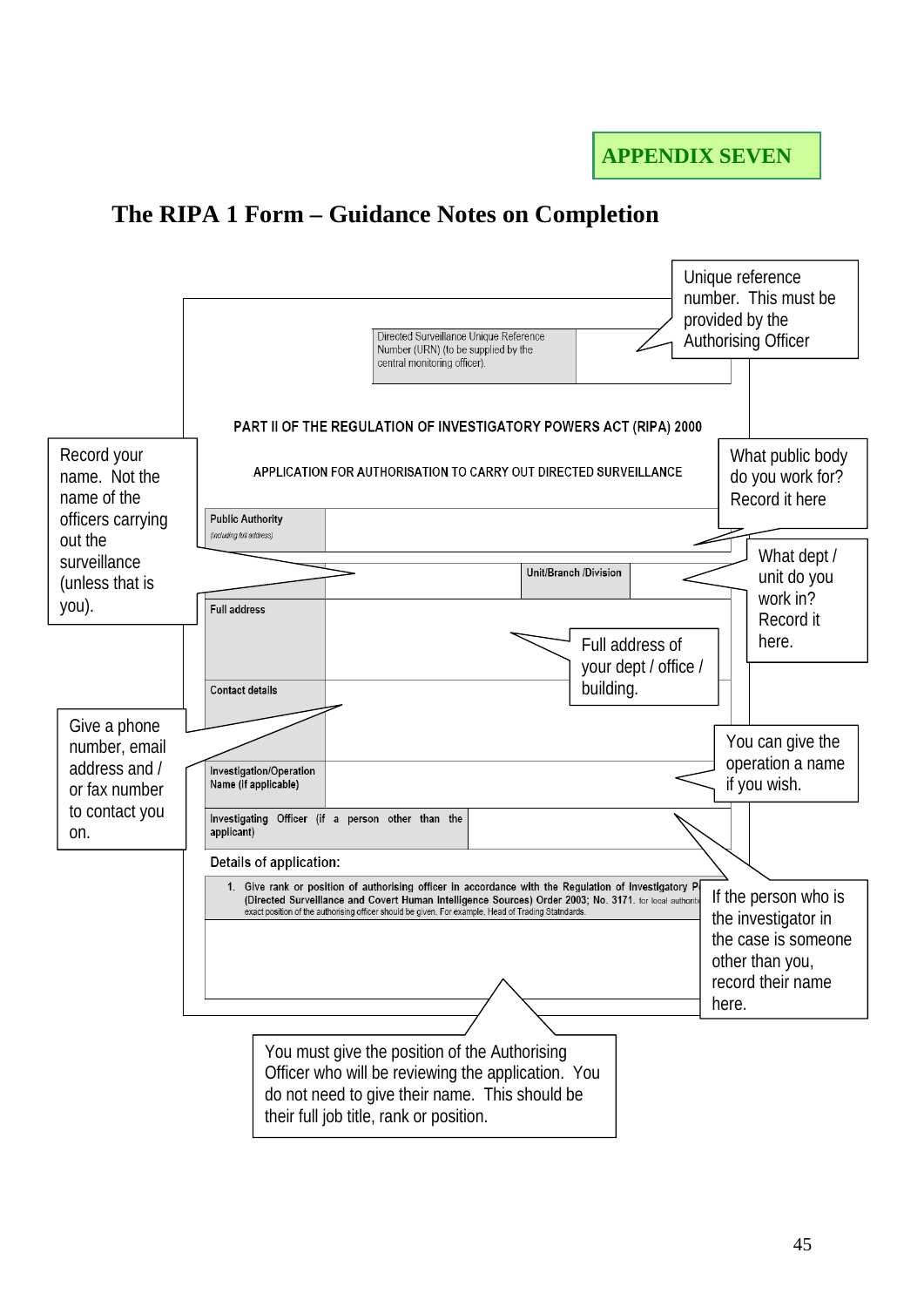**APPENDIX SEVEN**

# The RIPA 1 Form – Guidance Notes on Completion

| Directed Surveillance Unique Reference Number (URN) (to be supplied by the central monitoring officer). | |
|---|---|

> Unique reference number. This must be provided by the Authorising Officer

**PART II OF THE REGULATION OF INVESTIGATORY POWERS ACT (RIPA) 2000**

**APPLICATION FOR AUTHORISATION TO CARRY OUT DIRECTED SURVEILLANCE**

| Public Authority (including full address) | | | |
|---|---|---|---|
| | | Unit/Branch /Division | |
| Full address | | | |
| Contact details | | | |
| Investigation/Operation Name (if applicable) | | | |
| Investigating Officer (if a person other than the applicant) | | | |

> What public body do you work for? Record it here

> Record your name. Not the name of the officers carrying out the surveillance (unless that is you).

> What dept / unit do you work in? Record it here.

> Full address of your dept / office / building.

> Give a phone number, email address and / or fax number to contact you on.

> You can give the operation a name if you wish.

> If the person who is the investigator in the case is someone other than you, record their name here.

**Details of application:**

1. Give rank or position of authorising officer in accordance with the Regulation of Investigatory P... (Directed Surveillance and Covert Human Intelligence Sources) Order 2003; No. 3171. for local authoriti... exact position of the authorising officer should be given. For example, Head of Trading Statndards.

> You must give the position of the Authorising Officer who will be reviewing the application. You do not need to give their name. This should be their full job title, rank or position.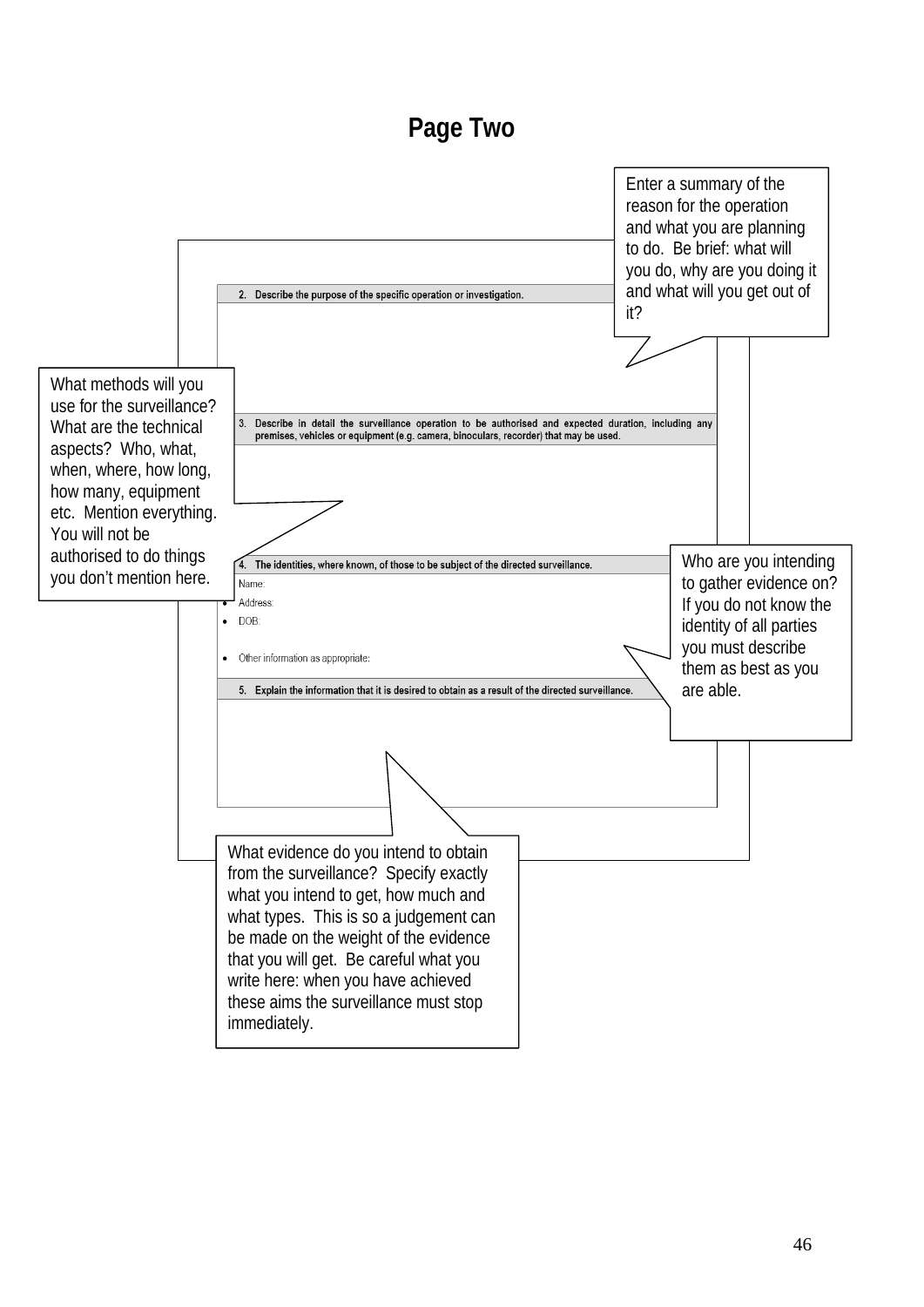# Page Two

> Enter a summary of the reason for the operation and what you are planning to do. Be brief: what will you do, why are you doing it and what will you get out of it?

**2. Describe the purpose of the specific operation or investigation.**

> What methods will you use for the surveillance? What are the technical aspects? Who, what, when, where, how long, how many, equipment etc. Mention everything. You will not be authorised to do things you don't mention here.

**3. Describe in detail the surveillance operation to be authorised and expected duration, including any premises, vehicles or equipment (e.g. camera, binoculars, recorder) that may be used.**

**4. The identities, where known, of those to be subject of the directed surveillance.**

- Name:
- Address:
- DOB:
- Other information as appropriate:

> Who are you intending to gather evidence on? If you do not know the identity of all parties you must describe them as best as you are able.

**5. Explain the information that it is desired to obtain as a result of the directed surveillance.**

> What evidence do you intend to obtain from the surveillance? Specify exactly what you intend to get, how much and what types. This is so a judgement can be made on the weight of the evidence that you will get. Be careful what you write here: when you have achieved these aims the surveillance must stop immediately.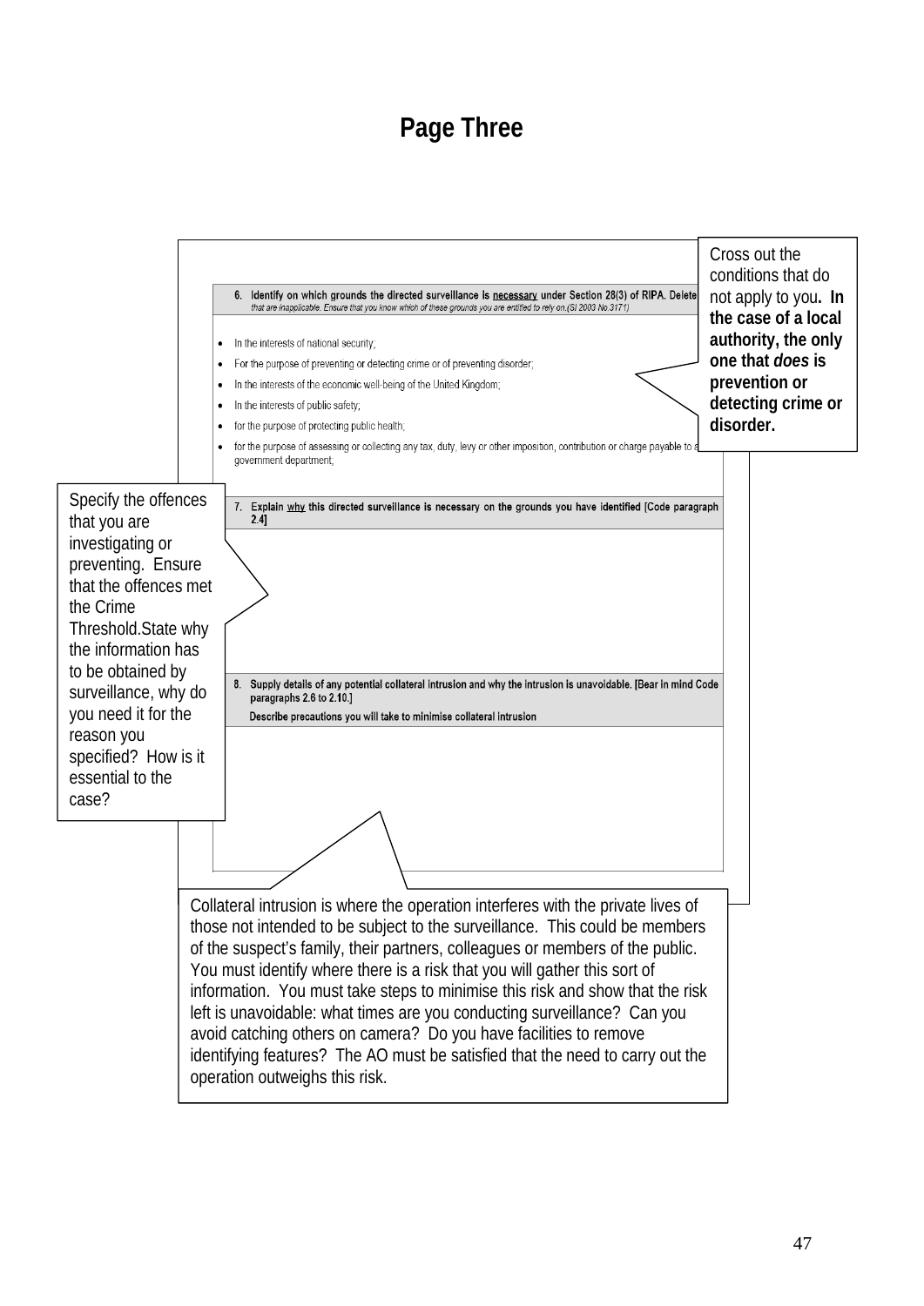# Page Three

6. **Identify on which grounds the directed surveillance is necessary under Section 28(3) of RIPA. Delete** *that are inapplicable. Ensure that you know which of these grounds you are entitled to rely on.(SI 2003 No.3171)*

- In the interests of national security;
- For the purpose of preventing or detecting crime or of preventing disorder;
- In the interests of the economic well-being of the United Kingdom;
- In the interests of public safety;
- for the purpose of protecting public health;
- for the purpose of assessing or collecting any tax, duty, levy or other imposition, contribution or charge payable to a government department;

> Cross out the conditions that do not apply to you**. In the case of a local authority, the only one that *does* is prevention or detecting crime or disorder.**

7. **Explain why this directed surveillance is necessary on the grounds you have identified [Code paragraph 2.4]**

> Specify the offences that you are investigating or preventing. Ensure that the offences met the Crime Threshold.State why the information has to be obtained by surveillance, why do you need it for the reason you specified? How is it essential to the case?

8. **Supply details of any potential collateral intrusion and why the intrusion is unavoidable. [Bear in mind Code paragraphs 2.6 to 2.10.]**

   **Describe precautions you will take to minimise collateral intrusion**

> Collateral intrusion is where the operation interferes with the private lives of those not intended to be subject to the surveillance. This could be members of the suspect's family, their partners, colleagues or members of the public. You must identify where there is a risk that you will gather this sort of information. You must take steps to minimise this risk and show that the risk left is unavoidable: what times are you conducting surveillance? Can you avoid catching others on camera? Do you have facilities to remove identifying features? The AO must be satisfied that the need to carry out the operation outweighs this risk.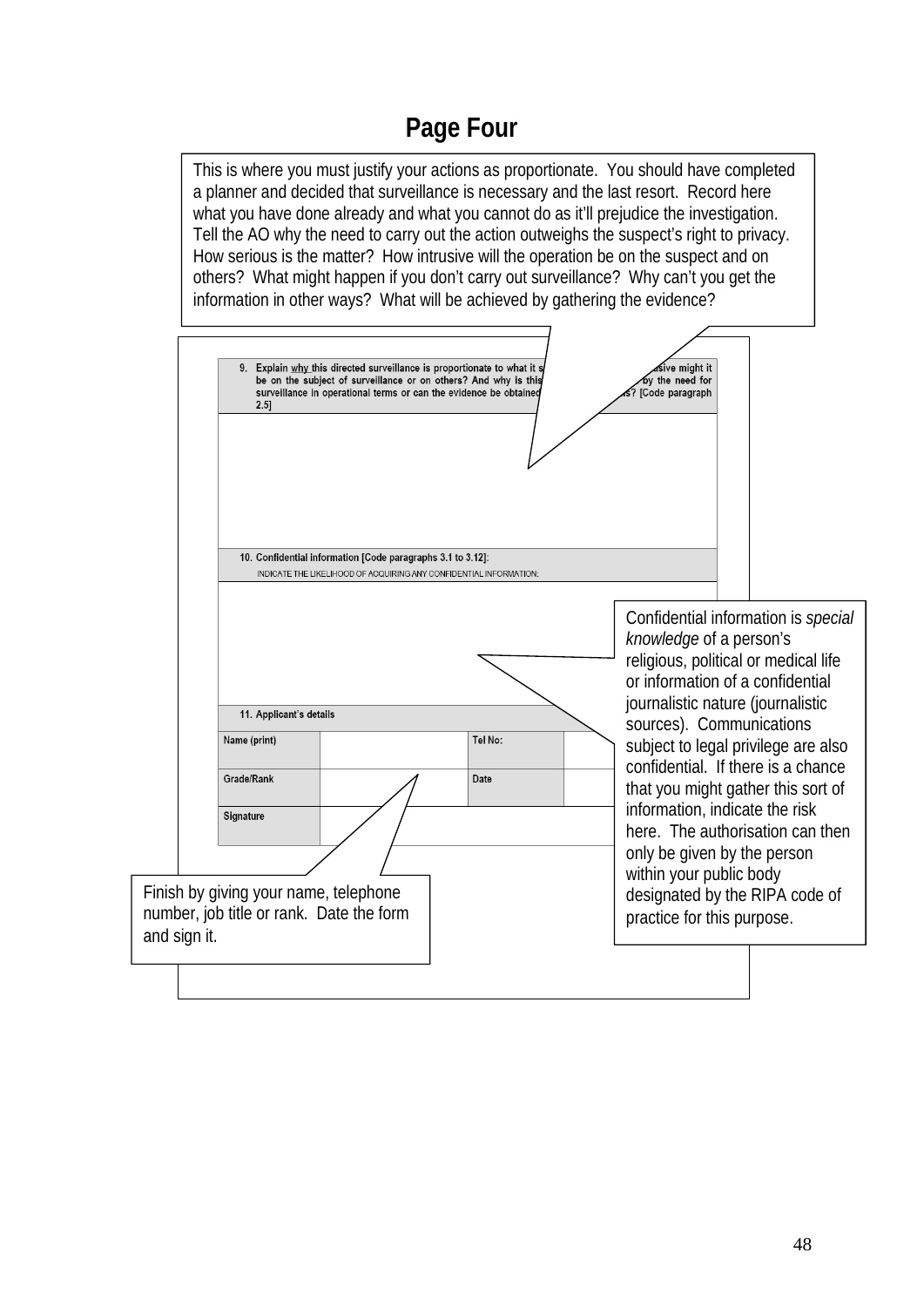# Page Four

This is where you must justify your actions as proportionate. You should have completed a planner and decided that surveillance is necessary and the last resort. Record here what you have done already and what you cannot do as it'll prejudice the investigation. Tell the AO why the need to carry out the action outweighs the suspect's right to privacy. How serious is the matter? How intrusive will the operation be on the suspect and on others? What might happen if you don't carry out surveillance? Why can't you get the information in other ways? What will be achieved by gathering the evidence?

**9. Explain why this directed surveillance is proportionate to what it s... ...asive might it be on the subject of surveillance or on others? And why is this ... by the need for surveillance in operational terms or can the evidence be obtained ... s? [Code paragraph 2.5]**

**10. Confidential information [Code paragraphs 3.1 to 3.12]:**

INDICATE THE LIKELIHOOD OF ACQUIRING ANY CONFIDENTIAL INFORMATION:

Confidential information is *special knowledge* of a person's religious, political or medical life or information of a confidential journalistic nature (journalistic sources). Communications subject to legal privilege are also confidential. If there is a chance that you might gather this sort of information, indicate the risk here. The authorisation can then only be given by the person within your public body designated by the RIPA code of practice for this purpose.

**11. Applicant's details**

| | | | |
|---|---|---|---|
| Name (print) | | Tel No: | |
| Grade/Rank | | Date | |
| Signature | | | |

Finish by giving your name, telephone number, job title or rank. Date the form and sign it.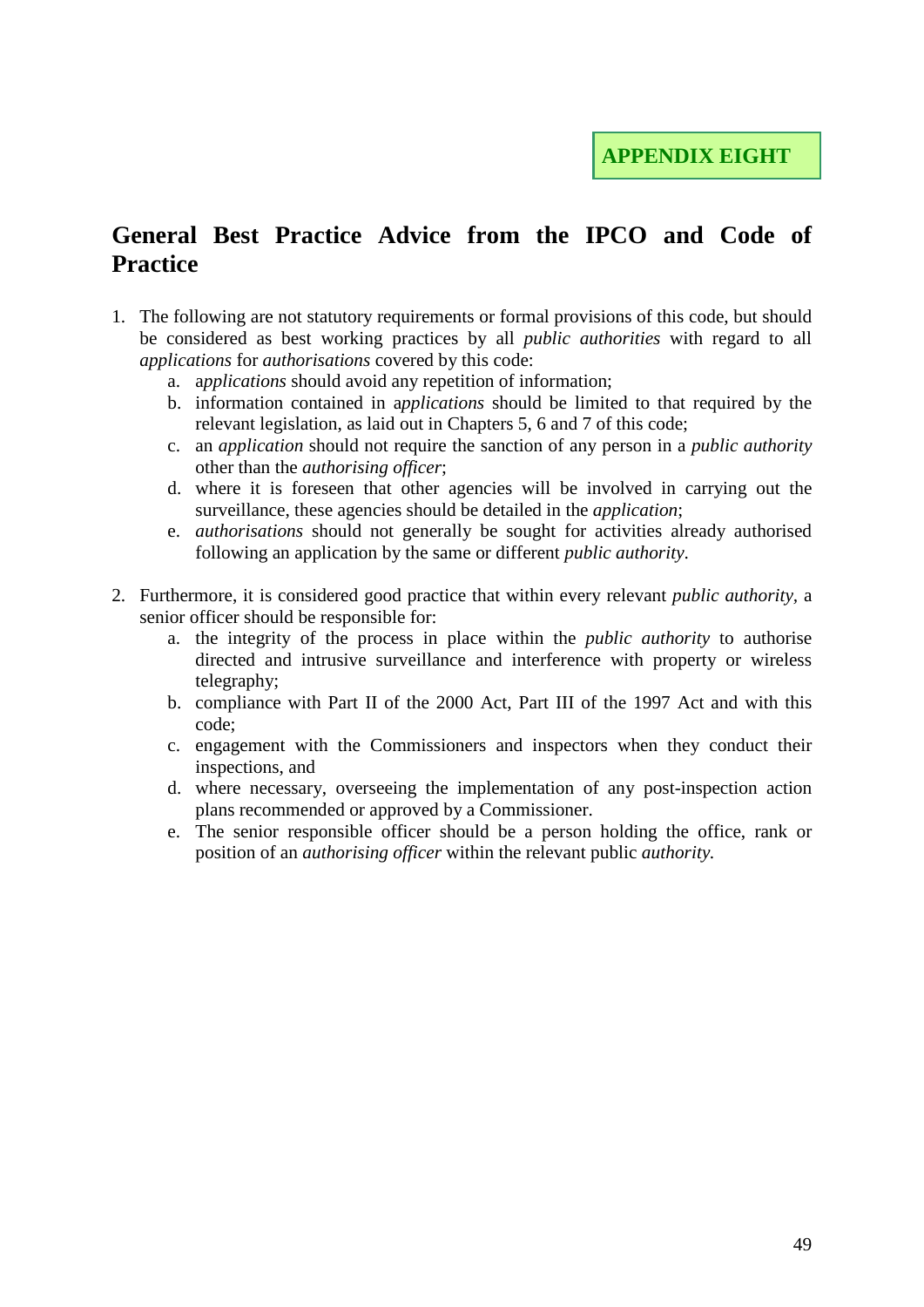**APPENDIX EIGHT**

## General Best Practice Advice from the IPCO and Code of Practice

1. The following are not statutory requirements or formal provisions of this code, but should be considered as best working practices by all *public authorities* with regard to all *applications* for *authorisations* covered by this code:
    a. a*pplications* should avoid any repetition of information;
    b. information contained in a*pplications* should be limited to that required by the relevant legislation, as laid out in Chapters 5, 6 and 7 of this code;
    c. an *application* should not require the sanction of any person in a *public authority* other than the *authorising officer*;
    d. where it is foreseen that other agencies will be involved in carrying out the surveillance, these agencies should be detailed in the *application*;
    e. *authorisations* should not generally be sought for activities already authorised following an application by the same or different *public authority.*

2. Furthermore, it is considered good practice that within every relevant *public authority*, a senior officer should be responsible for:
    a. the integrity of the process in place within the *public authority* to authorise directed and intrusive surveillance and interference with property or wireless telegraphy;
    b. compliance with Part II of the 2000 Act, Part III of the 1997 Act and with this code;
    c. engagement with the Commissioners and inspectors when they conduct their inspections, and
    d. where necessary, overseeing the implementation of any post-inspection action plans recommended or approved by a Commissioner.
    e. The senior responsible officer should be a person holding the office, rank or position of an *authorising officer* within the relevant public *authority.*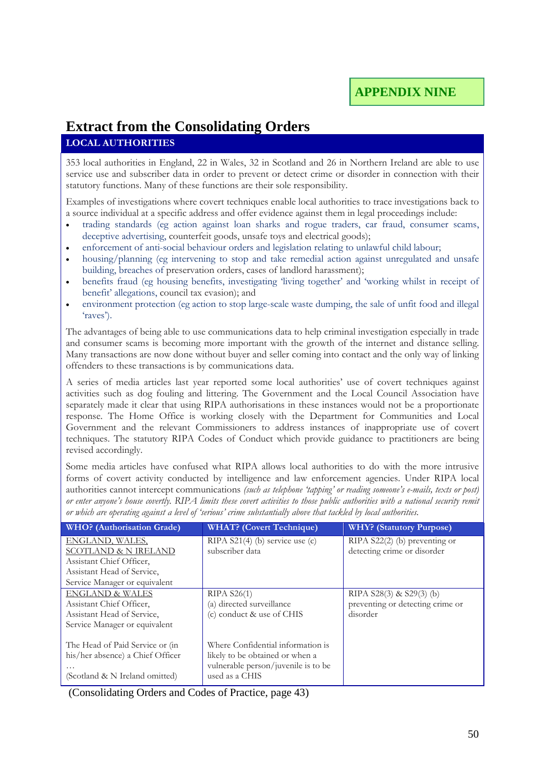**APPENDIX NINE**

# Extract from the Consolidating Orders

## LOCAL AUTHORITIES

353 local authorities in England, 22 in Wales, 32 in Scotland and 26 in Northern Ireland are able to use service use and subscriber data in order to prevent or detect crime or disorder in connection with their statutory functions. Many of these functions are their sole responsibility.

Examples of investigations where covert techniques enable local authorities to trace investigations back to a source individual at a specific address and offer evidence against them in legal proceedings include:

- trading standards (eg action against loan sharks and rogue traders, car fraud, consumer scams, deceptive advertising, counterfeit goods, unsafe toys and electrical goods);
- enforcement of anti-social behaviour orders and legislation relating to unlawful child labour;
- housing/planning (eg intervening to stop and take remedial action against unregulated and unsafe building, breaches of preservation orders, cases of landlord harassment);
- benefits fraud (eg housing benefits, investigating 'living together' and 'working whilst in receipt of benefit' allegations, council tax evasion); and
- environment protection (eg action to stop large-scale waste dumping, the sale of unfit food and illegal 'raves').

The advantages of being able to use communications data to help criminal investigation especially in trade and consumer scams is becoming more important with the growth of the internet and distance selling. Many transactions are now done without buyer and seller coming into contact and the only way of linking offenders to these transactions is by communications data.

A series of media articles last year reported some local authorities' use of covert techniques against activities such as dog fouling and littering. The Government and the Local Council Association have separately made it clear that using RIPA authorisations in these instances would not be a proportionate response. The Home Office is working closely with the Department for Communities and Local Government and the relevant Commissioners to address instances of inappropriate use of covert techniques. The statutory RIPA Codes of Conduct which provide guidance to practitioners are being revised accordingly.

Some media articles have confused what RIPA allows local authorities to do with the more intrusive forms of covert activity conducted by intelligence and law enforcement agencies. Under RIPA local authorities cannot intercept communications *(such as telephone 'tapping' or reading someone's e-mails, texts or post) or enter anyone's house covertly. RIPA limits these covert activities to those public authorities with a national security remit or which are operating against a level of 'serious' crime substantially above that tackled by local authorities.*

| WHO? (Authorisation Grade) | WHAT? (Covert Technique) | WHY? (Statutory Purpose) |
|---|---|---|
| <u>ENGLAND, WALES, SCOTLAND & N IRELAND</u><br>Assistant Chief Officer,<br>Assistant Head of Service,<br>Service Manager or equivalent | RIPA S21(4) (b) service use (c) subscriber data | RIPA S22(2) (b) preventing or detecting crime or disorder |
| <u>ENGLAND & WALES</u><br>Assistant Chief Officer,<br>Assistant Head of Service,<br>Service Manager or equivalent<br><br>The Head of Paid Service or (in his/her absence) a Chief Officer<br>…<br>(Scotland & N Ireland omitted) | RIPA S26(1)<br>(a) directed surveillance<br>(c) conduct & use of CHIS<br><br>Where Confidential information is likely to be obtained or when a vulnerable person/juvenile is to be used as a CHIS | RIPA S28(3) & S29(3) (b) preventing or detecting crime or disorder |

(Consolidating Orders and Codes of Practice, page 43)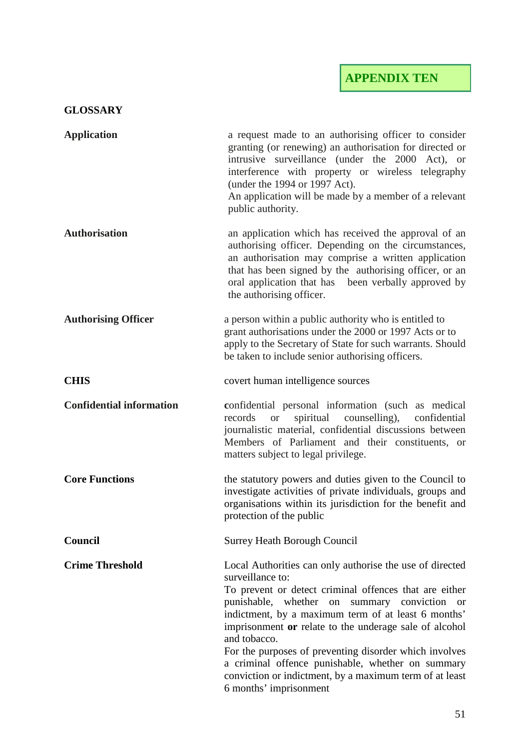**APPENDIX TEN**

## GLOSSARY

**Application**

a request made to an authorising officer to consider granting (or renewing) an authorisation for directed or intrusive surveillance (under the 2000 Act), or interference with property or wireless telegraphy (under the 1994 or 1997 Act).
An application will be made by a member of a relevant public authority.

**Authorisation**

an application which has received the approval of an authorising officer. Depending on the circumstances, an authorisation may comprise a written application that has been signed by the authorising officer, or an oral application that has been verbally approved by the authorising officer.

**Authorising Officer**

a person within a public authority who is entitled to grant authorisations under the 2000 or 1997 Acts or to apply to the Secretary of State for such warrants. Should be taken to include senior authorising officers.

**CHIS**

covert human intelligence sources

**Confidential information**

**c**onfidential personal information (such as medical records or spiritual counselling), confidential journalistic material, confidential discussions between Members of Parliament and their constituents, or matters subject to legal privilege.

**Core Functions**

the statutory powers and duties given to the Council to investigate activities of private individuals, groups and organisations within its jurisdiction for the benefit and protection of the public

**Council**

Surrey Heath Borough Council

**Crime Threshold**

Local Authorities can only authorise the use of directed surveillance to:
To prevent or detect criminal offences that are either punishable, whether on summary conviction or indictment, by a maximum term of at least 6 months' imprisonment **or** relate to the underage sale of alcohol and tobacco.
For the purposes of preventing disorder which involves a criminal offence punishable, whether on summary conviction or indictment, by a maximum term of at least 6 months' imprisonment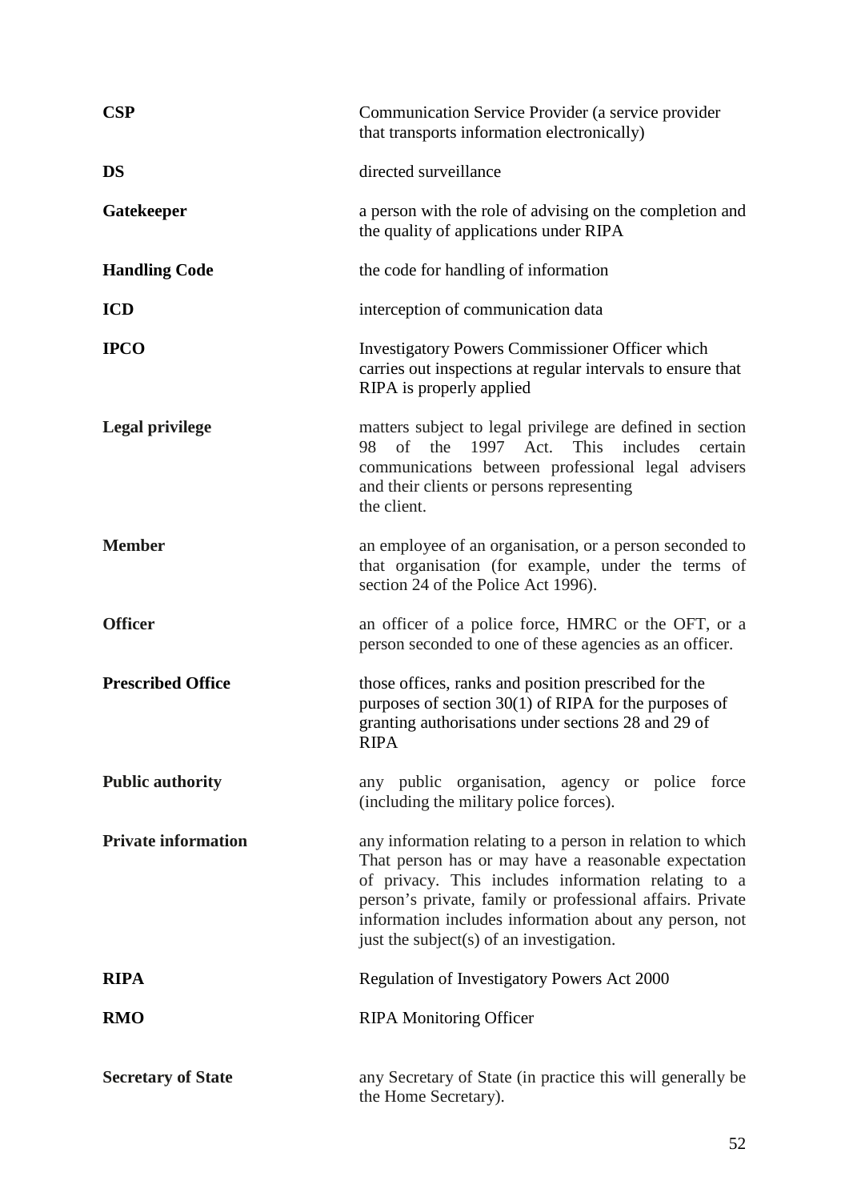| | |
|---|---|
| **CSP** | Communication Service Provider (a service provider that transports information electronically) |
| **DS** | directed surveillance |
| **Gatekeeper** | a person with the role of advising on the completion and the quality of applications under RIPA |
| **Handling Code** | the code for handling of information |
| **ICD** | interception of communication data |
| **IPCO** | Investigatory Powers Commissioner Officer which carries out inspections at regular intervals to ensure that RIPA is properly applied |
| **Legal privilege** | matters subject to legal privilege are defined in section 98 of the 1997 Act. This includes certain communications between professional legal advisers and their clients or persons representing the client. |
| **Member** | an employee of an organisation, or a person seconded to that organisation (for example, under the terms of section 24 of the Police Act 1996). |
| **Officer** | an officer of a police force, HMRC or the OFT, or a person seconded to one of these agencies as an officer. |
| **Prescribed Office** | those offices, ranks and position prescribed for the purposes of section 30(1) of RIPA for the purposes of granting authorisations under sections 28 and 29 of RIPA |
| **Public authority** | any public organisation, agency or police force (including the military police forces). |
| **Private information** | any information relating to a person in relation to which That person has or may have a reasonable expectation of privacy. This includes information relating to a person's private, family or professional affairs. Private information includes information about any person, not just the subject(s) of an investigation. |
| **RIPA** | Regulation of Investigatory Powers Act 2000 |
| **RMO** | RIPA Monitoring Officer |
| **Secretary of State** | any Secretary of State (in practice this will generally be the Home Secretary). |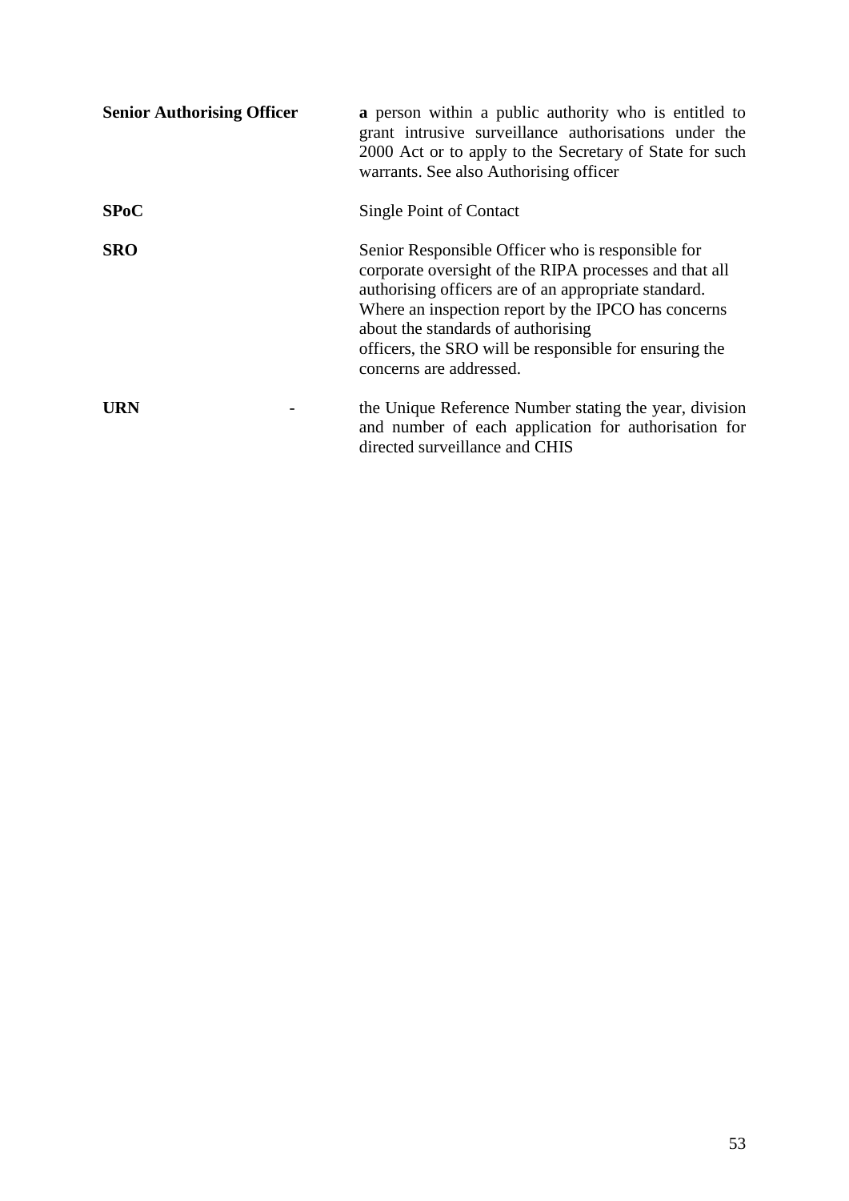| | |
|---|---|
| **Senior Authorising Officer** | **a** person within a public authority who is entitled to grant intrusive surveillance authorisations under the 2000 Act or to apply to the Secretary of State for such warrants. See also Authorising officer |
| **SPoC** | Single Point of Contact |
| **SRO** | Senior Responsible Officer who is responsible for corporate oversight of the RIPA processes and that all authorising officers are of an appropriate standard. Where an inspection report by the IPCO has concerns about the standards of authorising officers, the SRO will be responsible for ensuring the concerns are addressed. |
| **URN** - | the Unique Reference Number stating the year, division and number of each application for authorisation for directed surveillance and CHIS |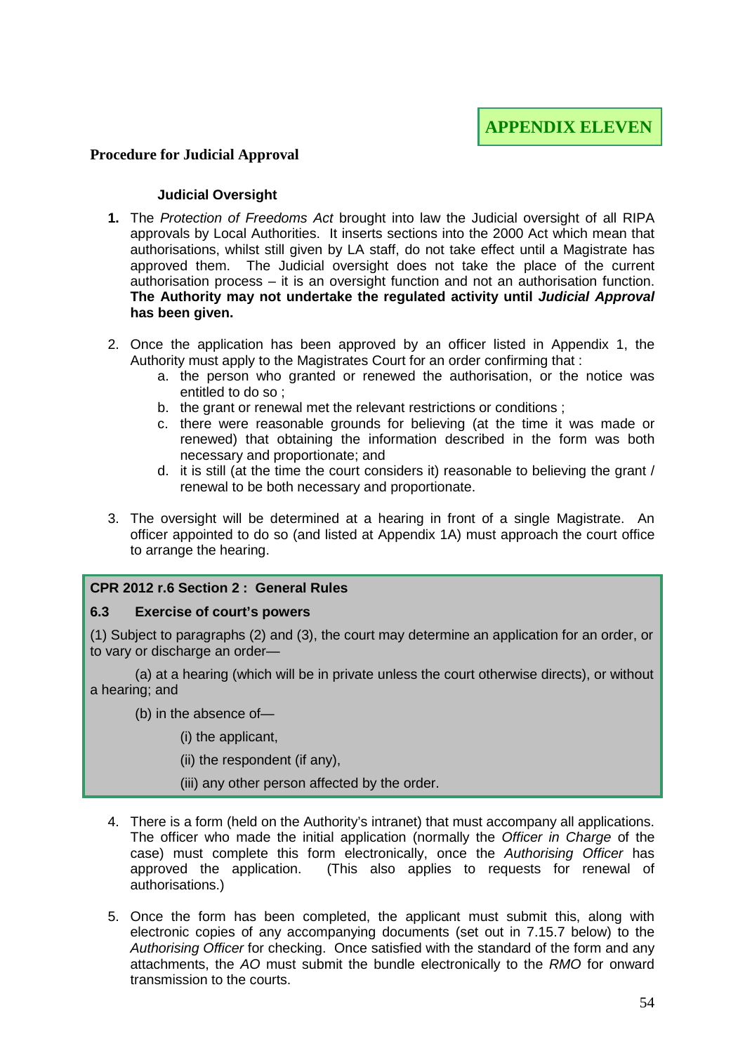**APPENDIX ELEVEN**

## Procedure for Judicial Approval

### Judicial Oversight

1. The *Protection of Freedoms Act* brought into law the Judicial oversight of all RIPA approvals by Local Authorities. It inserts sections into the 2000 Act which mean that authorisations, whilst still given by LA staff, do not take effect until a Magistrate has approved them. The Judicial oversight does not take the place of the current authorisation process – it is an oversight function and not an authorisation function. **The Authority may not undertake the regulated activity until *Judicial Approval* has been given.**

2. Once the application has been approved by an officer listed in Appendix 1, the Authority must apply to the Magistrates Court for an order confirming that :
   a. the person who granted or renewed the authorisation, or the notice was entitled to do so ;
   b. the grant or renewal met the relevant restrictions or conditions ;
   c. there were reasonable grounds for believing (at the time it was made or renewed) that obtaining the information described in the form was both necessary and proportionate; and
   d. it is still (at the time the court considers it) reasonable to believing the grant / renewal to be both necessary and proportionate.

3. The oversight will be determined at a hearing in front of a single Magistrate. An officer appointed to do so (and listed at Appendix 1A) must approach the court office to arrange the hearing.

> **CPR 2012 r.6 Section 2 : General Rules**
>
> **6.3 Exercise of court's powers**
>
> (1) Subject to paragraphs (2) and (3), the court may determine an application for an order, or to vary or discharge an order—
>
> (a) at a hearing (which will be in private unless the court otherwise directs), or without a hearing; and
>
> (b) in the absence of—
>
> (i) the applicant,
>
> (ii) the respondent (if any),
>
> (iii) any other person affected by the order.

4. There is a form (held on the Authority's intranet) that must accompany all applications. The officer who made the initial application (normally the *Officer in Charge* of the case) must complete this form electronically, once the *Authorising Officer* has approved the application. (This also applies to requests for renewal of authorisations.)

5. Once the form has been completed, the applicant must submit this, along with electronic copies of any accompanying documents (set out in 7.15.7 below) to the *Authorising Officer* for checking. Once satisfied with the standard of the form and any attachments, the *AO* must submit the bundle electronically to the *RMO* for onward transmission to the courts.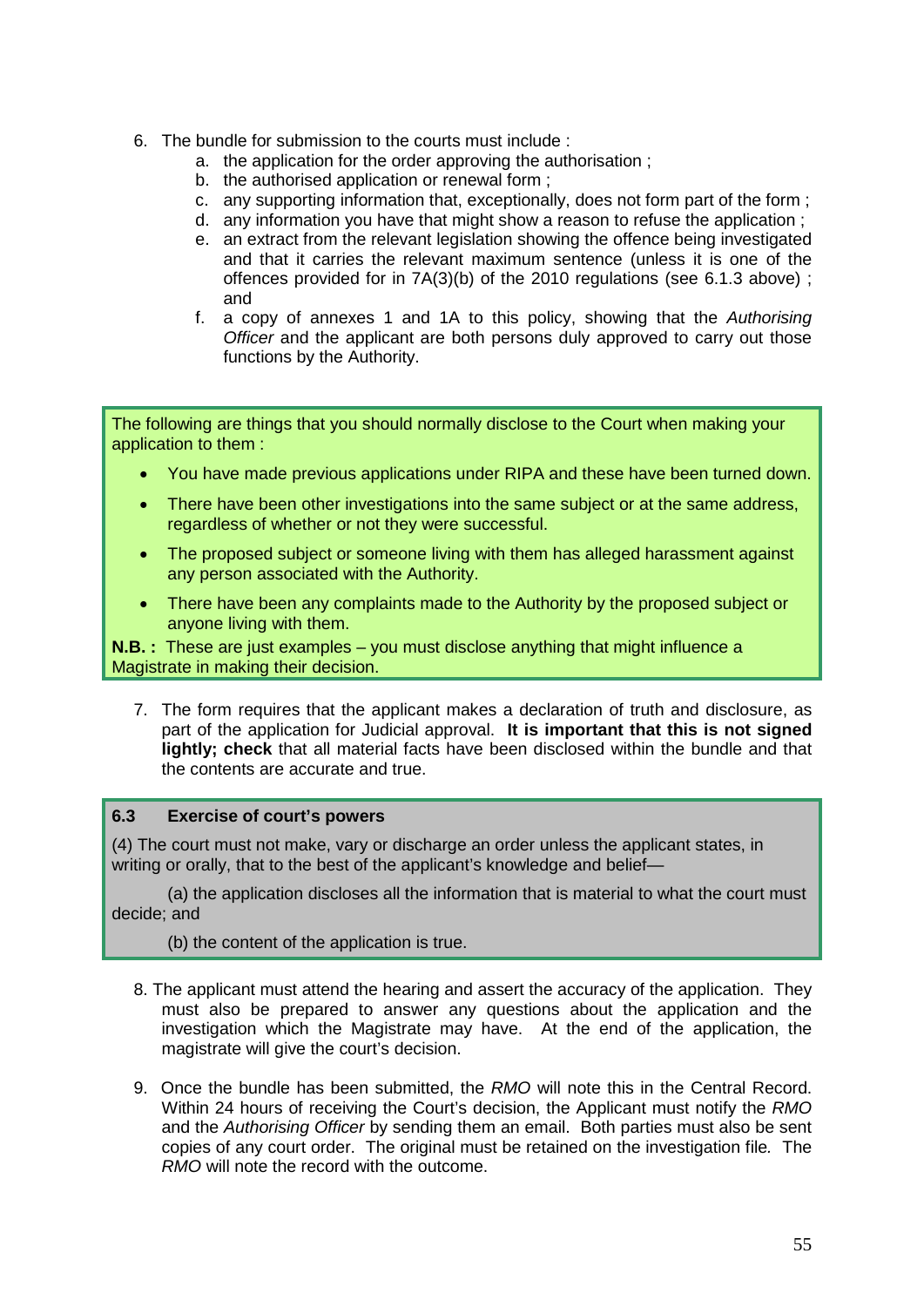6. The bundle for submission to the courts must include :
   a. the application for the order approving the authorisation ;
   b. the authorised application or renewal form ;
   c. any supporting information that, exceptionally, does not form part of the form ;
   d. any information you have that might show a reason to refuse the application ;
   e. an extract from the relevant legislation showing the offence being investigated and that it carries the relevant maximum sentence (unless it is one of the offences provided for in 7A(3)(b) of the 2010 regulations (see 6.1.3 above) ; and
   f. a copy of annexes 1 and 1A to this policy, showing that the *Authorising Officer* and the applicant are both persons duly approved to carry out those functions by the Authority.

The following are things that you should normally disclose to the Court when making your application to them :

- You have made previous applications under RIPA and these have been turned down.
- There have been other investigations into the same subject or at the same address, regardless of whether or not they were successful.
- The proposed subject or someone living with them has alleged harassment against any person associated with the Authority.
- There have been any complaints made to the Authority by the proposed subject or anyone living with them.

**N.B. :** These are just examples – you must disclose anything that might influence a Magistrate in making their decision.

7. The form requires that the applicant makes a declaration of truth and disclosure, as part of the application for Judicial approval. **It is important that this is not signed lightly; check** that all material facts have been disclosed within the bundle and that the contents are accurate and true.

**6.3 Exercise of court's powers**

(4) The court must not make, vary or discharge an order unless the applicant states, in writing or orally, that to the best of the applicant's knowledge and belief—

(a) the application discloses all the information that is material to what the court must decide; and

(b) the content of the application is true.

8. The applicant must attend the hearing and assert the accuracy of the application. They must also be prepared to answer any questions about the application and the investigation which the Magistrate may have. At the end of the application, the magistrate will give the court's decision.

9. Once the bundle has been submitted, the *RMO* will note this in the Central Record. Within 24 hours of receiving the Court's decision, the Applicant must notify the *RMO* and the *Authorising Officer* by sending them an email. Both parties must also be sent copies of any court order. The original must be retained on the investigation file. The *RMO* will note the record with the outcome.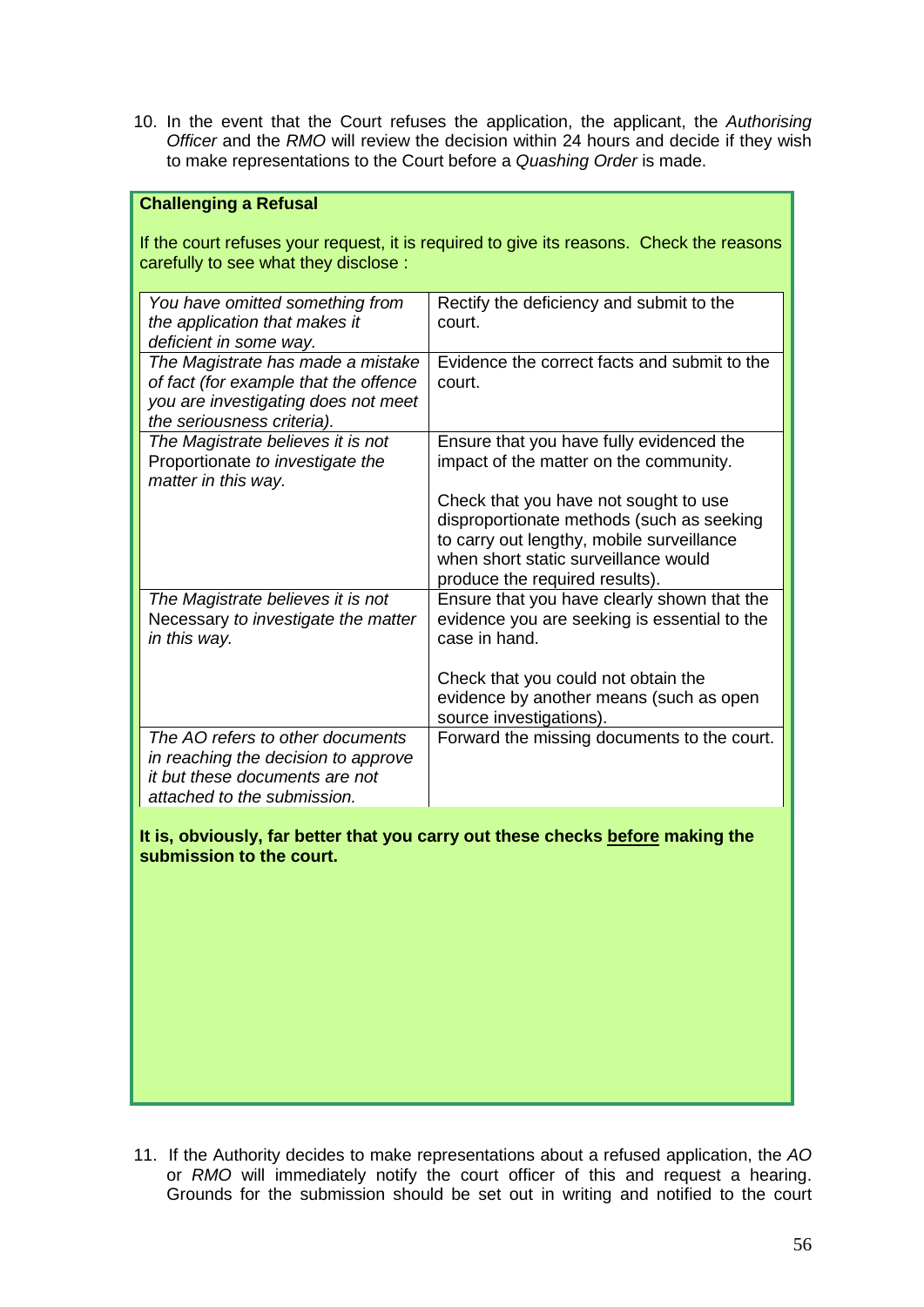10. In the event that the Court refuses the application, the applicant, the *Authorising Officer* and the *RMO* will review the decision within 24 hours and decide if they wish to make representations to the Court before a *Quashing Order* is made.

**Challenging a Refusal**

If the court refuses your request, it is required to give its reasons. Check the reasons carefully to see what they disclose :

| | |
|---|---|
| *You have omitted something from the application that makes it deficient in some way.* | Rectify the deficiency and submit to the court. |
| *The Magistrate has made a mistake of fact (for example that the offence you are investigating does not meet the seriousness criteria).* | Evidence the correct facts and submit to the court. |
| *The Magistrate believes it is not* Proportionate *to investigate the matter in this way.* | Ensure that you have fully evidenced the impact of the matter on the community.<br><br>Check that you have not sought to use disproportionate methods (such as seeking to carry out lengthy, mobile surveillance when short static surveillance would produce the required results). |
| *The Magistrate believes it is not* Necessary *to investigate the matter in this way.* | Ensure that you have clearly shown that the evidence you are seeking is essential to the case in hand.<br><br>Check that you could not obtain the evidence by another means (such as open source investigations). |
| *The AO refers to other documents in reaching the decision to approve it but these documents are not attached to the submission.* | Forward the missing documents to the court. |

**It is, obviously, far better that you carry out these checks <u>before</u> making the submission to the court.**

11. If the Authority decides to make representations about a refused application, the *AO* or *RMO* will immediately notify the court officer of this and request a hearing. Grounds for the submission should be set out in writing and notified to the court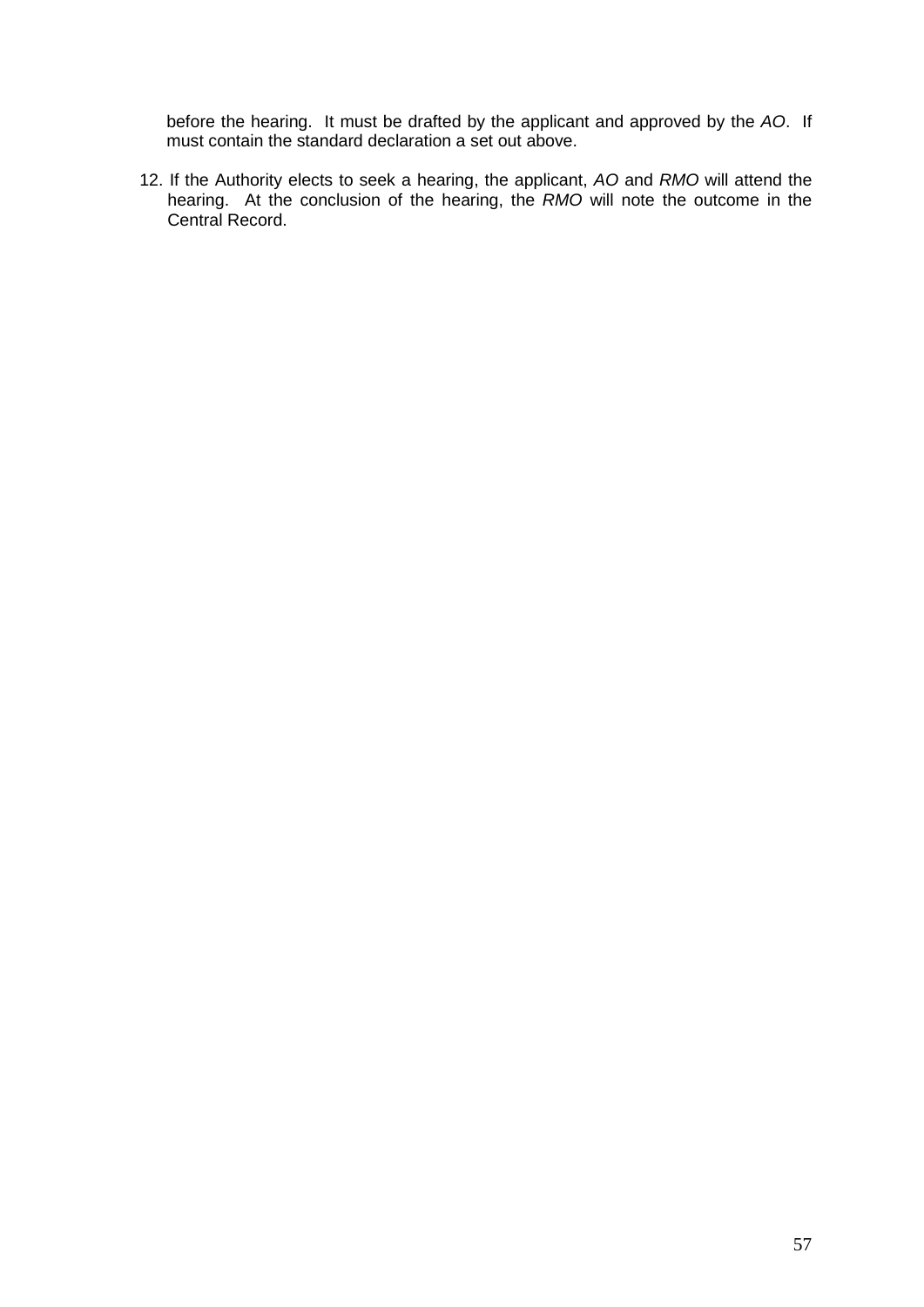before the hearing. It must be drafted by the applicant and approved by the *AO*. If must contain the standard declaration a set out above.

12. If the Authority elects to seek a hearing, the applicant, *AO* and *RMO* will attend the hearing. At the conclusion of the hearing, the *RMO* will note the outcome in the Central Record.